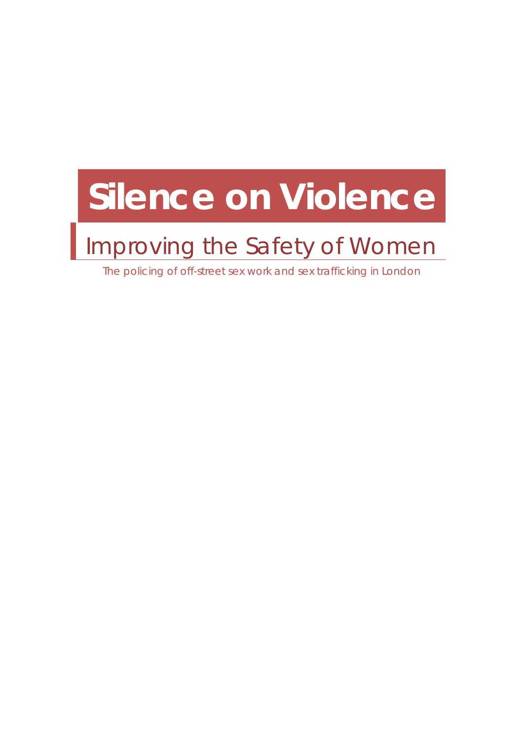# Silence on Violence

## Improving the Safety of Women

The policing of off-street sex work and sex trafficking in London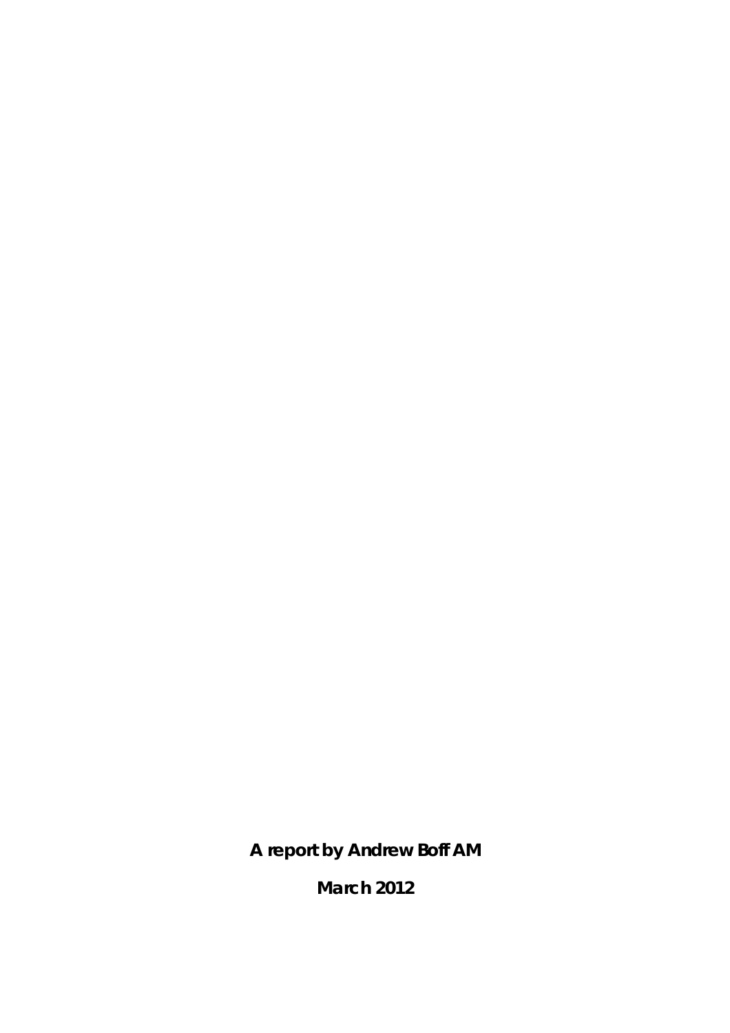**A report by Andrew Boff AM**

**March 2012**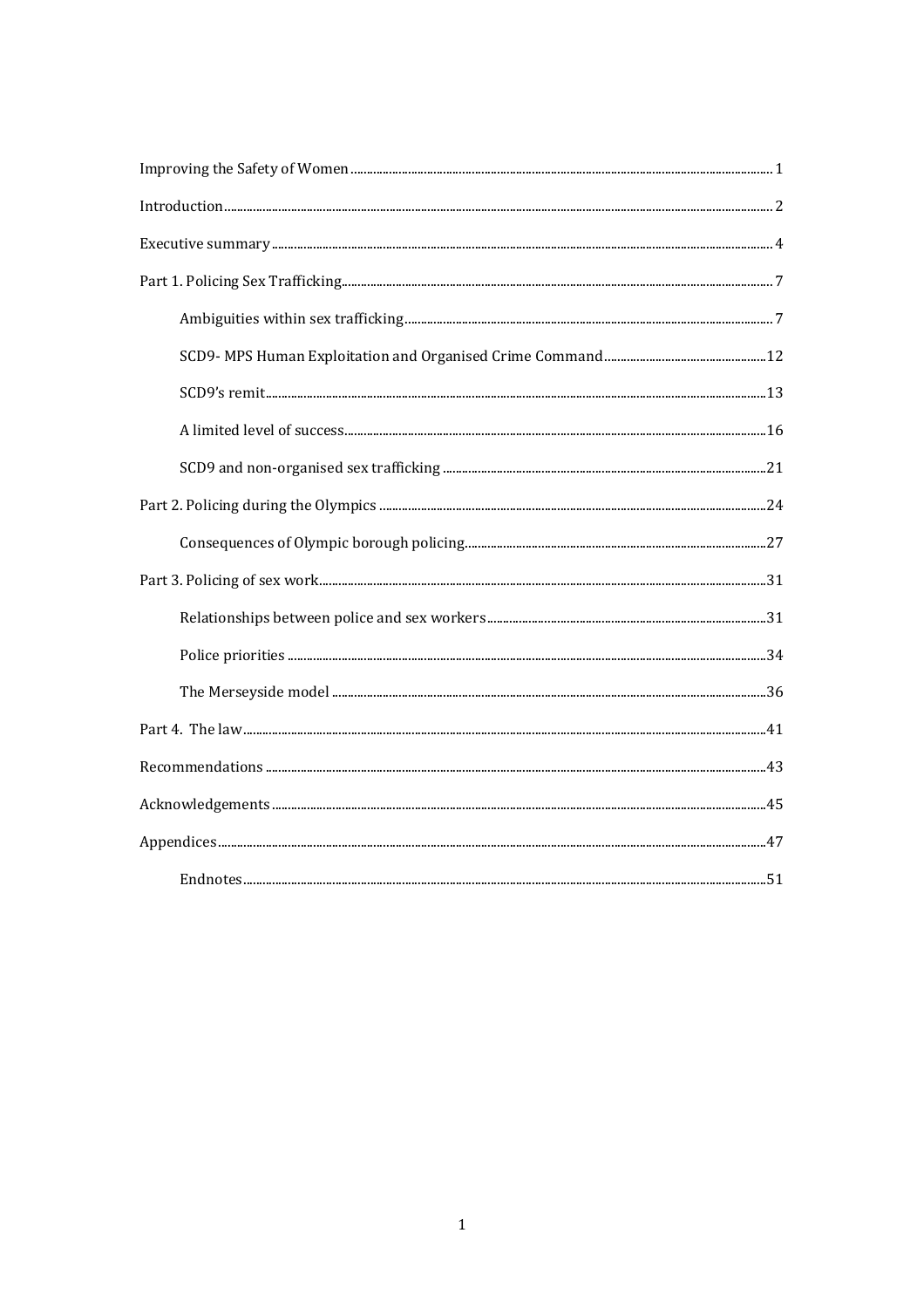Improving the Safety of Women ........................................................................ 1

Introduction ........................................................................ 2

Executive summary ........................................................................ 4

Part 1. Policing Sex Trafficking ........................................................................ 7

- Ambiguities within sex trafficking ........................................................................ 7
- SCD9- MPS Human Exploitation and Organised Crime Command ........................................................................ 12
- SCD9's remit ........................................................................ 13
- A limited level of success ........................................................................ 16
- SCD9 and non-organised sex trafficking ........................................................................ 21

Part 2. Policing during the Olympics ........................................................................ 24

- Consequences of Olympic borough policing ........................................................................ 27

Part 3. Policing of sex work ........................................................................ 31

- Relationships between police and sex workers ........................................................................ 31
- Police priorities ........................................................................ 34
- The Merseyside model ........................................................................ 36

Part 4. The law ........................................................................ 41

Recommendations ........................................................................ 43

Acknowledgements ........................................................................ 45

Appendices ........................................................................ 47

- Endnotes ........................................................................ 51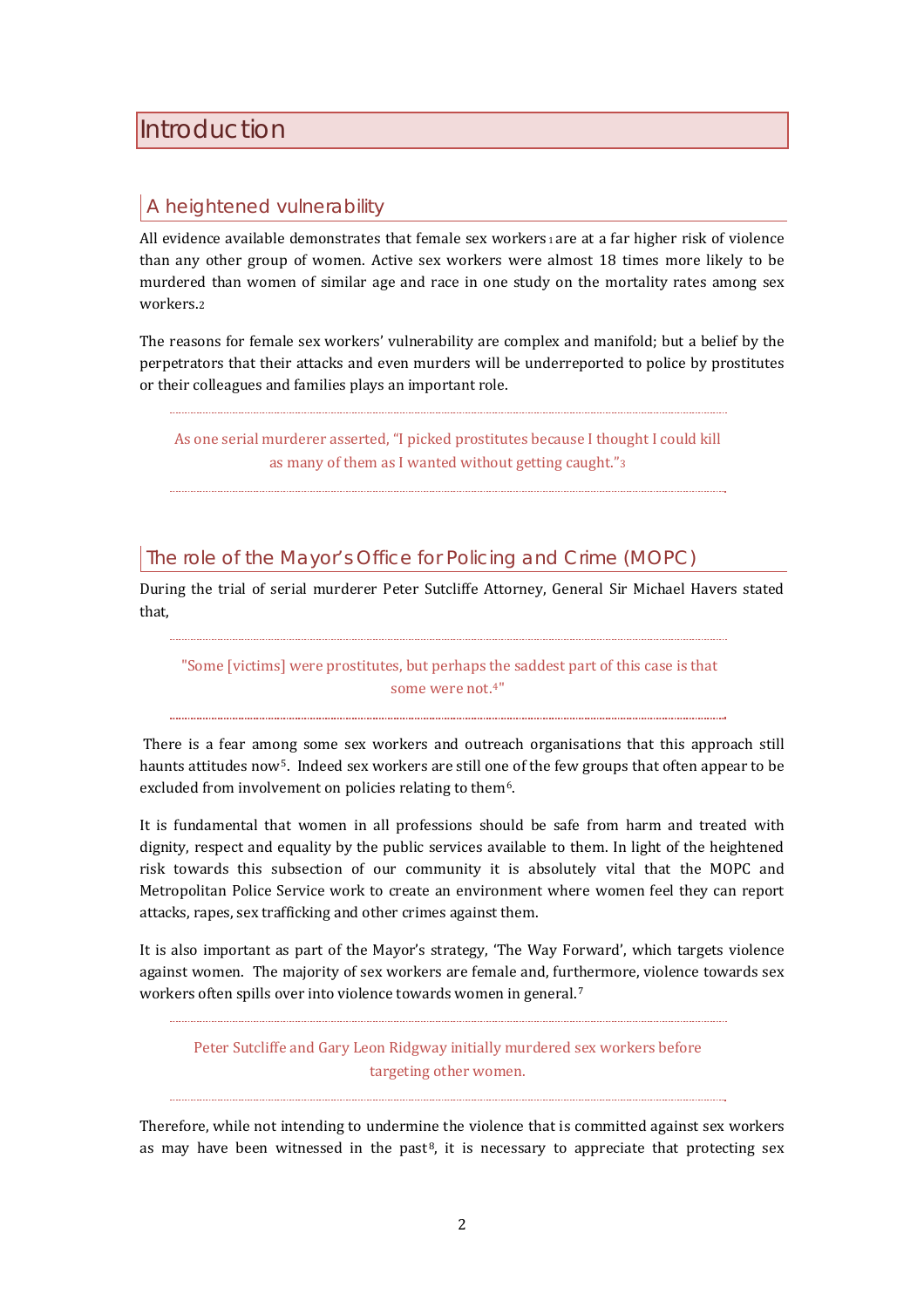# Introduction

## A heightened vulnerability

All evidence available demonstrates that female sex workers [1] are at a far higher risk of violence than any other group of women. Active sex workers were almost 18 times more likely to be murdered than women of similar age and race in one study on the mortality rates among sex workers.[2]

The reasons for female sex workers' vulnerability are complex and manifold; but a belief by the perpetrators that their attacks and even murders will be underreported to police by prostitutes or their colleagues and families plays an important role.

> As one serial murderer asserted, "I picked prostitutes because I thought I could kill as many of them as I wanted without getting caught."[3]

## The role of the Mayor's Office for Policing and Crime (MOPC)

During the trial of serial murderer Peter Sutcliffe Attorney, General Sir Michael Havers stated that,

> "Some [victims] were prostitutes, but perhaps the saddest part of this case is that some were not.[4]"

There is a fear among some sex workers and outreach organisations that this approach still haunts attitudes now[5]. Indeed sex workers are still one of the few groups that often appear to be excluded from involvement on policies relating to them[6].

It is fundamental that women in all professions should be safe from harm and treated with dignity, respect and equality by the public services available to them. In light of the heightened risk towards this subsection of our community it is absolutely vital that the MOPC and Metropolitan Police Service work to create an environment where women feel they can report attacks, rapes, sex trafficking and other crimes against them.

It is also important as part of the Mayor's strategy, 'The Way Forward', which targets violence against women. The majority of sex workers are female and, furthermore, violence towards sex workers often spills over into violence towards women in general.[7]

> Peter Sutcliffe and Gary Leon Ridgway initially murdered sex workers before targeting other women.

Therefore, while not intending to undermine the violence that is committed against sex workers as may have been witnessed in the past[8], it is necessary to appreciate that protecting sex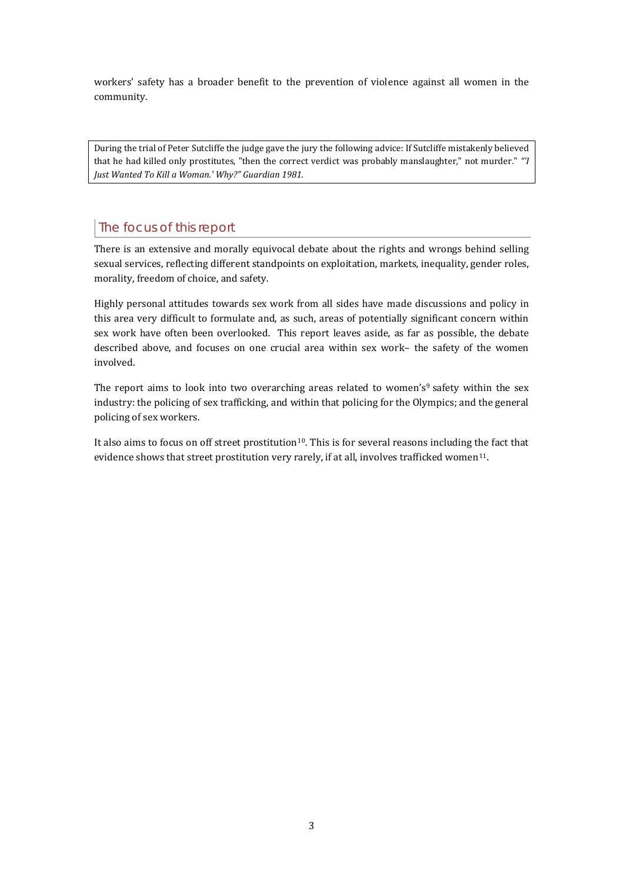workers' safety has a broader benefit to the prevention of violence against all women in the community.

> During the trial of Peter Sutcliffe the judge gave the jury the following advice: If Sutcliffe mistakenly believed that he had killed only prostitutes, "then the correct verdict was probably manslaughter," not murder." *"'I Just Wanted To Kill a Woman.' Why?" Guardian 1981.*

## The focus of this report

There is an extensive and morally equivocal debate about the rights and wrongs behind selling sexual services, reflecting different standpoints on exploitation, markets, inequality, gender roles, morality, freedom of choice, and safety.

Highly personal attitudes towards sex work from all sides have made discussions and policy in this area very difficult to formulate and, as such, areas of potentially significant concern within sex work have often been overlooked. This report leaves aside, as far as possible, the debate described above, and focuses on one crucial area within sex work– the safety of the women involved.

The report aims to look into two overarching areas related to women's[9] safety within the sex industry: the policing of sex trafficking, and within that policing for the Olympics; and the general policing of sex workers.

It also aims to focus on off street prostitution[10]. This is for several reasons including the fact that evidence shows that street prostitution very rarely, if at all, involves trafficked women[11].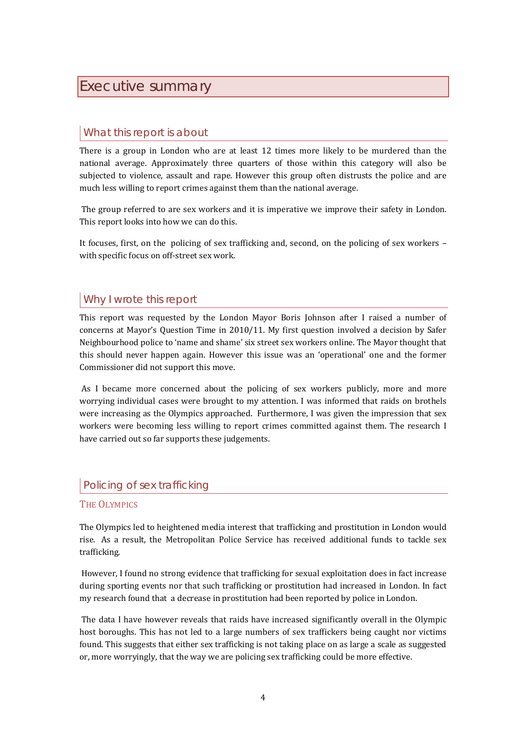# Executive summary

## What this report is about

There is a group in London who are at least 12 times more likely to be murdered than the national average. Approximately three quarters of those within this category will also be subjected to violence, assault and rape. However this group often distrusts the police and are much less willing to report crimes against them than the national average.

The group referred to are sex workers and it is imperative we improve their safety in London. This report looks into how we can do this.

It focuses, first, on the policing of sex trafficking and, second, on the policing of sex workers – with specific focus on off-street sex work.

## Why I wrote this report

This report was requested by the London Mayor Boris Johnson after I raised a number of concerns at Mayor's Question Time in 2010/11. My first question involved a decision by Safer Neighbourhood police to 'name and shame' six street sex workers online. The Mayor thought that this should never happen again. However this issue was an 'operational' one and the former Commissioner did not support this move.

As I became more concerned about the policing of sex workers publicly, more and more worrying individual cases were brought to my attention. I was informed that raids on brothels were increasing as the Olympics approached. Furthermore, I was given the impression that sex workers were becoming less willing to report crimes committed against them. The research I have carried out so far supports these judgements.

## Policing of sex trafficking

### The Olympics

The Olympics led to heightened media interest that trafficking and prostitution in London would rise. As a result, the Metropolitan Police Service has received additional funds to tackle sex trafficking.

However, I found no strong evidence that trafficking for sexual exploitation does in fact increase during sporting events nor that such trafficking or prostitution had increased in London. In fact my research found that a decrease in prostitution had been reported by police in London.

The data I have however reveals that raids have increased significantly overall in the Olympic host boroughs. This has not led to a large numbers of sex traffickers being caught nor victims found. This suggests that either sex trafficking is not taking place on as large a scale as suggested or, more worryingly, that the way we are policing sex trafficking could be more effective.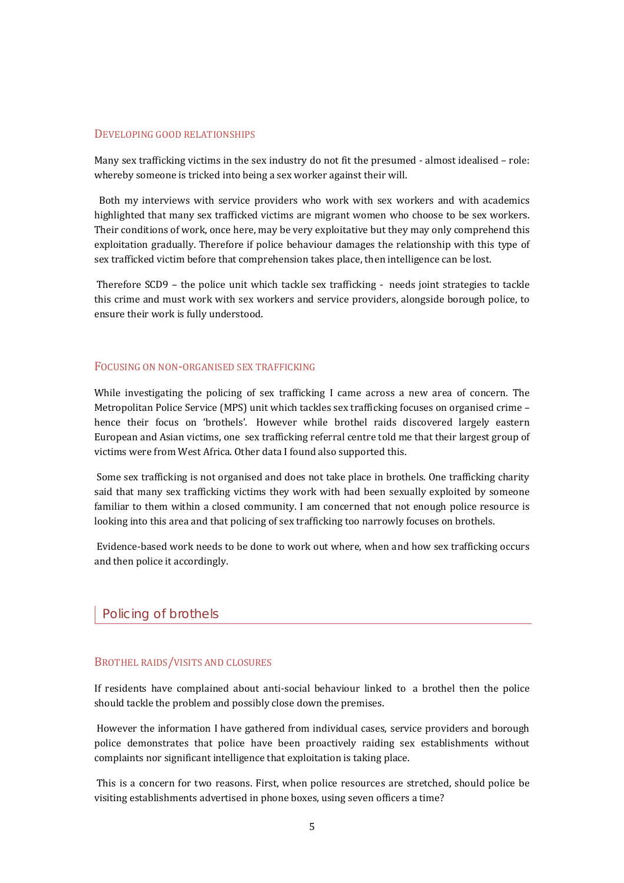### Developing good relationships

Many sex trafficking victims in the sex industry do not fit the presumed - almost idealised – role: whereby someone is tricked into being a sex worker against their will.

Both my interviews with service providers who work with sex workers and with academics highlighted that many sex trafficked victims are migrant women who choose to be sex workers. Their conditions of work, once here, may be very exploitative but they may only comprehend this exploitation gradually. Therefore if police behaviour damages the relationship with this type of sex trafficked victim before that comprehension takes place, then intelligence can be lost.

Therefore SCD9 – the police unit which tackle sex trafficking - needs joint strategies to tackle this crime and must work with sex workers and service providers, alongside borough police, to ensure their work is fully understood.

### Focusing on non-organised sex trafficking

While investigating the policing of sex trafficking I came across a new area of concern. The Metropolitan Police Service (MPS) unit which tackles sex trafficking focuses on organised crime – hence their focus on 'brothels'. However while brothel raids discovered largely eastern European and Asian victims, one sex trafficking referral centre told me that their largest group of victims were from West Africa. Other data I found also supported this.

Some sex trafficking is not organised and does not take place in brothels. One trafficking charity said that many sex trafficking victims they work with had been sexually exploited by someone familiar to them within a closed community. I am concerned that not enough police resource is looking into this area and that policing of sex trafficking too narrowly focuses on brothels.

Evidence-based work needs to be done to work out where, when and how sex trafficking occurs and then police it accordingly.

## Policing of brothels

### Brothel raids/visits and closures

If residents have complained about anti-social behaviour linked to a brothel then the police should tackle the problem and possibly close down the premises.

However the information I have gathered from individual cases, service providers and borough police demonstrates that police have been proactively raiding sex establishments without complaints nor significant intelligence that exploitation is taking place.

This is a concern for two reasons. First, when police resources are stretched, should police be visiting establishments advertised in phone boxes, using seven officers a time?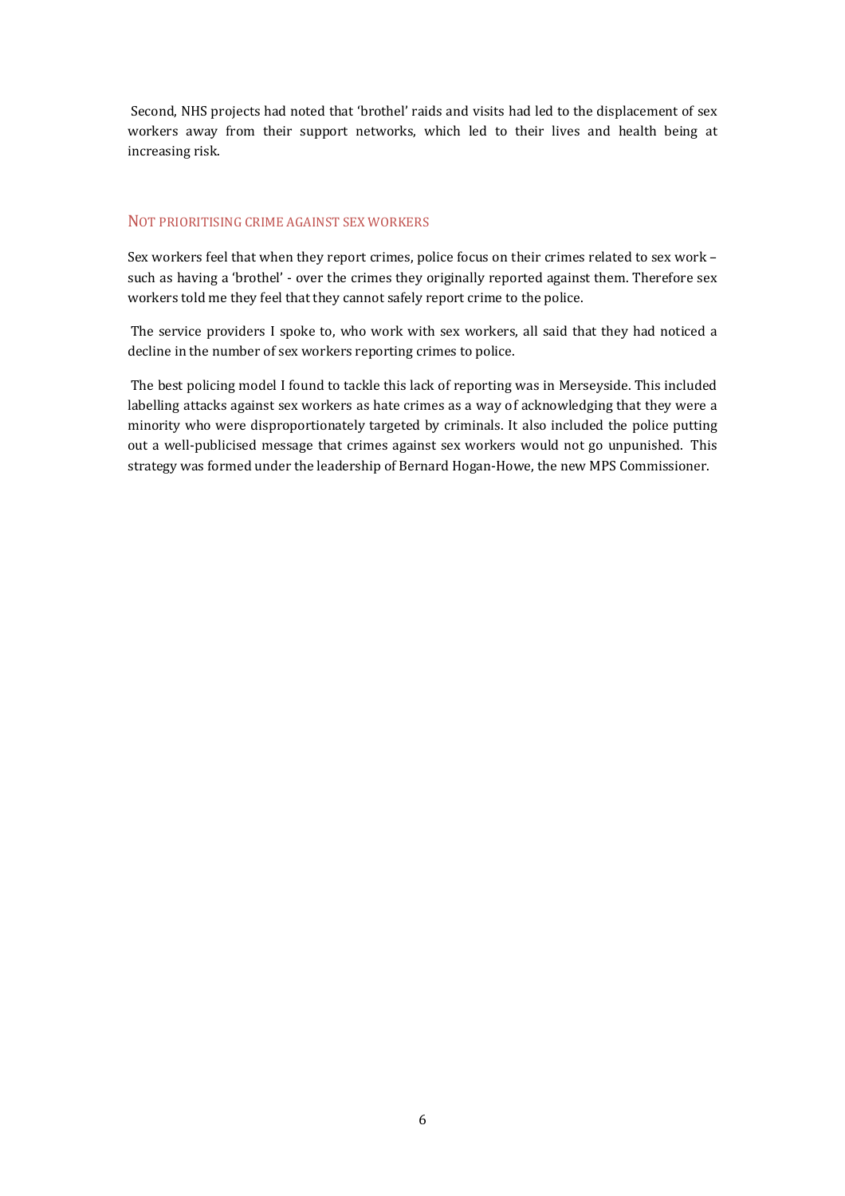Second, NHS projects had noted that 'brothel' raids and visits had led to the displacement of sex workers away from their support networks, which led to their lives and health being at increasing risk.

## NOT PRIORITISING CRIME AGAINST SEX WORKERS

Sex workers feel that when they report crimes, police focus on their crimes related to sex work – such as having a 'brothel' - over the crimes they originally reported against them. Therefore sex workers told me they feel that they cannot safely report crime to the police.

The service providers I spoke to, who work with sex workers, all said that they had noticed a decline in the number of sex workers reporting crimes to police.

The best policing model I found to tackle this lack of reporting was in Merseyside. This included labelling attacks against sex workers as hate crimes as a way of acknowledging that they were a minority who were disproportionately targeted by criminals. It also included the police putting out a well-publicised message that crimes against sex workers would not go unpunished. This strategy was formed under the leadership of Bernard Hogan-Howe, the new MPS Commissioner.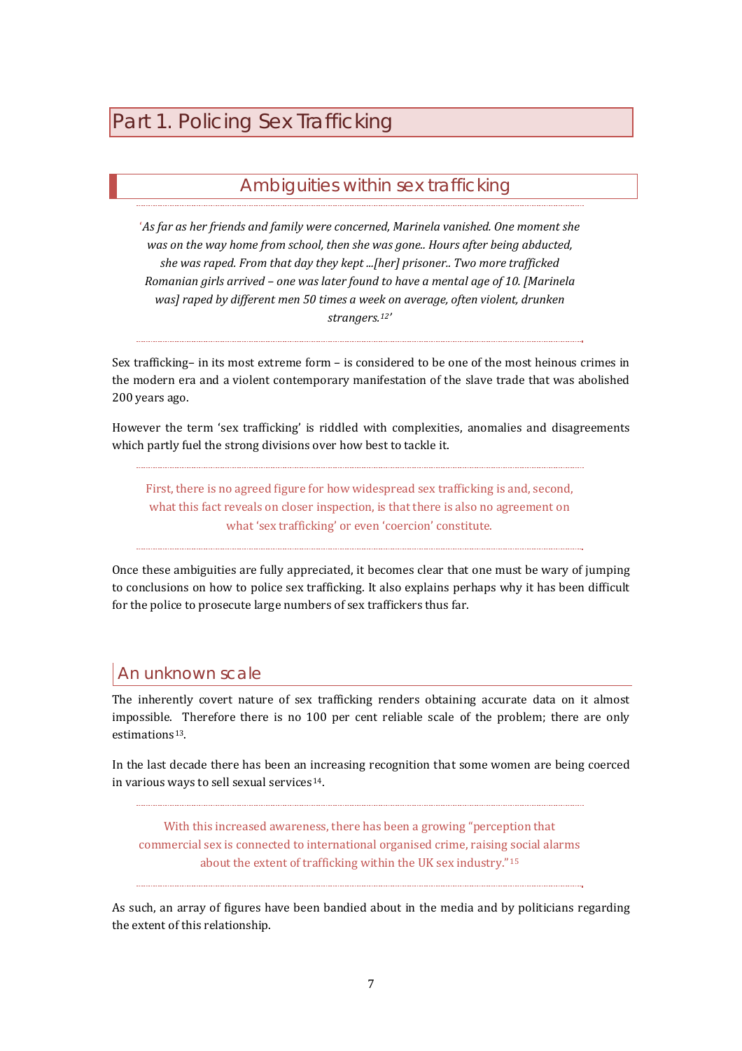# Part 1. Policing Sex Trafficking

## Ambiguities within sex trafficking

> *'As far as her friends and family were concerned, Marinela vanished. One moment she was on the way home from school, then she was gone.. Hours after being abducted, she was raped. From that day they kept ...[her] prisoner.. Two more trafficked Romanian girls arrived – one was later found to have a mental age of 10. [Marinela was] raped by different men 50 times a week on average, often violent, drunken strangers.*[12]*'*

Sex trafficking– in its most extreme form – is considered to be one of the most heinous crimes in the modern era and a violent contemporary manifestation of the slave trade that was abolished 200 years ago.

However the term 'sex trafficking' is riddled with complexities, anomalies and disagreements which partly fuel the strong divisions over how best to tackle it.

> First, there is no agreed figure for how widespread sex trafficking is and, second, what this fact reveals on closer inspection, is that there is also no agreement on what 'sex trafficking' or even 'coercion' constitute.

Once these ambiguities are fully appreciated, it becomes clear that one must be wary of jumping to conclusions on how to police sex trafficking. It also explains perhaps why it has been difficult for the police to prosecute large numbers of sex traffickers thus far.

### An unknown scale

The inherently covert nature of sex trafficking renders obtaining accurate data on it almost impossible. Therefore there is no 100 per cent reliable scale of the problem; there are only estimations[13].

In the last decade there has been an increasing recognition that some women are being coerced in various ways to sell sexual services[14].

> With this increased awareness, there has been a growing "perception that commercial sex is connected to international organised crime, raising social alarms about the extent of trafficking within the UK sex industry."[15]

As such, an array of figures have been bandied about in the media and by politicians regarding the extent of this relationship.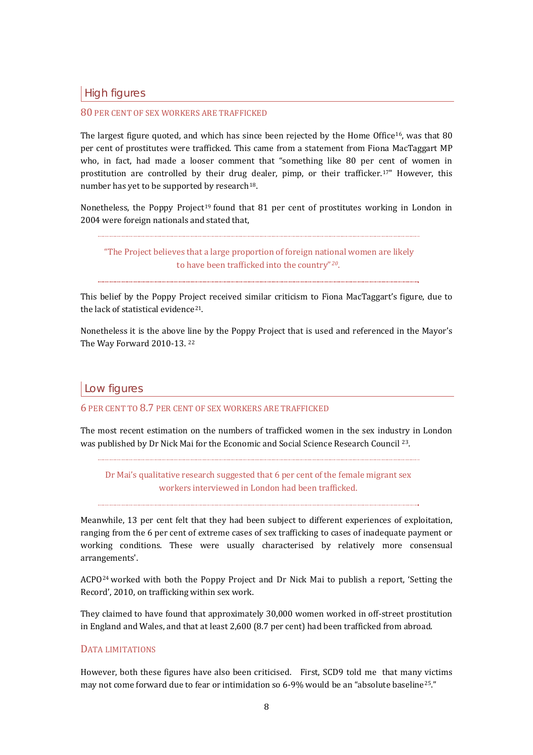## High figures

### 80 PER CENT OF SEX WORKERS ARE TRAFFICKED

The largest figure quoted, and which has since been rejected by the Home Office[16], was that 80 per cent of prostitutes were trafficked. This came from a statement from Fiona MacTaggart MP who, in fact, had made a looser comment that "something like 80 per cent of women in prostitution are controlled by their drug dealer, pimp, or their trafficker.[17]" However, this number has yet to be supported by research[18].

Nonetheless, the Poppy Project[19] found that 81 per cent of prostitutes working in London in 2004 were foreign nationals and stated that,

> "The Project believes that a large proportion of foreign national women are likely to have been trafficked into the country"[20].

This belief by the Poppy Project received similar criticism to Fiona MacTaggart's figure, due to the lack of statistical evidence[21].

Nonetheless it is the above line by the Poppy Project that is used and referenced in the Mayor's The Way Forward 2010-13. [22]

## Low figures

### 6 PER CENT TO 8.7 PER CENT OF SEX WORKERS ARE TRAFFICKED

The most recent estimation on the numbers of trafficked women in the sex industry in London was published by Dr Nick Mai for the Economic and Social Science Research Council [23].

> Dr Mai's qualitative research suggested that 6 per cent of the female migrant sex workers interviewed in London had been trafficked.

Meanwhile, 13 per cent felt that they had been subject to different experiences of exploitation, ranging from the 6 per cent of extreme cases of sex trafficking to cases of inadequate payment or working conditions. These were usually characterised by relatively more consensual arrangements'.

ACPO[24] worked with both the Poppy Project and Dr Nick Mai to publish a report, 'Setting the Record', 2010, on trafficking within sex work.

They claimed to have found that approximately 30,000 women worked in off-street prostitution in England and Wales, and that at least 2,600 (8.7 per cent) had been trafficked from abroad.

### DATA LIMITATIONS

However, both these figures have also been criticised. First, SCD9 told me that many victims may not come forward due to fear or intimidation so 6-9% would be an "absolute baseline[25]."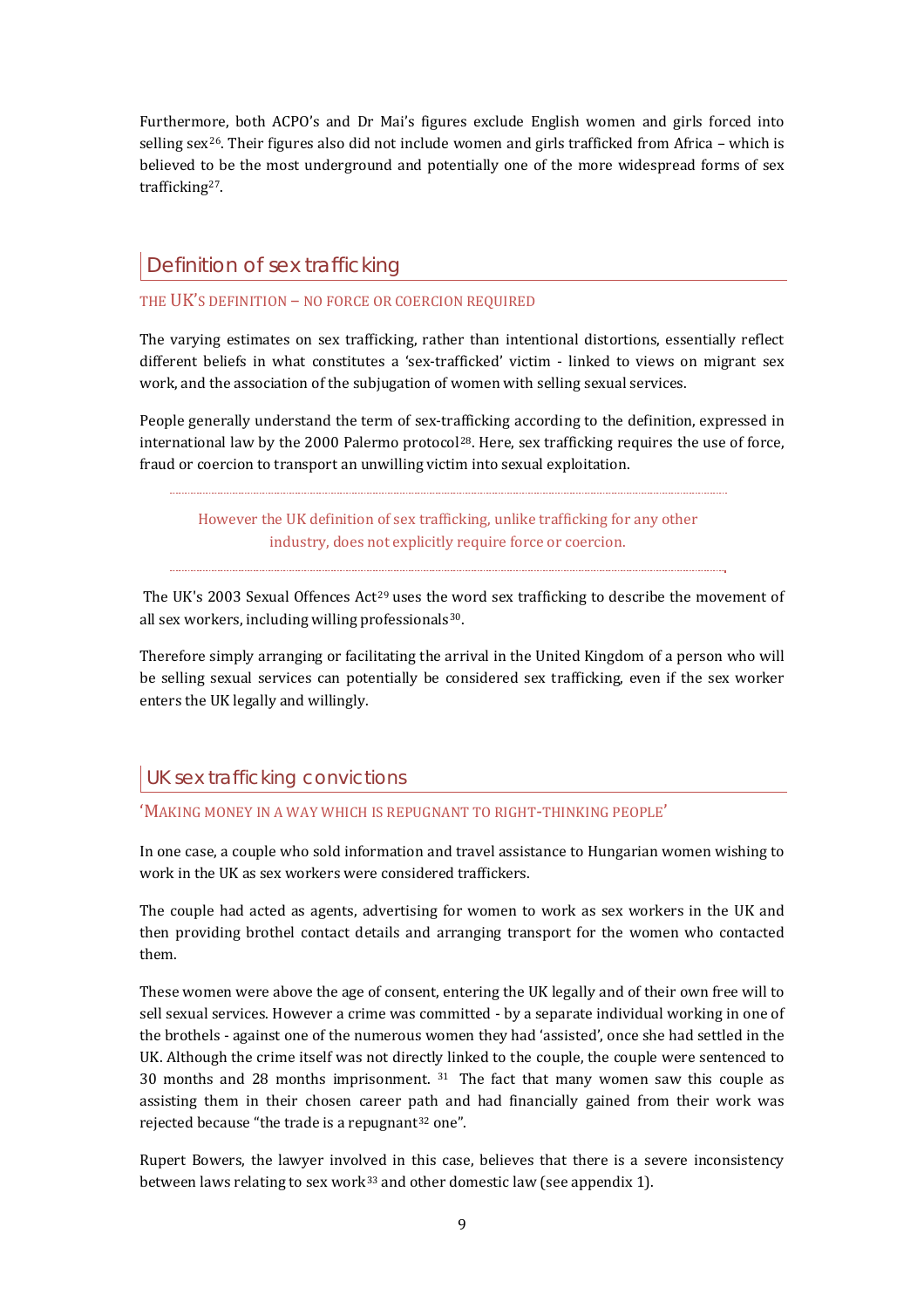Furthermore, both ACPO's and Dr Mai's figures exclude English women and girls forced into selling sex[26]. Their figures also did not include women and girls trafficked from Africa – which is believed to be the most underground and potentially one of the more widespread forms of sex trafficking[27].

## Definition of sex trafficking

### THE UK'S DEFINITION – NO FORCE OR COERCION REQUIRED

The varying estimates on sex trafficking, rather than intentional distortions, essentially reflect different beliefs in what constitutes a 'sex-trafficked' victim - linked to views on migrant sex work, and the association of the subjugation of women with selling sexual services.

People generally understand the term of sex-trafficking according to the definition, expressed in international law by the 2000 Palermo protocol[28]. Here, sex trafficking requires the use of force, fraud or coercion to transport an unwilling victim into sexual exploitation.

> However the UK definition of sex trafficking, unlike trafficking for any other industry, does not explicitly require force or coercion.

The UK's 2003 Sexual Offences Act[29] uses the word sex trafficking to describe the movement of all sex workers, including willing professionals[30].

Therefore simply arranging or facilitating the arrival in the United Kingdom of a person who will be selling sexual services can potentially be considered sex trafficking, even if the sex worker enters the UK legally and willingly.

## UK sex trafficking convictions

### 'MAKING MONEY IN A WAY WHICH IS REPUGNANT TO RIGHT-THINKING PEOPLE'

In one case, a couple who sold information and travel assistance to Hungarian women wishing to work in the UK as sex workers were considered traffickers.

The couple had acted as agents, advertising for women to work as sex workers in the UK and then providing brothel contact details and arranging transport for the women who contacted them.

These women were above the age of consent, entering the UK legally and of their own free will to sell sexual services. However a crime was committed - by a separate individual working in one of the brothels - against one of the numerous women they had 'assisted', once she had settled in the UK. Although the crime itself was not directly linked to the couple, the couple were sentenced to 30 months and 28 months imprisonment. [31] The fact that many women saw this couple as assisting them in their chosen career path and had financially gained from their work was rejected because "the trade is a repugnant[32] one".

Rupert Bowers, the lawyer involved in this case, believes that there is a severe inconsistency between laws relating to sex work[33] and other domestic law (see appendix 1).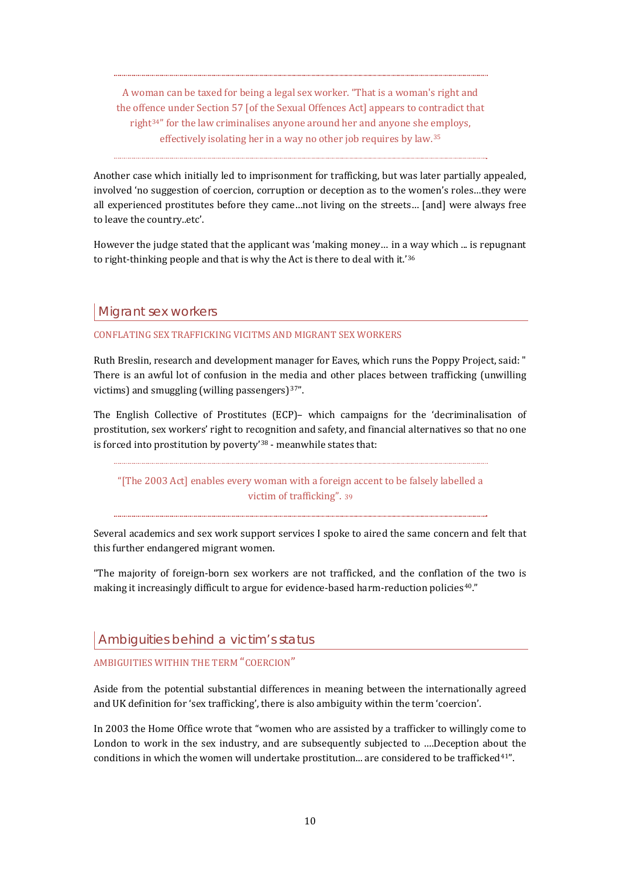A woman can be taxed for being a legal sex worker. "That is a woman's right and the offence under Section 57 [of the Sexual Offences Act] appears to contradict that right[34]" for the law criminalises anyone around her and anyone she employs, effectively isolating her in a way no other job requires by law.[35]

Another case which initially led to imprisonment for trafficking, but was later partially appealed, involved 'no suggestion of coercion, corruption or deception as to the women's roles…they were all experienced prostitutes before they came…not living on the streets… [and] were always free to leave the country..etc'.

However the judge stated that the applicant was 'making money… in a way which ... is repugnant to right-thinking people and that is why the Act is there to deal with it.'[36]

## Migrant sex workers

### CONFLATING SEX TRAFFICKING VICITMS AND MIGRANT SEX WORKERS

Ruth Breslin, research and development manager for Eaves, which runs the Poppy Project, said: " There is an awful lot of confusion in the media and other places between trafficking (unwilling victims) and smuggling (willing passengers)[37]".

The English Collective of Prostitutes (ECP)– which campaigns for the 'decriminalisation of prostitution, sex workers' right to recognition and safety, and financial alternatives so that no one is forced into prostitution by poverty'[38] - meanwhile states that:

"[The 2003 Act] enables every woman with a foreign accent to be falsely labelled a victim of trafficking". [39]

Several academics and sex work support services I spoke to aired the same concern and felt that this further endangered migrant women.

"The majority of foreign-born sex workers are not trafficked, and the conflation of the two is making it increasingly difficult to argue for evidence-based harm-reduction policies[40]."

## Ambiguities behind a victim's status

### AMBIGUITIES WITHIN THE TERM "COERCION"

Aside from the potential substantial differences in meaning between the internationally agreed and UK definition for 'sex trafficking', there is also ambiguity within the term 'coercion'.

In 2003 the Home Office wrote that "women who are assisted by a trafficker to willingly come to London to work in the sex industry, and are subsequently subjected to ….Deception about the conditions in which the women will undertake prostitution... are considered to be trafficked[41]".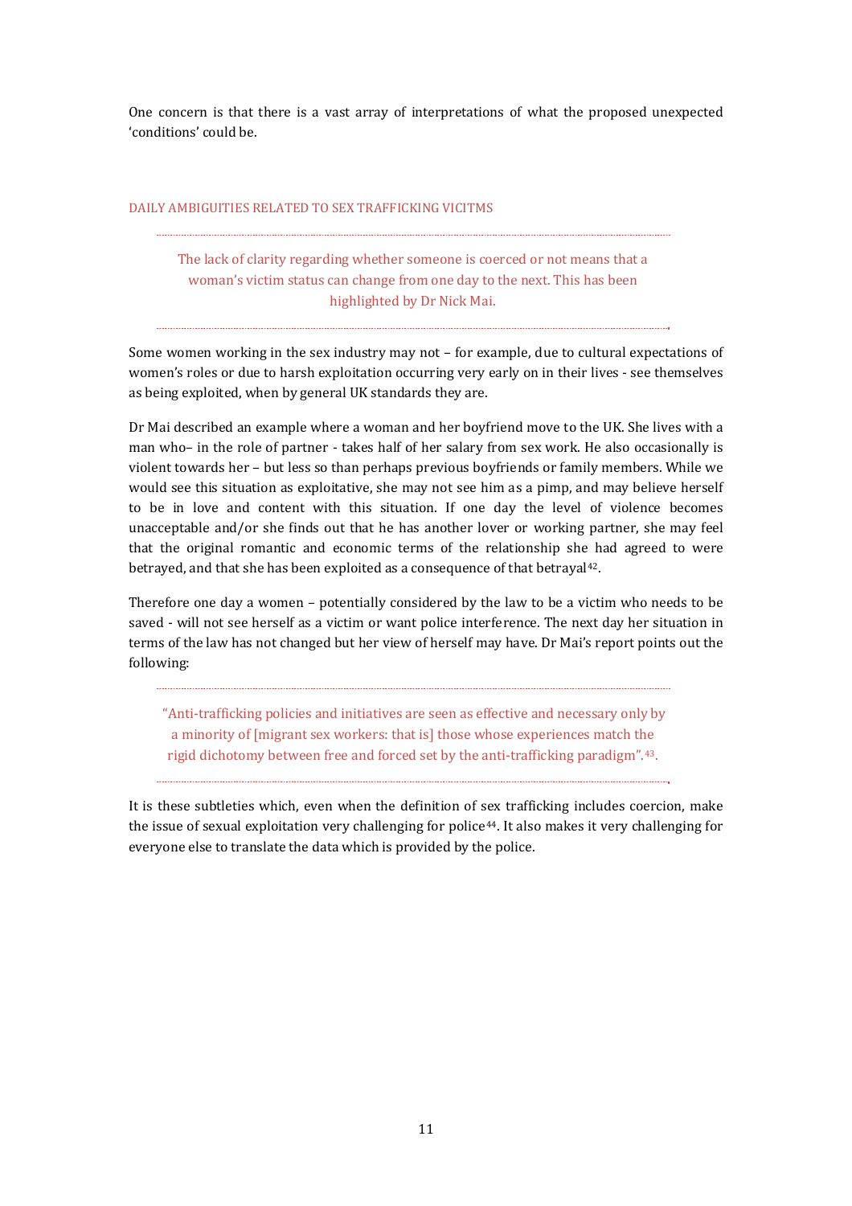One concern is that there is a vast array of interpretations of what the proposed unexpected 'conditions' could be.

## DAILY AMBIGUITIES RELATED TO SEX TRAFFICKING VICITMS

> The lack of clarity regarding whether someone is coerced or not means that a woman's victim status can change from one day to the next. This has been highlighted by Dr Nick Mai.

Some women working in the sex industry may not – for example, due to cultural expectations of women's roles or due to harsh exploitation occurring very early on in their lives - see themselves as being exploited, when by general UK standards they are.

Dr Mai described an example where a woman and her boyfriend move to the UK. She lives with a man who– in the role of partner - takes half of her salary from sex work. He also occasionally is violent towards her – but less so than perhaps previous boyfriends or family members. While we would see this situation as exploitative, she may not see him as a pimp, and may believe herself to be in love and content with this situation. If one day the level of violence becomes unacceptable and/or she finds out that he has another lover or working partner, she may feel that the original romantic and economic terms of the relationship she had agreed to were betrayed, and that she has been exploited as a consequence of that betrayal[42].

Therefore one day a women – potentially considered by the law to be a victim who needs to be saved - will not see herself as a victim or want police interference. The next day her situation in terms of the law has not changed but her view of herself may have. Dr Mai's report points out the following:

> "Anti-trafficking policies and initiatives are seen as effective and necessary only by a minority of [migrant sex workers: that is] those whose experiences match the rigid dichotomy between free and forced set by the anti-trafficking paradigm".[43].

It is these subtleties which, even when the definition of sex trafficking includes coercion, make the issue of sexual exploitation very challenging for police[44]. It also makes it very challenging for everyone else to translate the data which is provided by the police.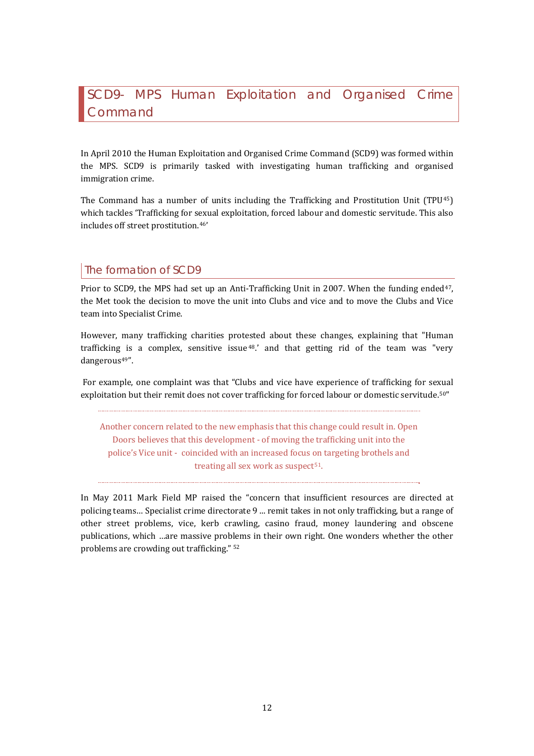## SCD9- MPS Human Exploitation and Organised Crime Command

In April 2010 the Human Exploitation and Organised Crime Command (SCD9) was formed within the MPS. SCD9 is primarily tasked with investigating human trafficking and organised immigration crime.

The Command has a number of units including the Trafficking and Prostitution Unit (TPU[45]) which tackles 'Trafficking for sexual exploitation, forced labour and domestic servitude. This also includes off street prostitution.[46]'

### The formation of SCD9

Prior to SCD9, the MPS had set up an Anti-Trafficking Unit in 2007. When the funding ended[47], the Met took the decision to move the unit into Clubs and vice and to move the Clubs and Vice team into Specialist Crime.

However, many trafficking charities protested about these changes, explaining that "Human trafficking is a complex, sensitive issue[48].' and that getting rid of the team was "very dangerous[49]".

For example, one complaint was that "Clubs and vice have experience of trafficking for sexual exploitation but their remit does not cover trafficking for forced labour or domestic servitude.[50]"

> Another concern related to the new emphasis that this change could result in. Open Doors believes that this development - of moving the trafficking unit into the police's Vice unit - coincided with an increased focus on targeting brothels and treating all sex work as suspect[51].

In May 2011 Mark Field MP raised the "concern that insufficient resources are directed at policing teams… Specialist crime directorate 9 ... remit takes in not only trafficking, but a range of other street problems, vice, kerb crawling, casino fraud, money laundering and obscene publications, which …are massive problems in their own right. One wonders whether the other problems are crowding out trafficking." [52]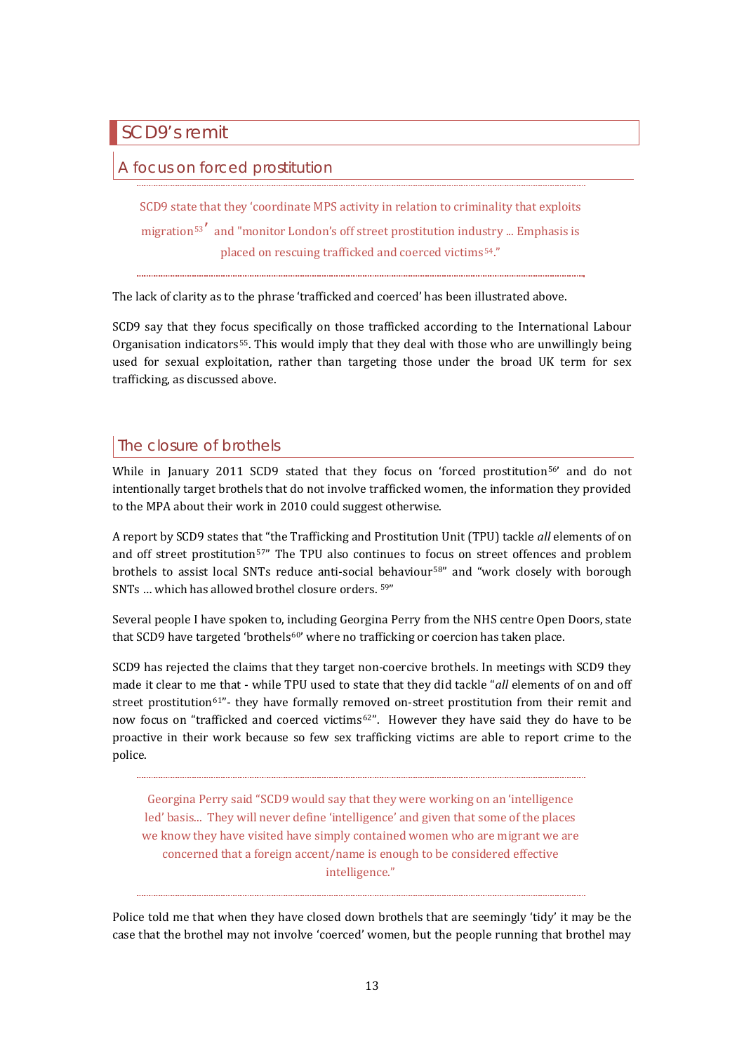## SCD9's remit

### A focus on forced prostitution

> SCD9 state that they 'coordinate MPS activity in relation to criminality that exploits migration[53]' and "monitor London's off street prostitution industry ... Emphasis is placed on rescuing trafficked and coerced victims[54]."

The lack of clarity as to the phrase 'trafficked and coerced' has been illustrated above.

SCD9 say that they focus specifically on those trafficked according to the International Labour Organisation indicators[55]. This would imply that they deal with those who are unwillingly being used for sexual exploitation, rather than targeting those under the broad UK term for sex trafficking, as discussed above.

### The closure of brothels

While in January 2011 SCD9 stated that they focus on 'forced prostitution[56]' and do not intentionally target brothels that do not involve trafficked women, the information they provided to the MPA about their work in 2010 could suggest otherwise.

A report by SCD9 states that "the Trafficking and Prostitution Unit (TPU) tackle *all* elements of on and off street prostitution[57]" The TPU also continues to focus on street offences and problem brothels to assist local SNTs reduce anti-social behaviour[58]" and "work closely with borough SNTs … which has allowed brothel closure orders. [59]"

Several people I have spoken to, including Georgina Perry from the NHS centre Open Doors, state that SCD9 have targeted 'brothels[60]' where no trafficking or coercion has taken place.

SCD9 has rejected the claims that they target non-coercive brothels. In meetings with SCD9 they made it clear to me that - while TPU used to state that they did tackle "*all* elements of on and off street prostitution[61]"- they have formally removed on-street prostitution from their remit and now focus on "trafficked and coerced victims[62]". However they have said they do have to be proactive in their work because so few sex trafficking victims are able to report crime to the police.

> Georgina Perry said "SCD9 would say that they were working on an 'intelligence led' basis... They will never define 'intelligence' and given that some of the places we know they have visited have simply contained women who are migrant we are concerned that a foreign accent/name is enough to be considered effective intelligence."

Police told me that when they have closed down brothels that are seemingly 'tidy' it may be the case that the brothel may not involve 'coerced' women, but the people running that brothel may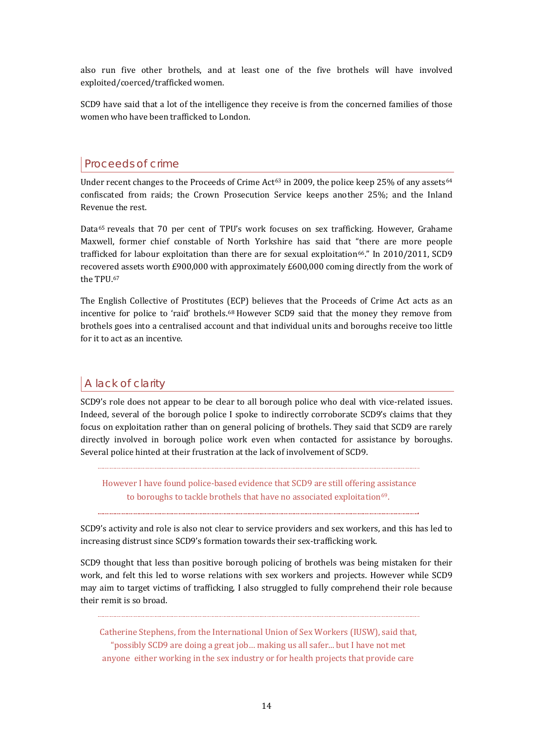also run five other brothels, and at least one of the five brothels will have involved exploited/coerced/trafficked women.

SCD9 have said that a lot of the intelligence they receive is from the concerned families of those women who have been trafficked to London.

## Proceeds of crime

Under recent changes to the Proceeds of Crime Act[63] in 2009, the police keep 25% of any assets[64] confiscated from raids; the Crown Prosecution Service keeps another 25%; and the Inland Revenue the rest.

Data[65] reveals that 70 per cent of TPU's work focuses on sex trafficking. However, Grahame Maxwell, former chief constable of North Yorkshire has said that "there are more people trafficked for labour exploitation than there are for sexual exploitation[66]." In 2010/2011, SCD9 recovered assets worth £900,000 with approximately £600,000 coming directly from the work of the TPU.[67]

The English Collective of Prostitutes (ECP) believes that the Proceeds of Crime Act acts as an incentive for police to 'raid' brothels.[68] However SCD9 said that the money they remove from brothels goes into a centralised account and that individual units and boroughs receive too little for it to act as an incentive.

## A lack of clarity

SCD9's role does not appear to be clear to all borough police who deal with vice-related issues. Indeed, several of the borough police I spoke to indirectly corroborate SCD9's claims that they focus on exploitation rather than on general policing of brothels. They said that SCD9 are rarely directly involved in borough police work even when contacted for assistance by boroughs. Several police hinted at their frustration at the lack of involvement of SCD9.

> However I have found police-based evidence that SCD9 are still offering assistance to boroughs to tackle brothels that have no associated exploitation[69].

SCD9's activity and role is also not clear to service providers and sex workers, and this has led to increasing distrust since SCD9's formation towards their sex-trafficking work.

SCD9 thought that less than positive borough policing of brothels was being mistaken for their work, and felt this led to worse relations with sex workers and projects. However while SCD9 may aim to target victims of trafficking, I also struggled to fully comprehend their role because their remit is so broad.

> Catherine Stephens, from the International Union of Sex Workers (IUSW), said that, "possibly SCD9 are doing a great job… making us all safer... but I have not met anyone either working in the sex industry or for health projects that provide care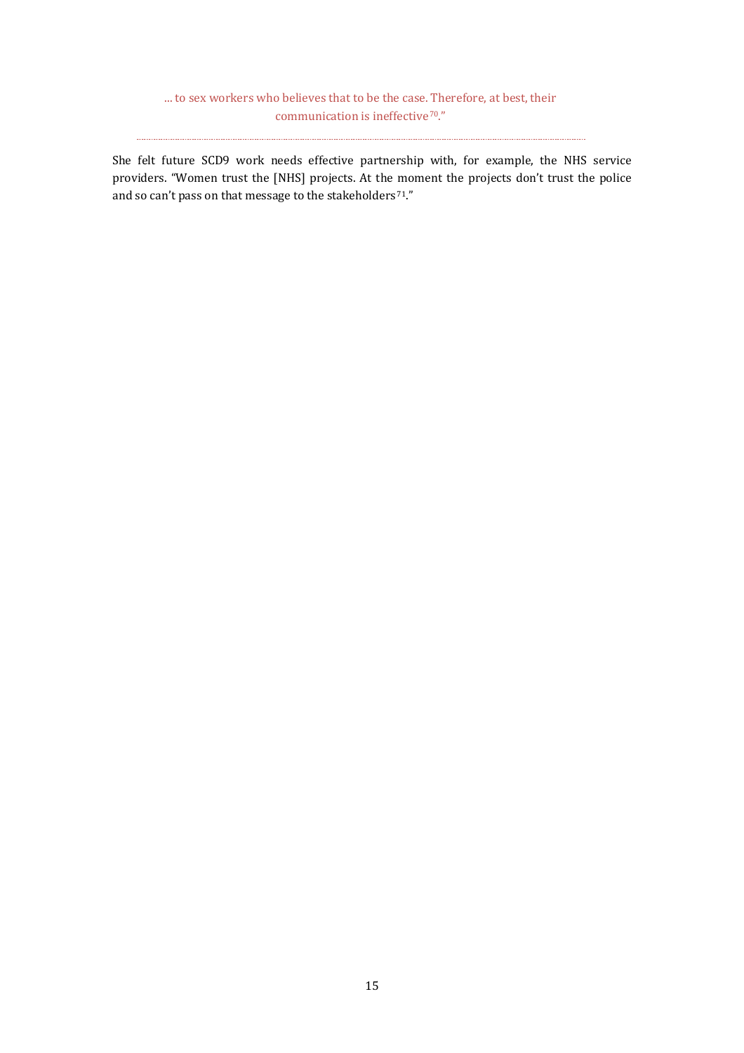> ... to sex workers who believes that to be the case. Therefore, at best, their communication is ineffective[70]."

---

She felt future SCD9 work needs effective partnership with, for example, the NHS service providers. "Women trust the [NHS] projects. At the moment the projects don't trust the police and so can't pass on that message to the stakeholders[71]."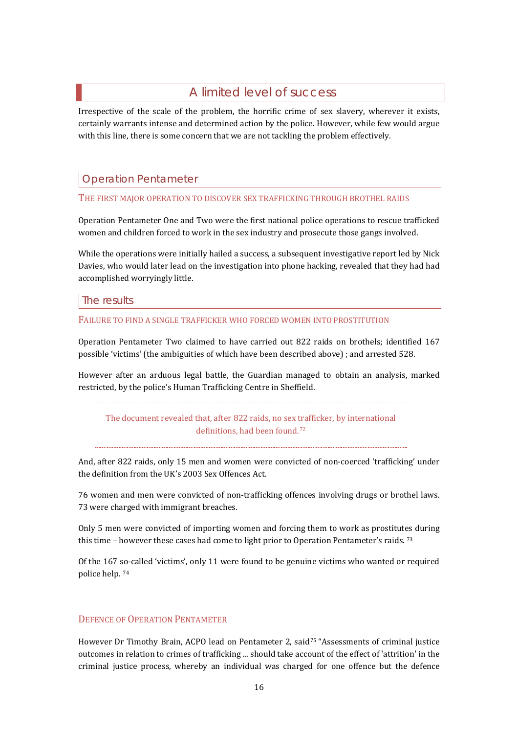# A limited level of success

Irrespective of the scale of the problem, the horrific crime of sex slavery, wherever it exists, certainly warrants intense and determined action by the police. However, while few would argue with this line, there is some concern that we are not tackling the problem effectively.

## Operation Pentameter

### The first major operation to discover sex trafficking through brothel raids

Operation Pentameter One and Two were the first national police operations to rescue trafficked women and children forced to work in the sex industry and prosecute those gangs involved.

While the operations were initially hailed a success, a subsequent investigative report led by Nick Davies, who would later lead on the investigation into phone hacking, revealed that they had had accomplished worryingly little.

## The results

### Failure to find a single trafficker who forced women into prostitution

Operation Pentameter Two claimed to have carried out 822 raids on brothels; identified 167 possible 'victims' (the ambiguities of which have been described above) ; and arrested 528.

However after an arduous legal battle, the Guardian managed to obtain an analysis, marked restricted, by the police's Human Trafficking Centre in Sheffield.

> The document revealed that, after 822 raids, no sex trafficker, by international definitions, had been found.[72]

And, after 822 raids, only 15 men and women were convicted of non-coerced 'trafficking' under the definition from the UK's 2003 Sex Offences Act.

76 women and men were convicted of non-trafficking offences involving drugs or brothel laws. 73 were charged with immigrant breaches.

Only 5 men were convicted of importing women and forcing them to work as prostitutes during this time – however these cases had come to light prior to Operation Pentameter's raids.[73]

Of the 167 so-called 'victims', only 11 were found to be genuine victims who wanted or required police help.[74]

### Defence of Operation Pentameter

However Dr Timothy Brain, ACPO lead on Pentameter 2, said[75] "Assessments of criminal justice outcomes in relation to crimes of trafficking ... should take account of the effect of 'attrition' in the criminal justice process, whereby an individual was charged for one offence but the defence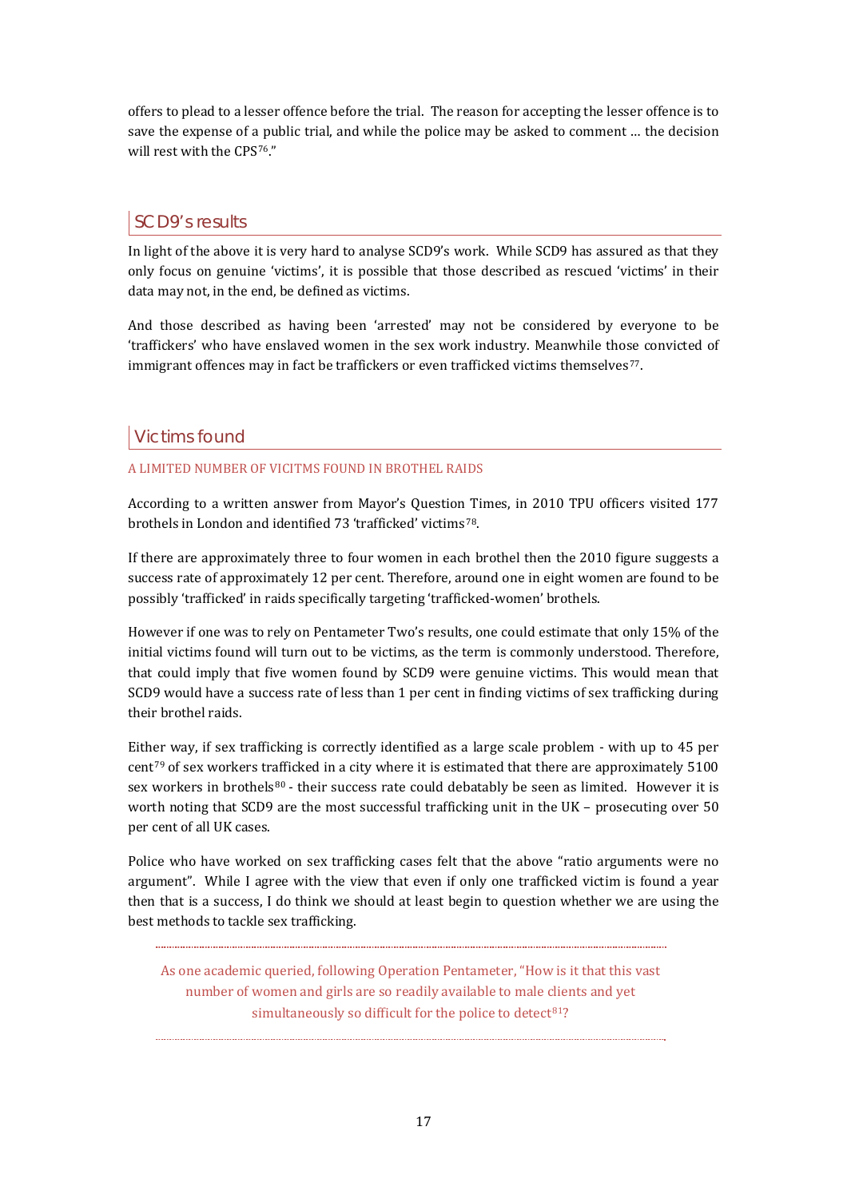offers to plead to a lesser offence before the trial. The reason for accepting the lesser offence is to save the expense of a public trial, and while the police may be asked to comment … the decision will rest with the CPS[76]."

## SCD9's results

In light of the above it is very hard to analyse SCD9's work. While SCD9 has assured as that they only focus on genuine 'victims', it is possible that those described as rescued 'victims' in their data may not, in the end, be defined as victims.

And those described as having been 'arrested' may not be considered by everyone to be 'traffickers' who have enslaved women in the sex work industry. Meanwhile those convicted of immigrant offences may in fact be traffickers or even trafficked victims themselves[77].

## Victims found

### A LIMITED NUMBER OF VICITMS FOUND IN BROTHEL RAIDS

According to a written answer from Mayor's Question Times, in 2010 TPU officers visited 177 brothels in London and identified 73 'trafficked' victims[78].

If there are approximately three to four women in each brothel then the 2010 figure suggests a success rate of approximately 12 per cent. Therefore, around one in eight women are found to be possibly 'trafficked' in raids specifically targeting 'trafficked-women' brothels.

However if one was to rely on Pentameter Two's results, one could estimate that only 15% of the initial victims found will turn out to be victims, as the term is commonly understood. Therefore, that could imply that five women found by SCD9 were genuine victims. This would mean that SCD9 would have a success rate of less than 1 per cent in finding victims of sex trafficking during their brothel raids.

Either way, if sex trafficking is correctly identified as a large scale problem - with up to 45 per cent[79] of sex workers trafficked in a city where it is estimated that there are approximately 5100 sex workers in brothels[80] - their success rate could debatably be seen as limited. However it is worth noting that SCD9 are the most successful trafficking unit in the UK – prosecuting over 50 per cent of all UK cases.

Police who have worked on sex trafficking cases felt that the above "ratio arguments were no argument". While I agree with the view that even if only one trafficked victim is found a year then that is a success, I do think we should at least begin to question whether we are using the best methods to tackle sex trafficking.

> As one academic queried, following Operation Pentameter, "How is it that this vast number of women and girls are so readily available to male clients and yet simultaneously so difficult for the police to detect[81]?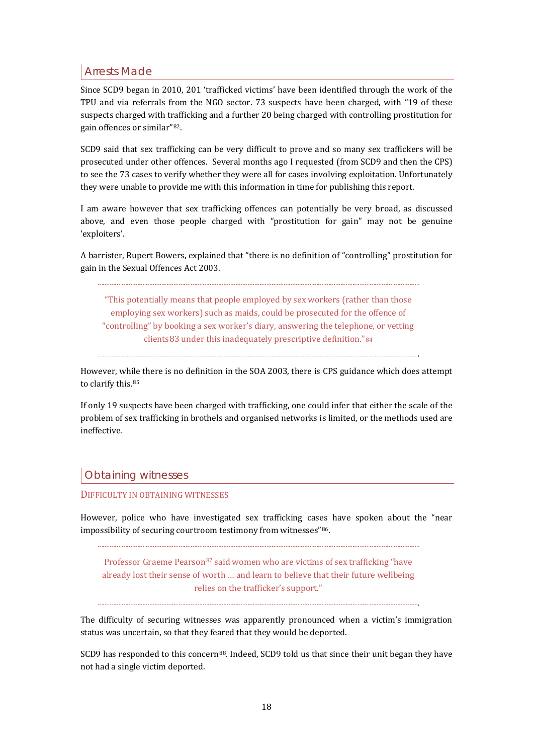## Arrests Made

Since SCD9 began in 2010, 201 'trafficked victims' have been identified through the work of the TPU and via referrals from the NGO sector. 73 suspects have been charged, with "19 of these suspects charged with trafficking and a further 20 being charged with controlling prostitution for gain offences or similar"[82].

SCD9 said that sex trafficking can be very difficult to prove and so many sex traffickers will be prosecuted under other offences. Several months ago I requested (from SCD9 and then the CPS) to see the 73 cases to verify whether they were all for cases involving exploitation. Unfortunately they were unable to provide me with this information in time for publishing this report.

I am aware however that sex trafficking offences can potentially be very broad, as discussed above, and even those people charged with "prostitution for gain" may not be genuine 'exploiters'.

A barrister, Rupert Bowers, explained that "there is no definition of "controlling" prostitution for gain in the Sexual Offences Act 2003.

> "This potentially means that people employed by sex workers (rather than those employing sex workers) such as maids, could be prosecuted for the offence of "controlling" by booking a sex worker's diary, answering the telephone, or vetting clients83 under this inadequately prescriptive definition."[84]

However, while there is no definition in the SOA 2003, there is CPS guidance which does attempt to clarify this.[85]

If only 19 suspects have been charged with trafficking, one could infer that either the scale of the problem of sex trafficking in brothels and organised networks is limited, or the methods used are ineffective.

## Obtaining witnesses

### Difficulty in obtaining witnesses

However, police who have investigated sex trafficking cases have spoken about the "near impossibility of securing courtroom testimony from witnesses"[86].

> Professor Graeme Pearson[87] said women who are victims of sex trafficking "have already lost their sense of worth … and learn to believe that their future wellbeing relies on the trafficker's support."

The difficulty of securing witnesses was apparently pronounced when a victim's immigration status was uncertain, so that they feared that they would be deported.

SCD9 has responded to this concern[88]. Indeed, SCD9 told us that since their unit began they have not had a single victim deported.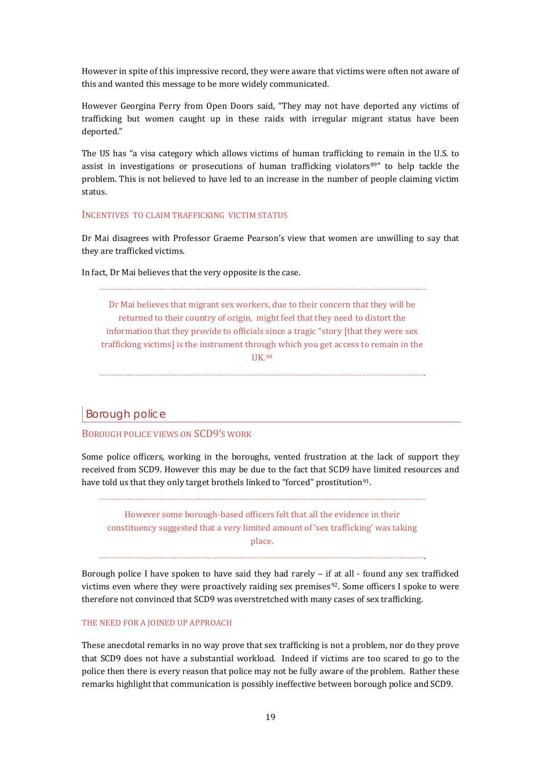However in spite of this impressive record, they were aware that victims were often not aware of this and wanted this message to be more widely communicated.

However Georgina Perry from Open Doors said, "They may not have deported any victims of trafficking but women caught up in these raids with irregular migrant status have been deported."

The US has "a visa category which allows victims of human trafficking to remain in the U.S. to assist in investigations or prosecutions of human trafficking violators[89]" to help tackle the problem. This is not believed to have led to an increase in the number of people claiming victim status.

### INCENTIVES TO CLAIM TRAFFICKING VICTIM STATUS

Dr Mai disagrees with Professor Graeme Pearson's view that women are unwilling to say that they are trafficked victims.

In fact, Dr Mai believes that the very opposite is the case.

> Dr Mai believes that migrant sex workers, due to their concern that they will be returned to their country of origin, might feel that they need to distort the information that they provide to officials since a tragic "story [that they were sex trafficking victims] is the instrument through which you get access to remain in the UK.[90]

## Borough police

### BOROUGH POLICE VIEWS ON SCD9'S WORK

Some police officers, working in the boroughs, vented frustration at the lack of support they received from SCD9. However this may be due to the fact that SCD9 have limited resources and have told us that they only target brothels linked to "forced" prostitution[91].

> However some borough-based officers felt that all the evidence in their constituency suggested that a very limited amount of 'sex trafficking' was taking place.

Borough police I have spoken to have said they had rarely – if at all - found any sex trafficked victims even where they were proactively raiding sex premises[92]. Some officers I spoke to were therefore not convinced that SCD9 was overstretched with many cases of sex trafficking.

### THE NEED FOR A JOINED UP APPROACH

These anecdotal remarks in no way prove that sex trafficking is not a problem, nor do they prove that SCD9 does not have a substantial workload. Indeed if victims are too scared to go to the police then there is every reason that police may not be fully aware of the problem. Rather these remarks highlight that communication is possibly ineffective between borough police and SCD9.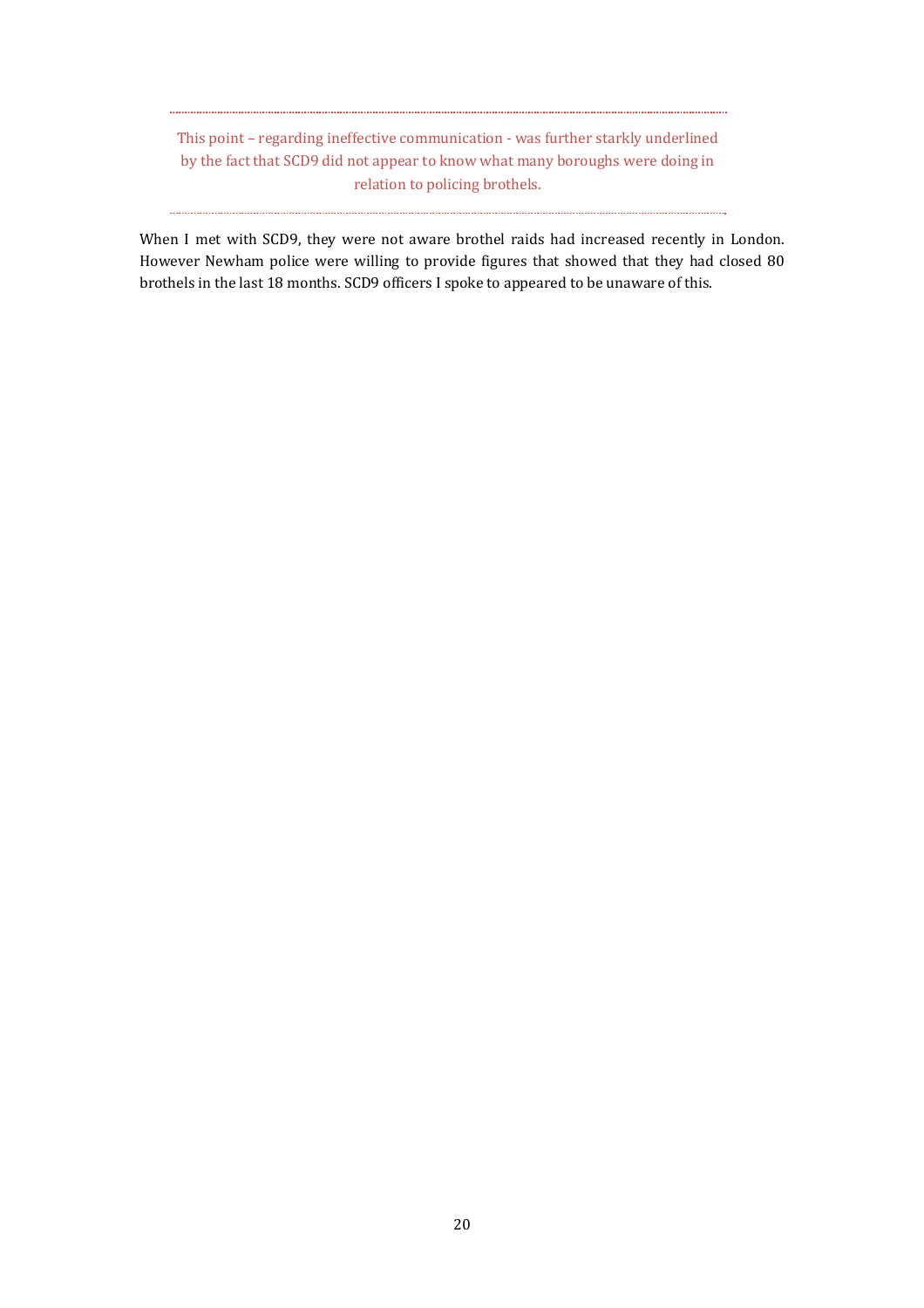> This point – regarding ineffective communication - was further starkly underlined by the fact that SCD9 did not appear to know what many boroughs were doing in relation to policing brothels.

When I met with SCD9, they were not aware brothel raids had increased recently in London. However Newham police were willing to provide figures that showed that they had closed 80 brothels in the last 18 months. SCD9 officers I spoke to appeared to be unaware of this.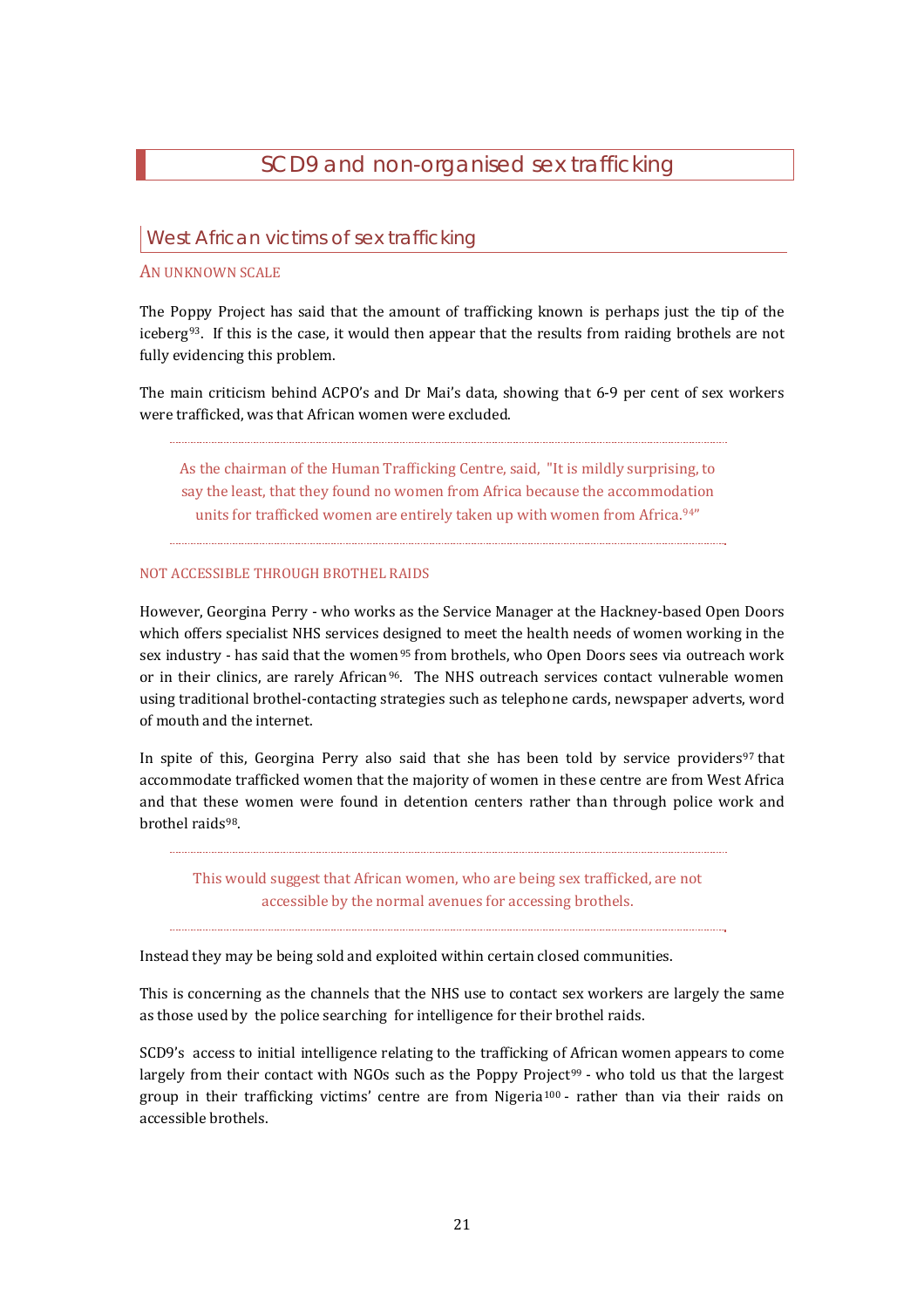# SCD9 and non-organised sex trafficking

## West African victims of sex trafficking

### AN UNKNOWN SCALE

The Poppy Project has said that the amount of trafficking known is perhaps just the tip of the iceberg[93]. If this is the case, it would then appear that the results from raiding brothels are not fully evidencing this problem.

The main criticism behind ACPO's and Dr Mai's data, showing that 6-9 per cent of sex workers were trafficked, was that African women were excluded.

> As the chairman of the Human Trafficking Centre, said, "It is mildly surprising, to say the least, that they found no women from Africa because the accommodation units for trafficked women are entirely taken up with women from Africa.[94]"

### NOT ACCESSIBLE THROUGH BROTHEL RAIDS

However, Georgina Perry - who works as the Service Manager at the Hackney-based Open Doors which offers specialist NHS services designed to meet the health needs of women working in the sex industry - has said that the women[95] from brothels, who Open Doors sees via outreach work or in their clinics, are rarely African[96]. The NHS outreach services contact vulnerable women using traditional brothel-contacting strategies such as telephone cards, newspaper adverts, word of mouth and the internet.

In spite of this, Georgina Perry also said that she has been told by service providers[97] that accommodate trafficked women that the majority of women in these centre are from West Africa and that these women were found in detention centers rather than through police work and brothel raids[98].

> This would suggest that African women, who are being sex trafficked, are not accessible by the normal avenues for accessing brothels.

Instead they may be being sold and exploited within certain closed communities.

This is concerning as the channels that the NHS use to contact sex workers are largely the same as those used by the police searching for intelligence for their brothel raids.

SCD9's access to initial intelligence relating to the trafficking of African women appears to come largely from their contact with NGOs such as the Poppy Project[99] - who told us that the largest group in their trafficking victims' centre are from Nigeria[100] - rather than via their raids on accessible brothels.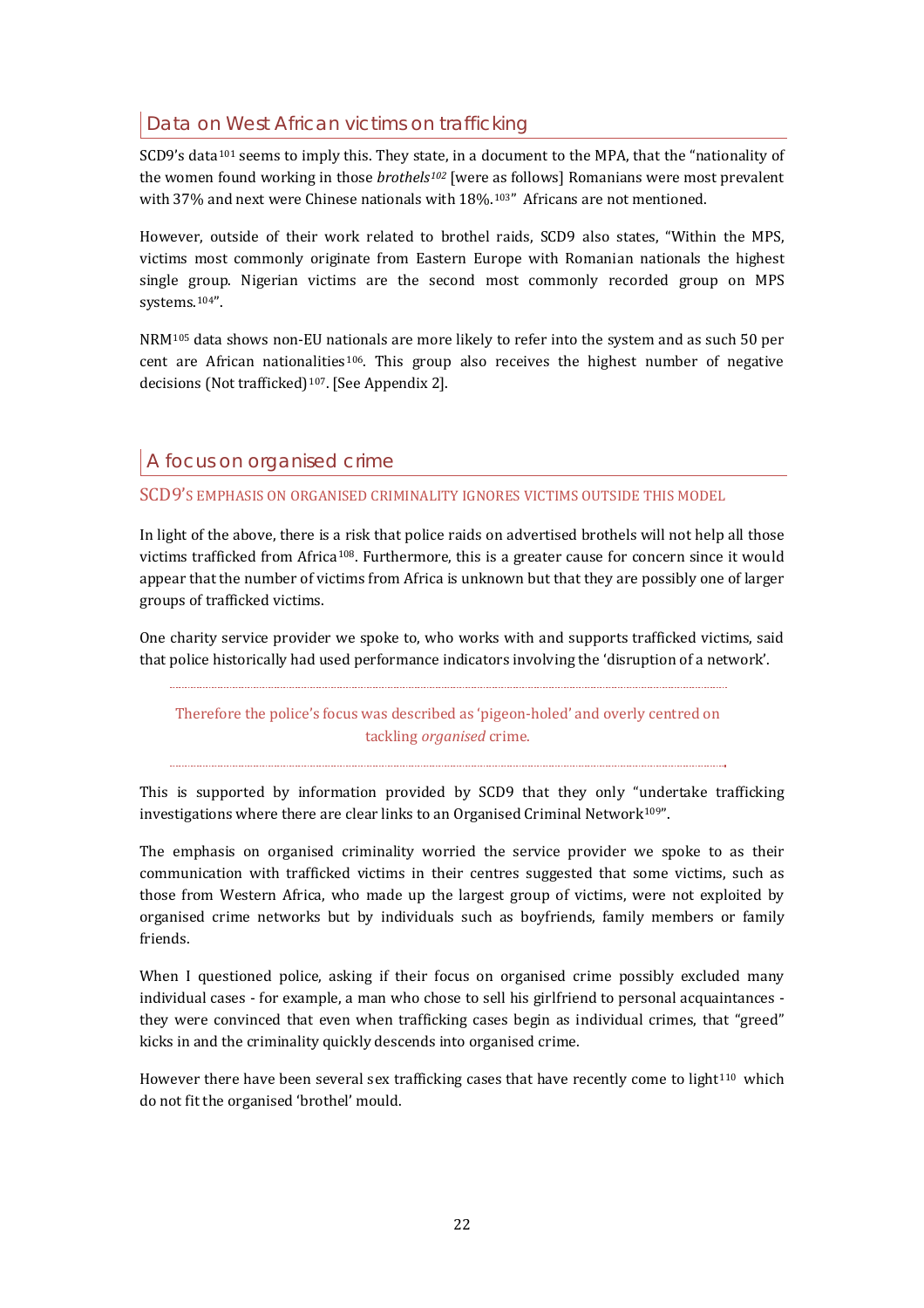## Data on West African victims on trafficking

SCD9's data[101] seems to imply this. They state, in a document to the MPA, that the "nationality of the women found working in those *brothels*[102] [were as follows] Romanians were most prevalent with 37% and next were Chinese nationals with 18%.[103]" Africans are not mentioned.

However, outside of their work related to brothel raids, SCD9 also states, "Within the MPS, victims most commonly originate from Eastern Europe with Romanian nationals the highest single group. Nigerian victims are the second most commonly recorded group on MPS systems.[104]".

NRM[105] data shows non-EU nationals are more likely to refer into the system and as such 50 per cent are African nationalities[106]. This group also receives the highest number of negative decisions (Not trafficked)[107]. [See Appendix 2].

## A focus on organised crime

### SCD9's emphasis on organised criminality ignores victims outside this model

In light of the above, there is a risk that police raids on advertised brothels will not help all those victims trafficked from Africa[108]. Furthermore, this is a greater cause for concern since it would appear that the number of victims from Africa is unknown but that they are possibly one of larger groups of trafficked victims.

One charity service provider we spoke to, who works with and supports trafficked victims, said that police historically had used performance indicators involving the 'disruption of a network'.

> Therefore the police's focus was described as 'pigeon-holed' and overly centred on tackling *organised* crime.

This is supported by information provided by SCD9 that they only "undertake trafficking investigations where there are clear links to an Organised Criminal Network[109]".

The emphasis on organised criminality worried the service provider we spoke to as their communication with trafficked victims in their centres suggested that some victims, such as those from Western Africa, who made up the largest group of victims, were not exploited by organised crime networks but by individuals such as boyfriends, family members or family friends.

When I questioned police, asking if their focus on organised crime possibly excluded many individual cases - for example, a man who chose to sell his girlfriend to personal acquaintances - they were convinced that even when trafficking cases begin as individual crimes, that "greed" kicks in and the criminality quickly descends into organised crime.

However there have been several sex trafficking cases that have recently come to light[110] which do not fit the organised 'brothel' mould.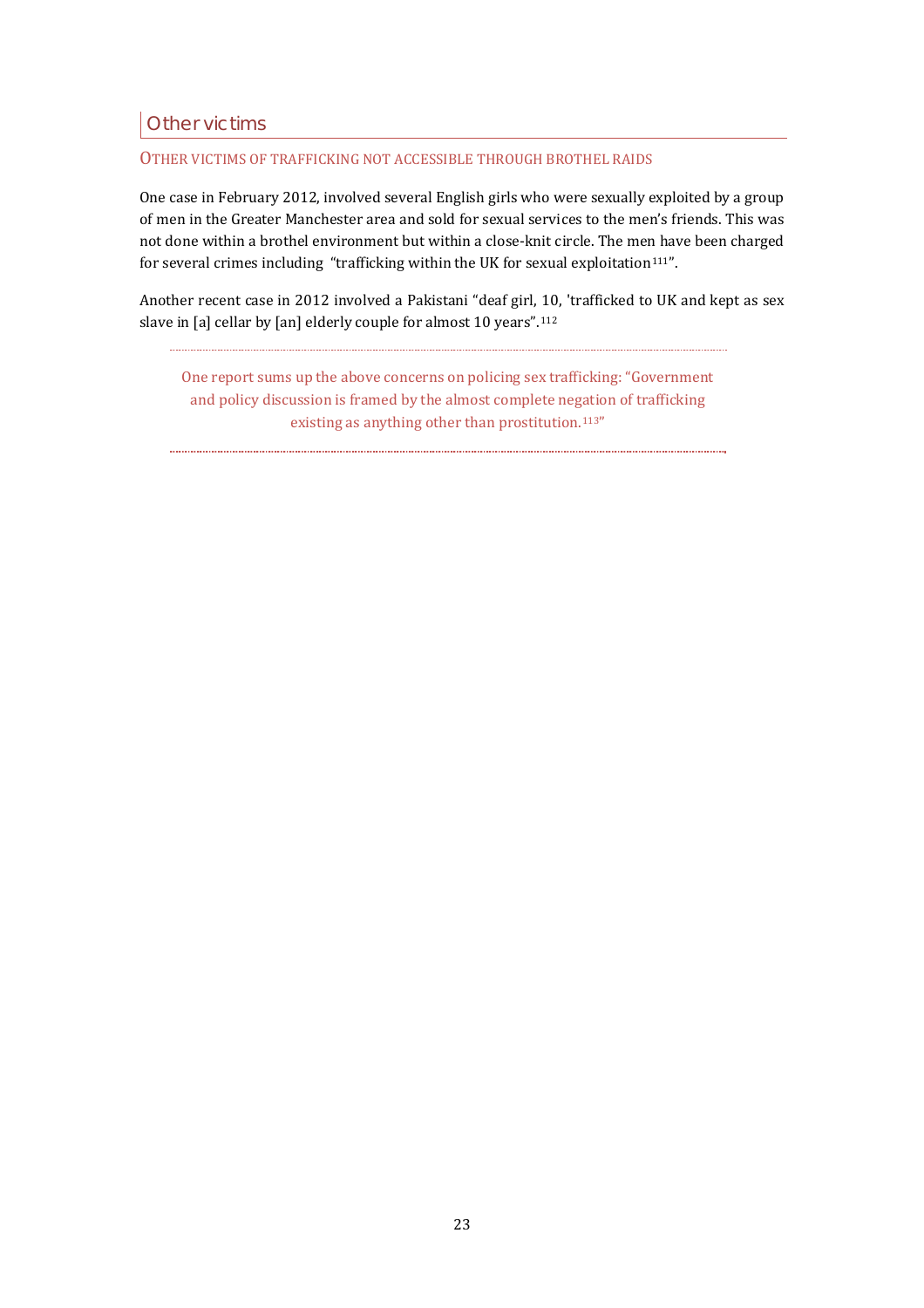## Other victims

### OTHER VICTIMS OF TRAFFICKING NOT ACCESSIBLE THROUGH BROTHEL RAIDS

One case in February 2012, involved several English girls who were sexually exploited by a group of men in the Greater Manchester area and sold for sexual services to the men's friends. This was not done within a brothel environment but within a close-knit circle. The men have been charged for several crimes including "trafficking within the UK for sexual exploitation[111]".

Another recent case in 2012 involved a Pakistani "deaf girl, 10, 'trafficked to UK and kept as sex slave in [a] cellar by [an] elderly couple for almost 10 years".[112]

---

One report sums up the above concerns on policing sex trafficking: "Government and policy discussion is framed by the almost complete negation of trafficking existing as anything other than prostitution.[113]"

---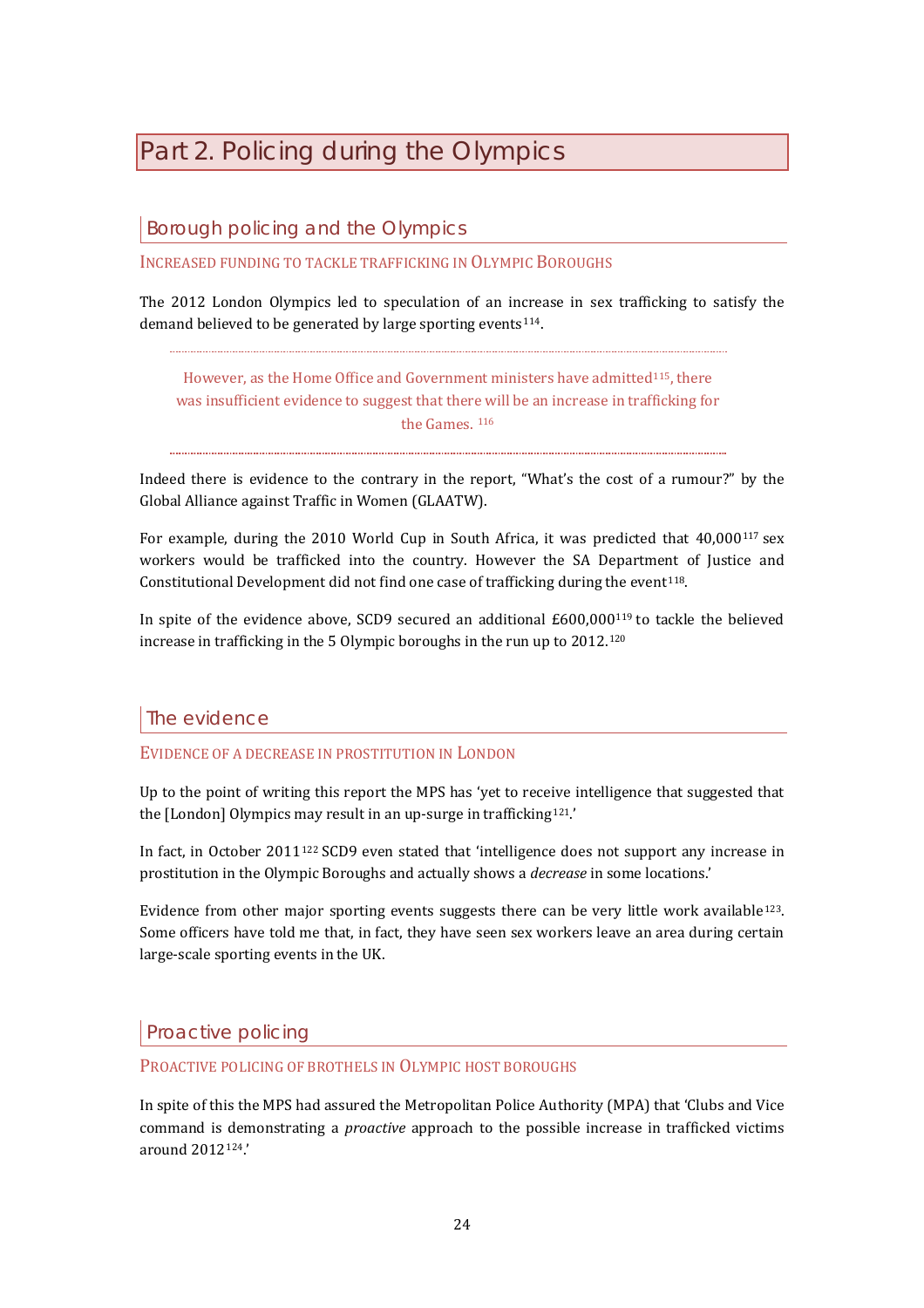# Part 2. Policing during the Olympics

## Borough policing and the Olympics

### Increased funding to tackle trafficking in Olympic Boroughs

The 2012 London Olympics led to speculation of an increase in sex trafficking to satisfy the demand believed to be generated by large sporting events[114].

> However, as the Home Office and Government ministers have admitted[115], there was insufficient evidence to suggest that there will be an increase in trafficking for the Games. [116]

Indeed there is evidence to the contrary in the report, "What's the cost of a rumour?" by the Global Alliance against Traffic in Women (GLAATW).

For example, during the 2010 World Cup in South Africa, it was predicted that 40,000[117] sex workers would be trafficked into the country. However the SA Department of Justice and Constitutional Development did not find one case of trafficking during the event[118].

In spite of the evidence above, SCD9 secured an additional £600,000[119] to tackle the believed increase in trafficking in the 5 Olympic boroughs in the run up to 2012.[120]

## The evidence

### Evidence of a decrease in prostitution in London

Up to the point of writing this report the MPS has 'yet to receive intelligence that suggested that the [London] Olympics may result in an up-surge in trafficking[121].'

In fact, in October 2011[122] SCD9 even stated that 'intelligence does not support any increase in prostitution in the Olympic Boroughs and actually shows a *decrease* in some locations.'

Evidence from other major sporting events suggests there can be very little work available[123]. Some officers have told me that, in fact, they have seen sex workers leave an area during certain large-scale sporting events in the UK.

## Proactive policing

### Proactive policing of brothels in Olympic host boroughs

In spite of this the MPS had assured the Metropolitan Police Authority (MPA) that 'Clubs and Vice command is demonstrating a *proactive* approach to the possible increase in trafficked victims around 2012[124].'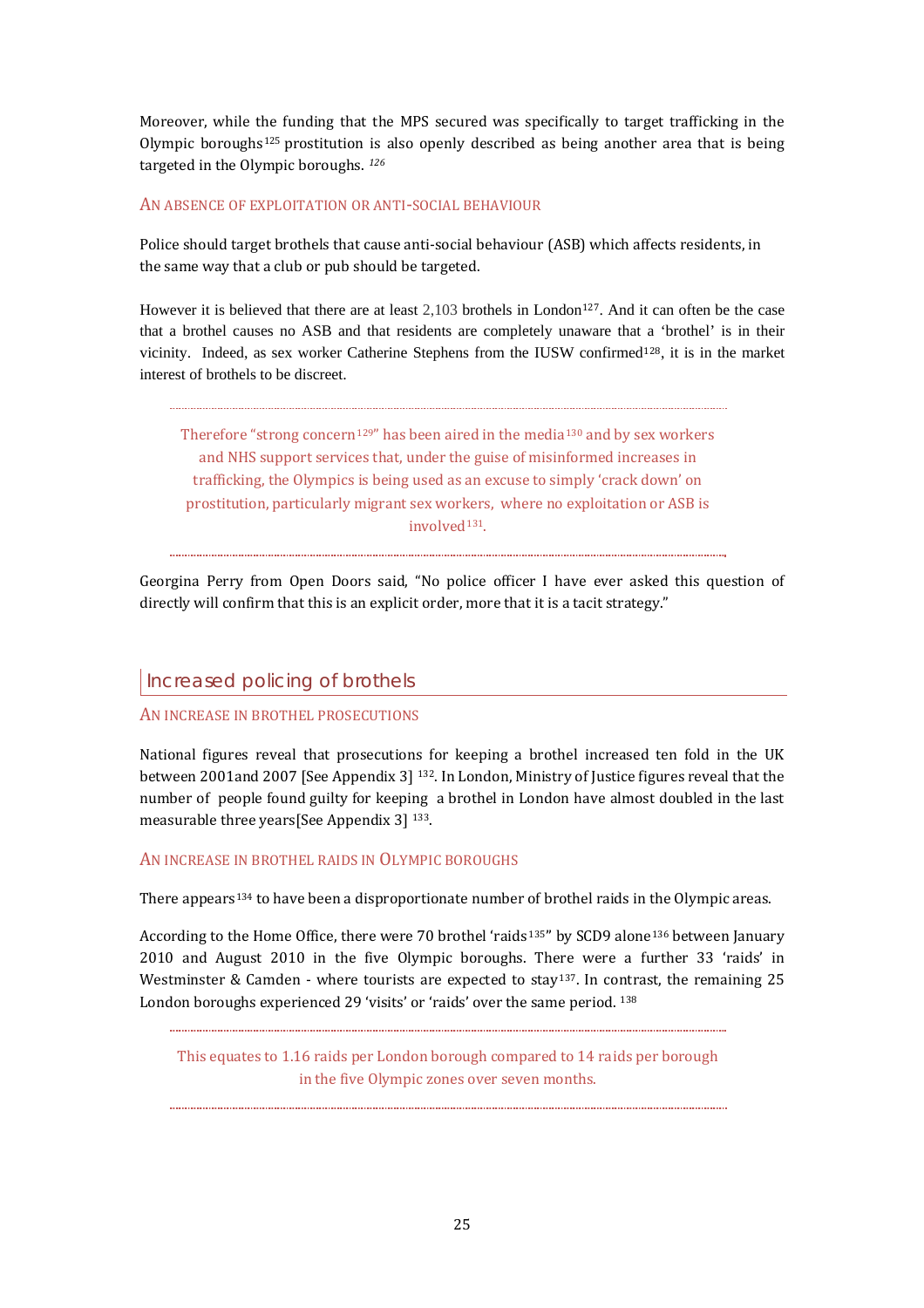Moreover, while the funding that the MPS secured was specifically to target trafficking in the Olympic boroughs[125] prostitution is also openly described as being another area that is being targeted in the Olympic boroughs. [126]

### AN ABSENCE OF EXPLOITATION OR ANTI-SOCIAL BEHAVIOUR

Police should target brothels that cause anti-social behaviour (ASB) which affects residents, in the same way that a club or pub should be targeted.

However it is believed that there are at least 2,103 brothels in London[127]. And it can often be the case that a brothel causes no ASB and that residents are completely unaware that a 'brothel' is in their vicinity. Indeed, as sex worker Catherine Stephens from the IUSW confirmed[128], it is in the market interest of brothels to be discreet.

> Therefore "strong concern[129]" has been aired in the media[130] and by sex workers and NHS support services that, under the guise of misinformed increases in trafficking, the Olympics is being used as an excuse to simply 'crack down' on prostitution, particularly migrant sex workers, where no exploitation or ASB is involved[131].

Georgina Perry from Open Doors said, "No police officer I have ever asked this question of directly will confirm that this is an explicit order, more that it is a tacit strategy."

## Increased policing of brothels

### AN INCREASE IN BROTHEL PROSECUTIONS

National figures reveal that prosecutions for keeping a brothel increased ten fold in the UK between 2001and 2007 [See Appendix 3] [132]. In London, Ministry of Justice figures reveal that the number of people found guilty for keeping a brothel in London have almost doubled in the last measurable three years[See Appendix 3] [133].

### AN INCREASE IN BROTHEL RAIDS IN OLYMPIC BOROUGHS

There appears[134] to have been a disproportionate number of brothel raids in the Olympic areas.

According to the Home Office, there were 70 brothel 'raids[135]" by SCD9 alone[136] between January 2010 and August 2010 in the five Olympic boroughs. There were a further 33 'raids' in Westminster & Camden - where tourists are expected to stay[137]. In contrast, the remaining 25 London boroughs experienced 29 'visits' or 'raids' over the same period. [138]

> This equates to 1.16 raids per London borough compared to 14 raids per borough in the five Olympic zones over seven months.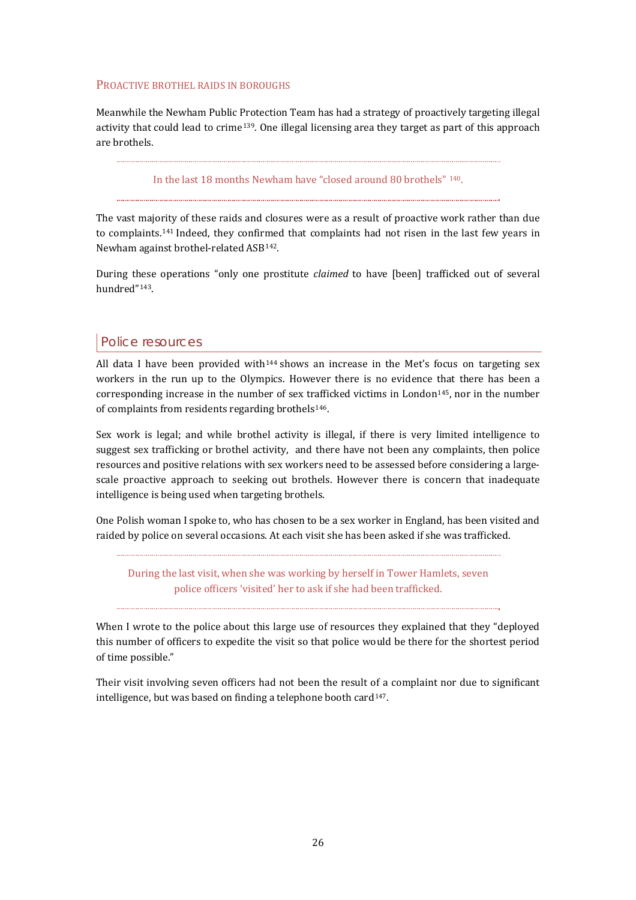### PROACTIVE BROTHEL RAIDS IN BOROUGHS

Meanwhile the Newham Public Protection Team has had a strategy of proactively targeting illegal activity that could lead to crime[139]. One illegal licensing area they target as part of this approach are brothels.

> In the last 18 months Newham have "closed around 80 brothels" [140].

The vast majority of these raids and closures were as a result of proactive work rather than due to complaints.[141] Indeed, they confirmed that complaints had not risen in the last few years in Newham against brothel-related ASB[142].

During these operations "only one prostitute *claimed* to have [been] trafficked out of several hundred"[143].

## Police resources

All data I have been provided with[144] shows an increase in the Met's focus on targeting sex workers in the run up to the Olympics. However there is no evidence that there has been a corresponding increase in the number of sex trafficked victims in London[145], nor in the number of complaints from residents regarding brothels[146].

Sex work is legal; and while brothel activity is illegal, if there is very limited intelligence to suggest sex trafficking or brothel activity, and there have not been any complaints, then police resources and positive relations with sex workers need to be assessed before considering a large-scale proactive approach to seeking out brothels. However there is concern that inadequate intelligence is being used when targeting brothels.

One Polish woman I spoke to, who has chosen to be a sex worker in England, has been visited and raided by police on several occasions. At each visit she has been asked if she was trafficked.

> During the last visit, when she was working by herself in Tower Hamlets, seven police officers 'visited' her to ask if she had been trafficked.

When I wrote to the police about this large use of resources they explained that they "deployed this number of officers to expedite the visit so that police would be there for the shortest period of time possible."

Their visit involving seven officers had not been the result of a complaint nor due to significant intelligence, but was based on finding a telephone booth card[147].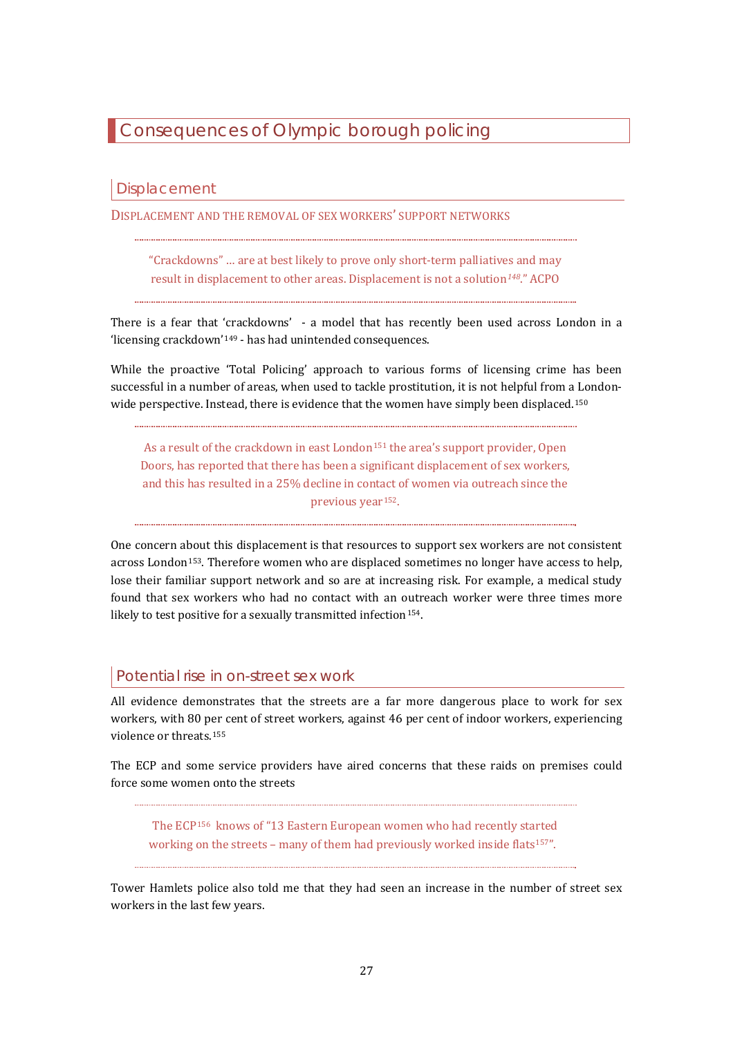# Consequences of Olympic borough policing

## Displacement

### Displacement and the removal of sex workers' support networks

> "Crackdowns" … are at best likely to prove only short-term palliatives and may result in displacement to other areas. Displacement is not a solution[148]." ACPO

There is a fear that 'crackdowns' - a model that has recently been used across London in a 'licensing crackdown'[149] - has had unintended consequences.

While the proactive 'Total Policing' approach to various forms of licensing crime has been successful in a number of areas, when used to tackle prostitution, it is not helpful from a London-wide perspective. Instead, there is evidence that the women have simply been displaced.[150]

> As a result of the crackdown in east London[151] the area's support provider, Open Doors, has reported that there has been a significant displacement of sex workers, and this has resulted in a 25% decline in contact of women via outreach since the previous year[152].

One concern about this displacement is that resources to support sex workers are not consistent across London[153]. Therefore women who are displaced sometimes no longer have access to help, lose their familiar support network and so are at increasing risk. For example, a medical study found that sex workers who had no contact with an outreach worker were three times more likely to test positive for a sexually transmitted infection[154].

## Potential rise in on-street sex work

All evidence demonstrates that the streets are a far more dangerous place to work for sex workers, with 80 per cent of street workers, against 46 per cent of indoor workers, experiencing violence or threats.[155]

The ECP and some service providers have aired concerns that these raids on premises could force some women onto the streets

> The ECP[156] knows of "13 Eastern European women who had recently started working on the streets – many of them had previously worked inside flats[157]".

Tower Hamlets police also told me that they had seen an increase in the number of street sex workers in the last few years.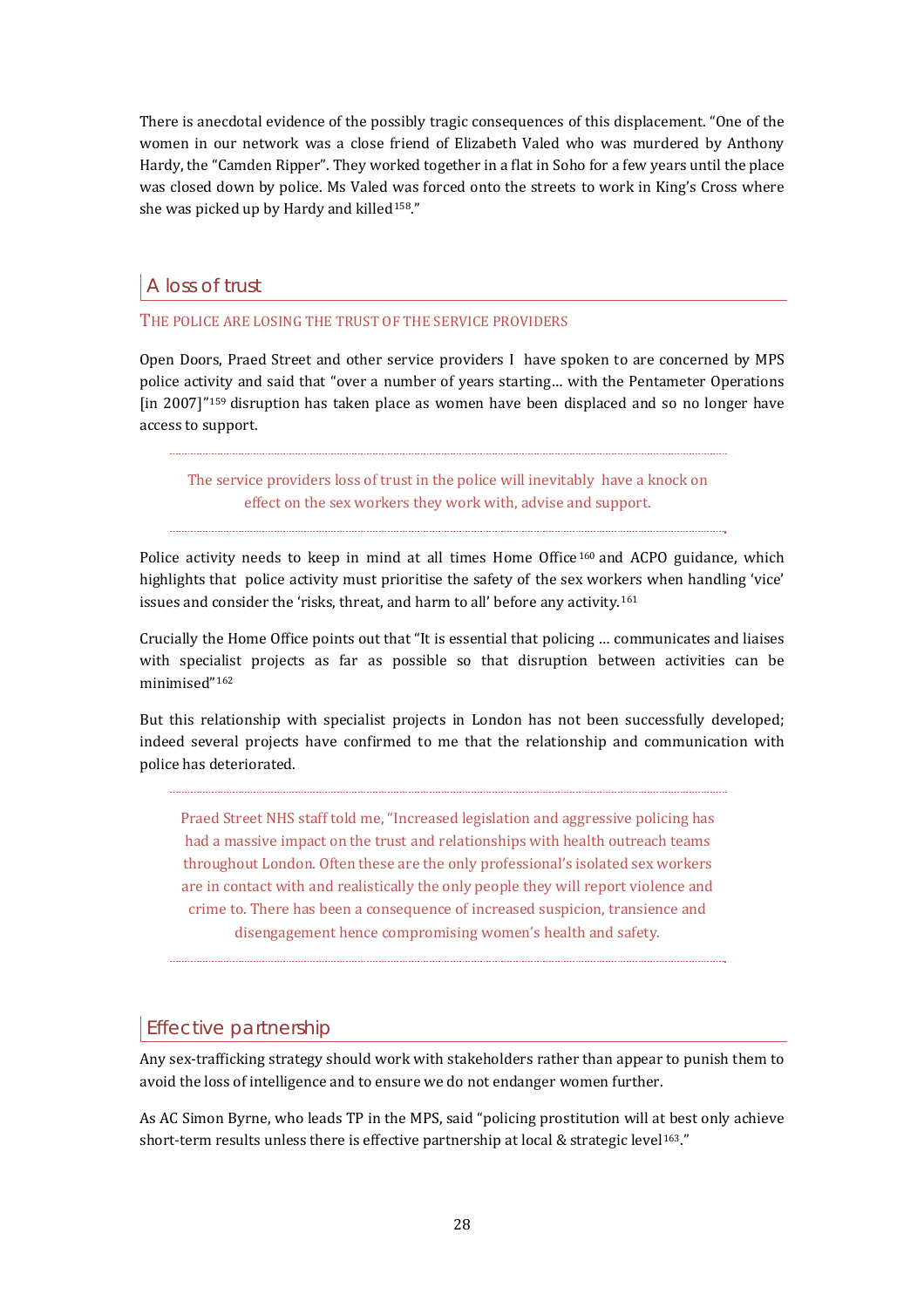There is anecdotal evidence of the possibly tragic consequences of this displacement. "One of the women in our network was a close friend of Elizabeth Valed who was murdered by Anthony Hardy, the "Camden Ripper". They worked together in a flat in Soho for a few years until the place was closed down by police. Ms Valed was forced onto the streets to work in King's Cross where she was picked up by Hardy and killed[158]."

## A loss of trust

### THE POLICE ARE LOSING THE TRUST OF THE SERVICE PROVIDERS

Open Doors, Praed Street and other service providers I have spoken to are concerned by MPS police activity and said that "over a number of years starting… with the Pentameter Operations [in 2007]"[159] disruption has taken place as women have been displaced and so no longer have access to support.

> The service providers loss of trust in the police will inevitably have a knock on effect on the sex workers they work with, advise and support.

Police activity needs to keep in mind at all times Home Office[160] and ACPO guidance, which highlights that police activity must prioritise the safety of the sex workers when handling 'vice' issues and consider the 'risks, threat, and harm to all' before any activity.[161]

Crucially the Home Office points out that "It is essential that policing … communicates and liaises with specialist projects as far as possible so that disruption between activities can be minimised"[162]

But this relationship with specialist projects in London has not been successfully developed; indeed several projects have confirmed to me that the relationship and communication with police has deteriorated.

> Praed Street NHS staff told me, "Increased legislation and aggressive policing has had a massive impact on the trust and relationships with health outreach teams throughout London. Often these are the only professional's isolated sex workers are in contact with and realistically the only people they will report violence and crime to. There has been a consequence of increased suspicion, transience and disengagement hence compromising women's health and safety.

## Effective partnership

Any sex-trafficking strategy should work with stakeholders rather than appear to punish them to avoid the loss of intelligence and to ensure we do not endanger women further.

As AC Simon Byrne, who leads TP in the MPS, said "policing prostitution will at best only achieve short-term results unless there is effective partnership at local & strategic level[163]."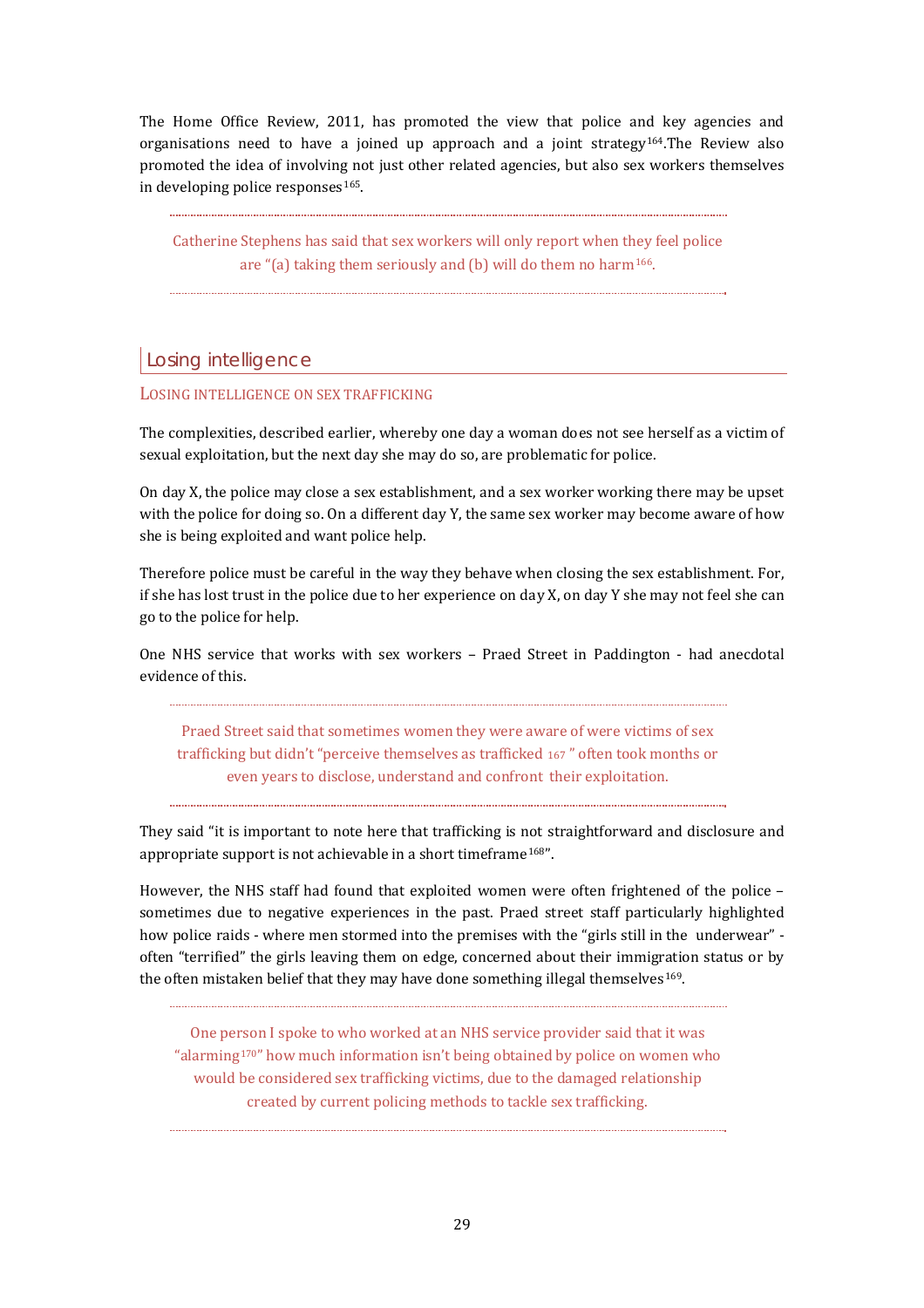The Home Office Review, 2011, has promoted the view that police and key agencies and organisations need to have a joined up approach and a joint strategy[164].The Review also promoted the idea of involving not just other related agencies, but also sex workers themselves in developing police responses[165].

> Catherine Stephens has said that sex workers will only report when they feel police are "(a) taking them seriously and (b) will do them no harm[166].

## Losing intelligence

### Losing intelligence on sex trafficking

The complexities, described earlier, whereby one day a woman does not see herself as a victim of sexual exploitation, but the next day she may do so, are problematic for police.

On day X, the police may close a sex establishment, and a sex worker working there may be upset with the police for doing so. On a different day Y, the same sex worker may become aware of how she is being exploited and want police help.

Therefore police must be careful in the way they behave when closing the sex establishment. For, if she has lost trust in the police due to her experience on day X, on day Y she may not feel she can go to the police for help.

One NHS service that works with sex workers – Praed Street in Paddington - had anecdotal evidence of this.

> Praed Street said that sometimes women they were aware of were victims of sex trafficking but didn't "perceive themselves as trafficked [167] " often took months or even years to disclose, understand and confront their exploitation.

They said "it is important to note here that trafficking is not straightforward and disclosure and appropriate support is not achievable in a short timeframe[168]".

However, the NHS staff had found that exploited women were often frightened of the police – sometimes due to negative experiences in the past. Praed street staff particularly highlighted how police raids - where men stormed into the premises with the "girls still in the underwear" - often "terrified" the girls leaving them on edge, concerned about their immigration status or by the often mistaken belief that they may have done something illegal themselves[169].

> One person I spoke to who worked at an NHS service provider said that it was "alarming[170]" how much information isn't being obtained by police on women who would be considered sex trafficking victims, due to the damaged relationship created by current policing methods to tackle sex trafficking.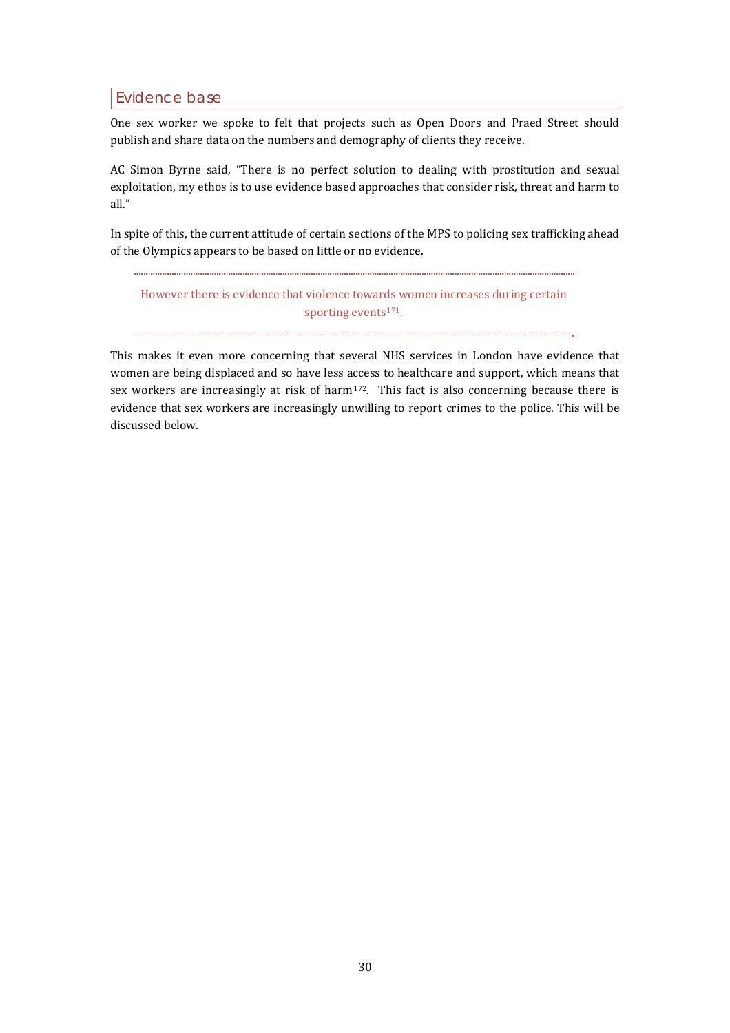## Evidence base

One sex worker we spoke to felt that projects such as Open Doors and Praed Street should publish and share data on the numbers and demography of clients they receive.

AC Simon Byrne said, "There is no perfect solution to dealing with prostitution and sexual exploitation, my ethos is to use evidence based approaches that consider risk, threat and harm to all."

In spite of this, the current attitude of certain sections of the MPS to policing sex trafficking ahead of the Olympics appears to be based on little or no evidence.

> However there is evidence that violence towards women increases during certain sporting events[171].

This makes it even more concerning that several NHS services in London have evidence that women are being displaced and so have less access to healthcare and support, which means that sex workers are increasingly at risk of harm[172]. This fact is also concerning because there is evidence that sex workers are increasingly unwilling to report crimes to the police. This will be discussed below.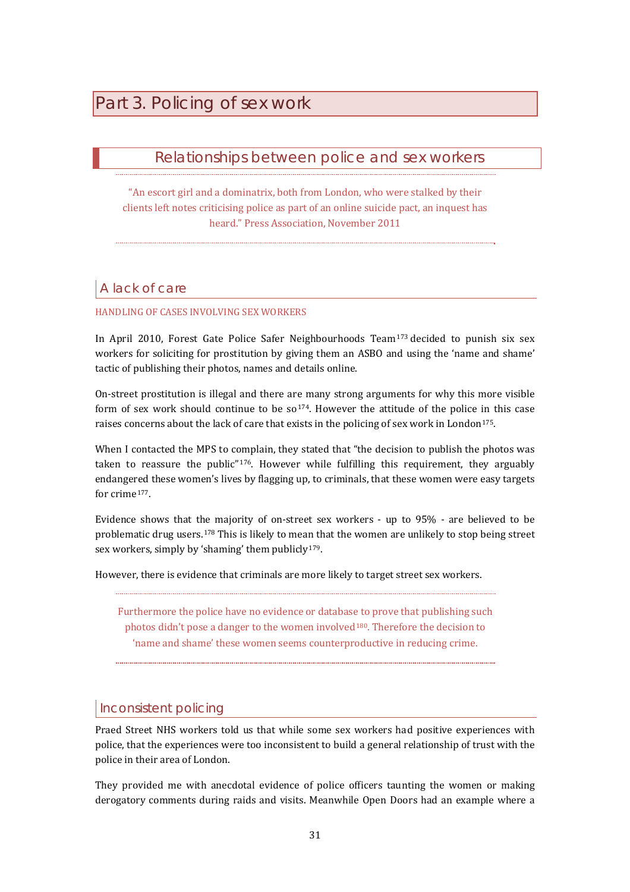# Part 3. Policing of sex work

## Relationships between police and sex workers

> "An escort girl and a dominatrix, both from London, who were stalked by their clients left notes criticising police as part of an online suicide pact, an inquest has heard." Press Association, November 2011

### A lack of care

HANDLING OF CASES INVOLVING SEX WORKERS

In April 2010, Forest Gate Police Safer Neighbourhoods Team[173] decided to punish six sex workers for soliciting for prostitution by giving them an ASBO and using the 'name and shame' tactic of publishing their photos, names and details online.

On-street prostitution is illegal and there are many strong arguments for why this more visible form of sex work should continue to be so[174]. However the attitude of the police in this case raises concerns about the lack of care that exists in the policing of sex work in London[175].

When I contacted the MPS to complain, they stated that "the decision to publish the photos was taken to reassure the public"[176]. However while fulfilling this requirement, they arguably endangered these women's lives by flagging up, to criminals, that these women were easy targets for crime[177].

Evidence shows that the majority of on-street sex workers - up to 95% - are believed to be problematic drug users.[178] This is likely to mean that the women are unlikely to stop being street sex workers, simply by 'shaming' them publicly[179].

However, there is evidence that criminals are more likely to target street sex workers.

> Furthermore the police have no evidence or database to prove that publishing such photos didn't pose a danger to the women involved[180]. Therefore the decision to 'name and shame' these women seems counterproductive in reducing crime.

### Inconsistent policing

Praed Street NHS workers told us that while some sex workers had positive experiences with police, that the experiences were too inconsistent to build a general relationship of trust with the police in their area of London.

They provided me with anecdotal evidence of police officers taunting the women or making derogatory comments during raids and visits. Meanwhile Open Doors had an example where a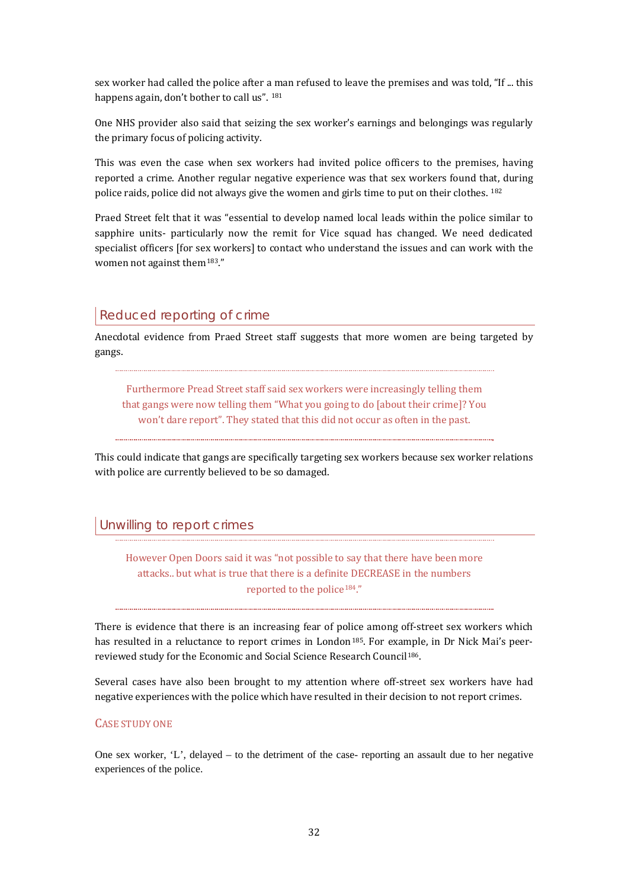sex worker had called the police after a man refused to leave the premises and was told, "If ... this happens again, don't bother to call us". [181]

One NHS provider also said that seizing the sex worker's earnings and belongings was regularly the primary focus of policing activity.

This was even the case when sex workers had invited police officers to the premises, having reported a crime. Another regular negative experience was that sex workers found that, during police raids, police did not always give the women and girls time to put on their clothes. [182]

Praed Street felt that it was "essential to develop named local leads within the police similar to sapphire units- particularly now the remit for Vice squad has changed. We need dedicated specialist officers [for sex workers] to contact who understand the issues and can work with the women not against them[183]."

## Reduced reporting of crime

Anecdotal evidence from Praed Street staff suggests that more women are being targeted by gangs.

> Furthermore Pread Street staff said sex workers were increasingly telling them that gangs were now telling them "What you going to do [about their crime]? You won't dare report". They stated that this did not occur as often in the past.

This could indicate that gangs are specifically targeting sex workers because sex worker relations with police are currently believed to be so damaged.

## Unwilling to report crimes

> However Open Doors said it was "not possible to say that there have been more attacks.. but what is true that there is a definite DECREASE in the numbers reported to the police[184]."

There is evidence that there is an increasing fear of police among off-street sex workers which has resulted in a reluctance to report crimes in London[185]. For example, in Dr Nick Mai's peer-reviewed study for the Economic and Social Science Research Council[186].

Several cases have also been brought to my attention where off-street sex workers have had negative experiences with the police which have resulted in their decision to not report crimes.

### Case study one

One sex worker, 'L', delayed – to the detriment of the case- reporting an assault due to her negative experiences of the police.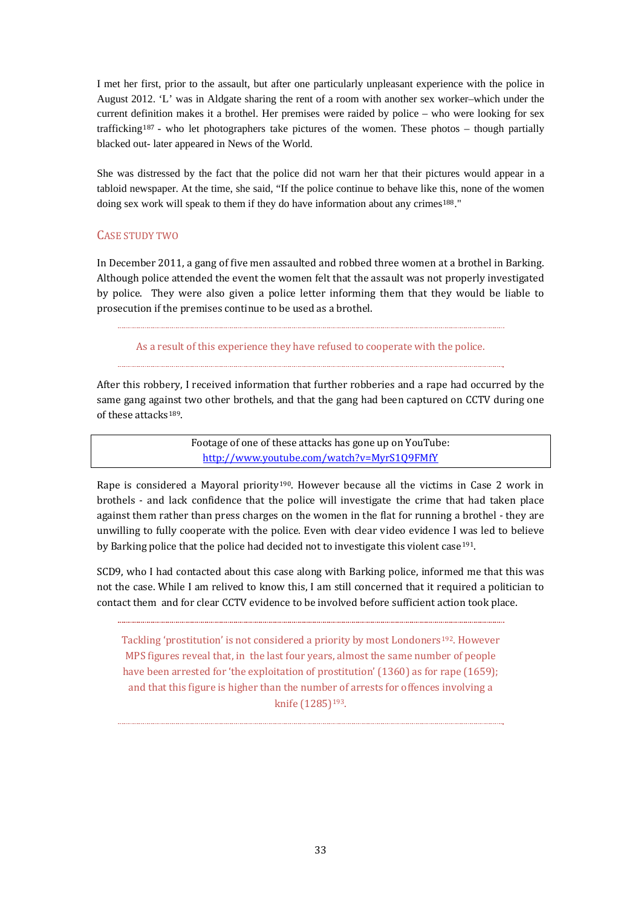I met her first, prior to the assault, but after one particularly unpleasant experience with the police in August 2012. 'L' was in Aldgate sharing the rent of a room with another sex worker–which under the current definition makes it a brothel. Her premises were raided by police – who were looking for sex trafficking[187] - who let photographers take pictures of the women. These photos – though partially blacked out- later appeared in News of the World.

She was distressed by the fact that the police did not warn her that their pictures would appear in a tabloid newspaper. At the time, she said, "If the police continue to behave like this, none of the women doing sex work will speak to them if they do have information about any crimes[188]."

### Case Study Two

In December 2011, a gang of five men assaulted and robbed three women at a brothel in Barking. Although police attended the event the women felt that the assault was not properly investigated by police. They were also given a police letter informing them that they would be liable to prosecution if the premises continue to be used as a brothel.

> As a result of this experience they have refused to cooperate with the police.

After this robbery, I received information that further robberies and a rape had occurred by the same gang against two other brothels, and that the gang had been captured on CCTV during one of these attacks[189].

> Footage of one of these attacks has gone up on YouTube: http://www.youtube.com/watch?v=MyrS1Q9FMfY

Rape is considered a Mayoral priority[190]. However because all the victims in Case 2 work in brothels - and lack confidence that the police will investigate the crime that had taken place against them rather than press charges on the women in the flat for running a brothel - they are unwilling to fully cooperate with the police. Even with clear video evidence I was led to believe by Barking police that the police had decided not to investigate this violent case[191].

SCD9, who I had contacted about this case along with Barking police, informed me that this was not the case. While I am relived to know this, I am still concerned that it required a politician to contact them and for clear CCTV evidence to be involved before sufficient action took place.

> Tackling 'prostitution' is not considered a priority by most Londoners[192]. However MPS figures reveal that, in the last four years, almost the same number of people have been arrested for 'the exploitation of prostitution' (1360) as for rape (1659); and that this figure is higher than the number of arrests for offences involving a knife (1285)[193].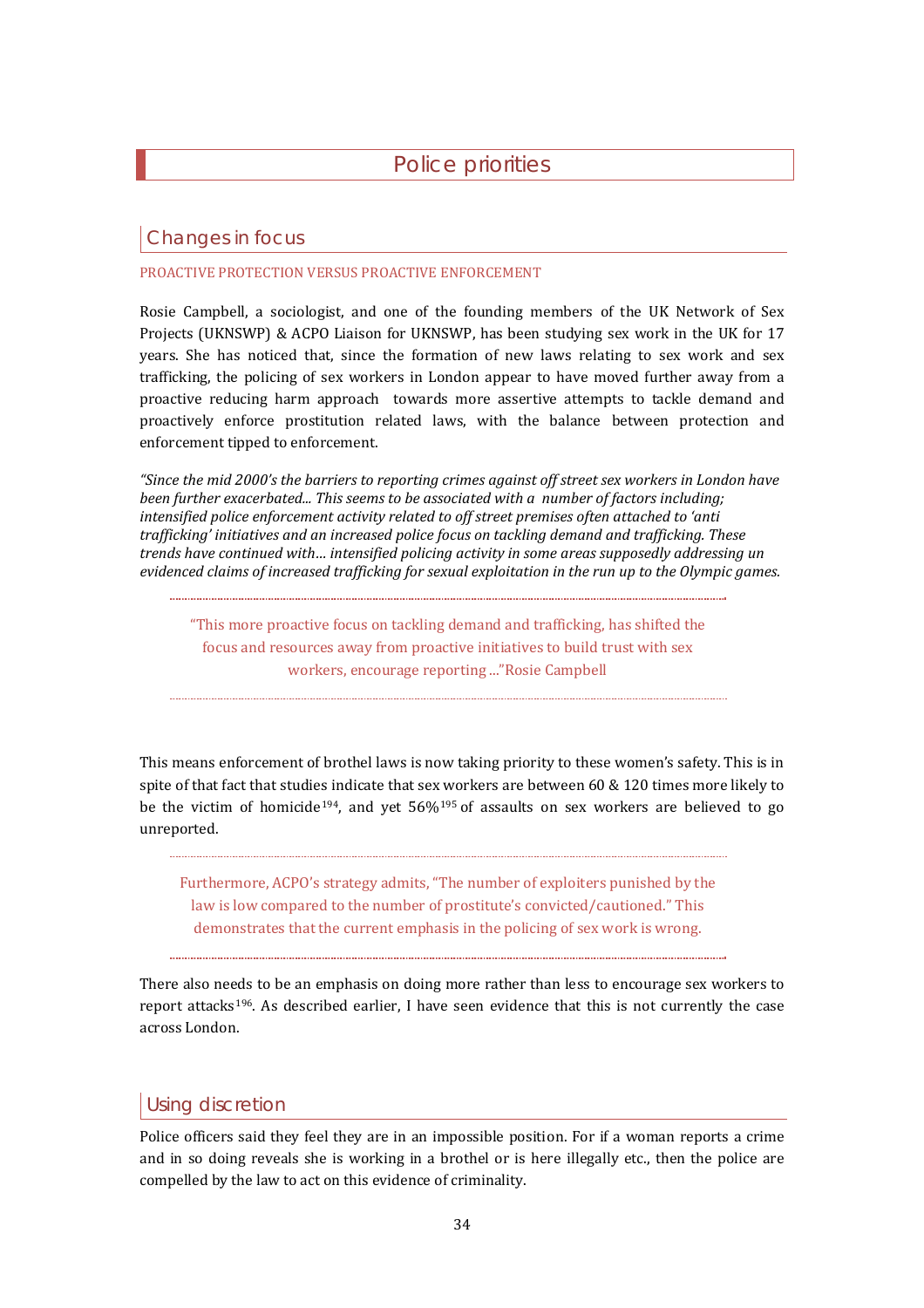# Police priorities

## Changes in focus

### PROACTIVE PROTECTION VERSUS PROACTIVE ENFORCEMENT

Rosie Campbell, a sociologist, and one of the founding members of the UK Network of Sex Projects (UKNSWP) & ACPO Liaison for UKNSWP, has been studying sex work in the UK for 17 years. She has noticed that, since the formation of new laws relating to sex work and sex trafficking, the policing of sex workers in London appear to have moved further away from a proactive reducing harm approach towards more assertive attempts to tackle demand and proactively enforce prostitution related laws, with the balance between protection and enforcement tipped to enforcement.

*"Since the mid 2000's the barriers to reporting crimes against off street sex workers in London have been further exacerbated... This seems to be associated with a number of factors including; intensified police enforcement activity related to off street premises often attached to 'anti trafficking' initiatives and an increased police focus on tackling demand and trafficking. These trends have continued with... intensified policing activity in some areas supposedly addressing un evidenced claims of increased trafficking for sexual exploitation in the run up to the Olympic games.*

> "This more proactive focus on tackling demand and trafficking, has shifted the focus and resources away from proactive initiatives to build trust with sex workers, encourage reporting ..."Rosie Campbell

This means enforcement of brothel laws is now taking priority to these women's safety. This is in spite of that fact that studies indicate that sex workers are between 60 & 120 times more likely to be the victim of homicide[194], and yet 56%[195] of assaults on sex workers are believed to go unreported.

> Furthermore, ACPO's strategy admits, "The number of exploiters punished by the law is low compared to the number of prostitute's convicted/cautioned." This demonstrates that the current emphasis in the policing of sex work is wrong.

There also needs to be an emphasis on doing more rather than less to encourage sex workers to report attacks[196]. As described earlier, I have seen evidence that this is not currently the case across London.

## Using discretion

Police officers said they feel they are in an impossible position. For if a woman reports a crime and in so doing reveals she is working in a brothel or is here illegally etc., then the police are compelled by the law to act on this evidence of criminality.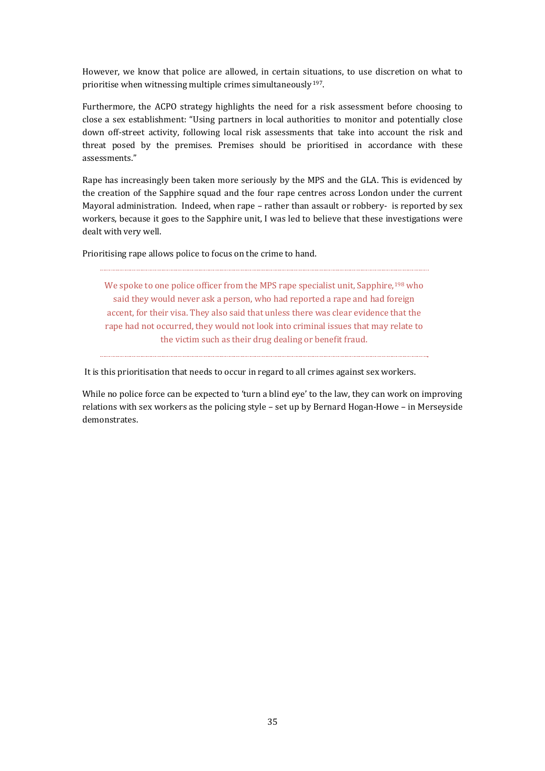However, we know that police are allowed, in certain situations, to use discretion on what to prioritise when witnessing multiple crimes simultaneously[197].

Furthermore, the ACPO strategy highlights the need for a risk assessment before choosing to close a sex establishment: "Using partners in local authorities to monitor and potentially close down off-street activity, following local risk assessments that take into account the risk and threat posed by the premises. Premises should be prioritised in accordance with these assessments."

Rape has increasingly been taken more seriously by the MPS and the GLA. This is evidenced by the creation of the Sapphire squad and the four rape centres across London under the current Mayoral administration. Indeed, when rape – rather than assault or robbery- is reported by sex workers, because it goes to the Sapphire unit, I was led to believe that these investigations were dealt with very well.

Prioritising rape allows police to focus on the crime to hand.

> We spoke to one police officer from the MPS rape specialist unit, Sapphire,[198] who said they would never ask a person, who had reported a rape and had foreign accent, for their visa. They also said that unless there was clear evidence that the rape had not occurred, they would not look into criminal issues that may relate to the victim such as their drug dealing or benefit fraud.

It is this prioritisation that needs to occur in regard to all crimes against sex workers.

While no police force can be expected to 'turn a blind eye' to the law, they can work on improving relations with sex workers as the policing style – set up by Bernard Hogan-Howe – in Merseyside demonstrates.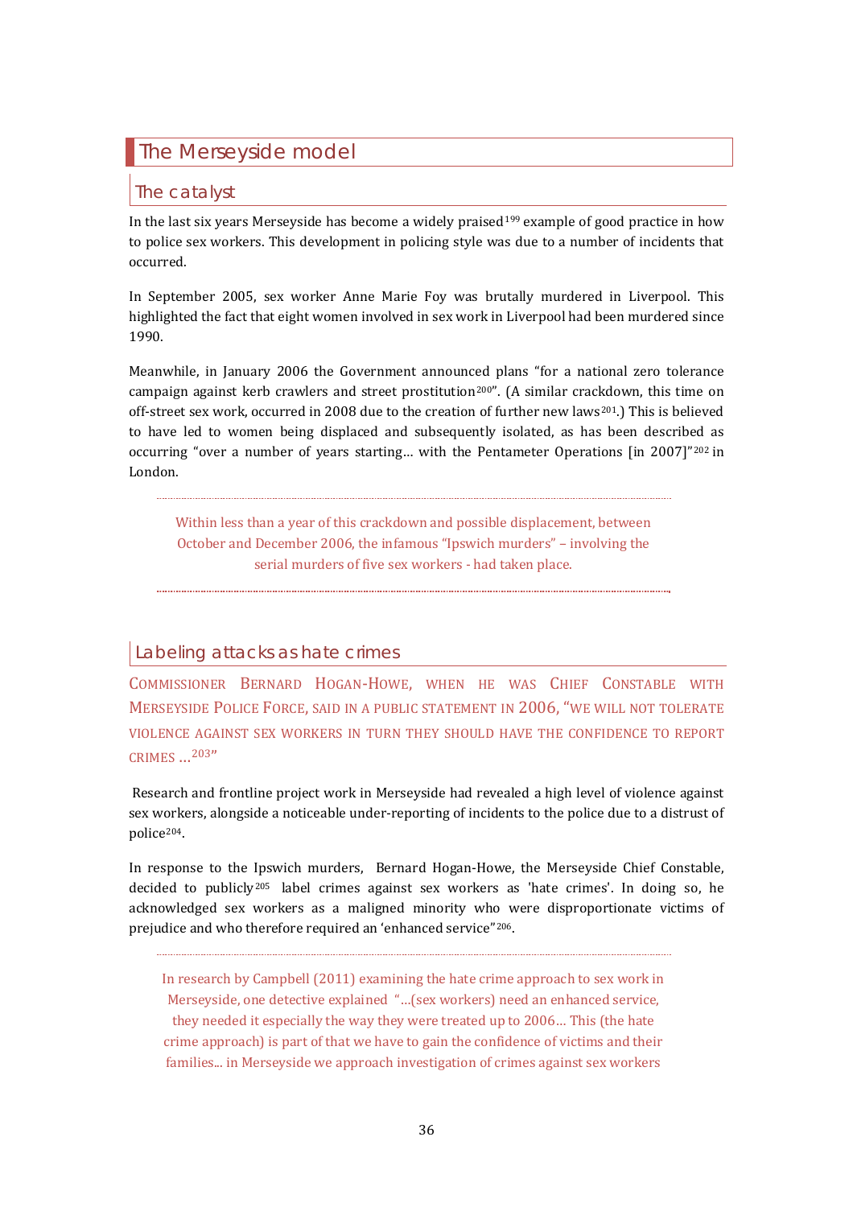## The Merseyside model

### The catalyst

In the last six years Merseyside has become a widely praised[199] example of good practice in how to police sex workers. This development in policing style was due to a number of incidents that occurred.

In September 2005, sex worker Anne Marie Foy was brutally murdered in Liverpool. This highlighted the fact that eight women involved in sex work in Liverpool had been murdered since 1990.

Meanwhile, in January 2006 the Government announced plans "for a national zero tolerance campaign against kerb crawlers and street prostitution[200]". (A similar crackdown, this time on off-street sex work, occurred in 2008 due to the creation of further new laws[201].) This is believed to have led to women being displaced and subsequently isolated, as has been described as occurring "over a number of years starting… with the Pentameter Operations [in 2007]"[202] in London.

> Within less than a year of this crackdown and possible displacement, between October and December 2006, the infamous "Ipswich murders" – involving the serial murders of five sex workers - had taken place.

### Labeling attacks as hate crimes

COMMISSIONER BERNARD HOGAN-HOWE, WHEN HE WAS CHIEF CONSTABLE WITH MERSEYSIDE POLICE FORCE, SAID IN A PUBLIC STATEMENT IN 2006, "WE WILL NOT TOLERATE VIOLENCE AGAINST SEX WORKERS IN TURN THEY SHOULD HAVE THE CONFIDENCE TO REPORT CRIMES …[203]"

Research and frontline project work in Merseyside had revealed a high level of violence against sex workers, alongside a noticeable under-reporting of incidents to the police due to a distrust of police[204].

In response to the Ipswich murders, Bernard Hogan-Howe, the Merseyside Chief Constable, decided to publicly[205] label crimes against sex workers as 'hate crimes'. In doing so, he acknowledged sex workers as a maligned minority who were disproportionate victims of prejudice and who therefore required an 'enhanced service"[206].

> In research by Campbell (2011) examining the hate crime approach to sex work in Merseyside, one detective explained "…(sex workers) need an enhanced service, they needed it especially the way they were treated up to 2006… This (the hate crime approach) is part of that we have to gain the confidence of victims and their families... in Merseyside we approach investigation of crimes against sex workers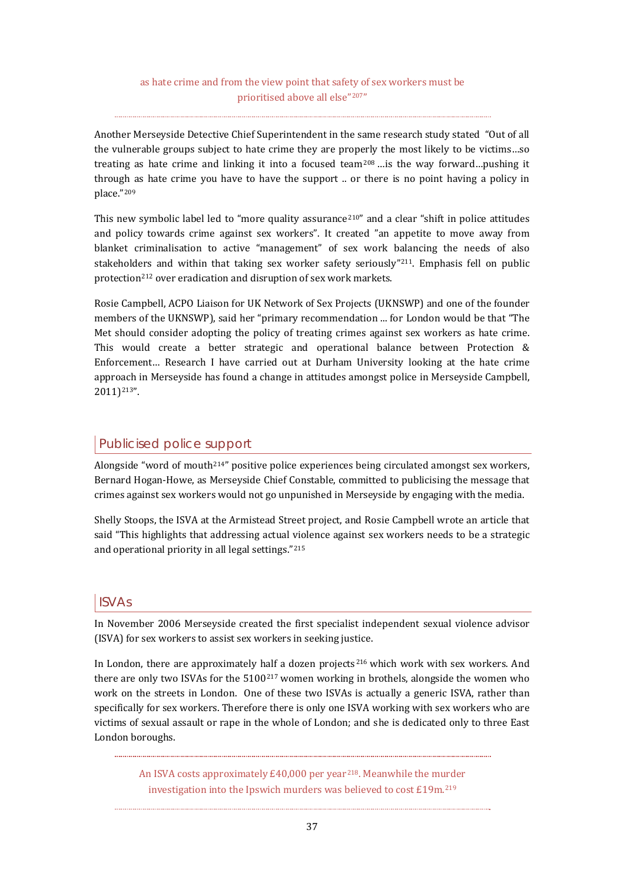as hate crime and from the view point that safety of sex workers must be prioritised above all else"[207]"

Another Merseyside Detective Chief Superintendent in the same research study stated "Out of all the vulnerable groups subject to hate crime they are properly the most likely to be victims…so treating as hate crime and linking it into a focused team[208] …is the way forward…pushing it through as hate crime you have to have the support .. or there is no point having a policy in place."[209]

This new symbolic label led to "more quality assurance[210]" and a clear "shift in police attitudes and policy towards crime against sex workers". It created "an appetite to move away from blanket criminalisation to active "management" of sex work balancing the needs of also stakeholders and within that taking sex worker safety seriously"[211]. Emphasis fell on public protection[212] over eradication and disruption of sex work markets.

Rosie Campbell, ACPO Liaison for UK Network of Sex Projects (UKNSWP) and one of the founder members of the UKNSWP), said her "primary recommendation ... for London would be that "The Met should consider adopting the policy of treating crimes against sex workers as hate crime. This would create a better strategic and operational balance between Protection & Enforcement… Research I have carried out at Durham University looking at the hate crime approach in Merseyside has found a change in attitudes amongst police in Merseyside Campbell, 2011)[213]".

## Publicised police support

Alongside "word of mouth[214]" positive police experiences being circulated amongst sex workers, Bernard Hogan-Howe, as Merseyside Chief Constable, committed to publicising the message that crimes against sex workers would not go unpunished in Merseyside by engaging with the media.

Shelly Stoops, the ISVA at the Armistead Street project, and Rosie Campbell wrote an article that said "This highlights that addressing actual violence against sex workers needs to be a strategic and operational priority in all legal settings."[215]

## ISVAs

In November 2006 Merseyside created the first specialist independent sexual violence advisor (ISVA) for sex workers to assist sex workers in seeking justice.

In London, there are approximately half a dozen projects[216] which work with sex workers. And there are only two ISVAs for the 5100[217] women working in brothels, alongside the women who work on the streets in London. One of these two ISVAs is actually a generic ISVA, rather than specifically for sex workers. Therefore there is only one ISVA working with sex workers who are victims of sexual assault or rape in the whole of London; and she is dedicated only to three East London boroughs.

An ISVA costs approximately £40,000 per year[218]. Meanwhile the murder investigation into the Ipswich murders was believed to cost £19m.[219]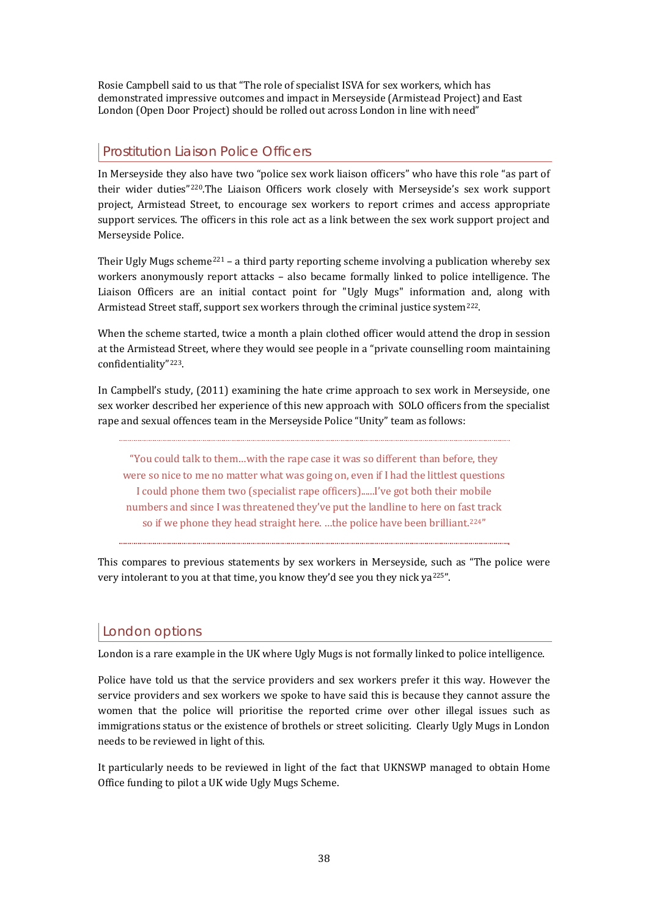Rosie Campbell said to us that "The role of specialist ISVA for sex workers, which has demonstrated impressive outcomes and impact in Merseyside (Armistead Project) and East London (Open Door Project) should be rolled out across London in line with need"

## Prostitution Liaison Police Officers

In Merseyside they also have two "police sex work liaison officers" who have this role "as part of their wider duties"[220].The Liaison Officers work closely with Merseyside's sex work support project, Armistead Street, to encourage sex workers to report crimes and access appropriate support services. The officers in this role act as a link between the sex work support project and Merseyside Police.

Their Ugly Mugs scheme[221] – a third party reporting scheme involving a publication whereby sex workers anonymously report attacks – also became formally linked to police intelligence. The Liaison Officers are an initial contact point for "Ugly Mugs" information and, along with Armistead Street staff, support sex workers through the criminal justice system[222].

When the scheme started, twice a month a plain clothed officer would attend the drop in session at the Armistead Street, where they would see people in a "private counselling room maintaining confidentiality"[223].

In Campbell's study, (2011) examining the hate crime approach to sex work in Merseyside, one sex worker described her experience of this new approach with SOLO officers from the specialist rape and sexual offences team in the Merseyside Police "Unity" team as follows:

> "You could talk to them…with the rape case it was so different than before, they were so nice to me no matter what was going on, even if I had the littlest questions I could phone them two (specialist rape officers)......I've got both their mobile numbers and since I was threatened they've put the landline to here on fast track so if we phone they head straight here. …the police have been brilliant.[224]"

This compares to previous statements by sex workers in Merseyside, such as "The police were very intolerant to you at that time, you know they'd see you they nick ya[225]".

## London options

London is a rare example in the UK where Ugly Mugs is not formally linked to police intelligence.

Police have told us that the service providers and sex workers prefer it this way. However the service providers and sex workers we spoke to have said this is because they cannot assure the women that the police will prioritise the reported crime over other illegal issues such as immigrations status or the existence of brothels or street soliciting. Clearly Ugly Mugs in London needs to be reviewed in light of this.

It particularly needs to be reviewed in light of the fact that UKNSWP managed to obtain Home Office funding to pilot a UK wide Ugly Mugs Scheme.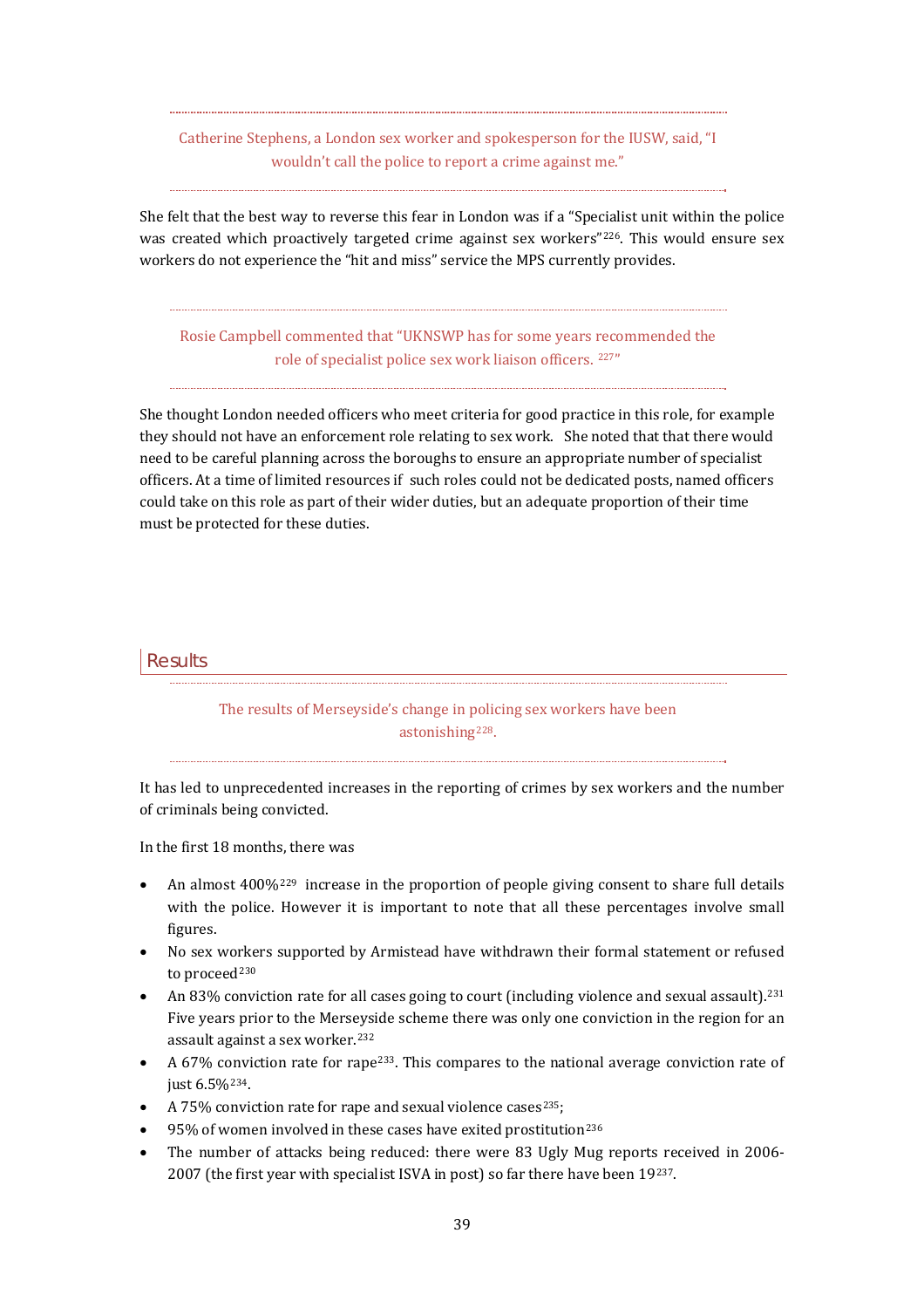> Catherine Stephens, a London sex worker and spokesperson for the IUSW, said, "I wouldn't call the police to report a crime against me."

She felt that the best way to reverse this fear in London was if a "Specialist unit within the police was created which proactively targeted crime against sex workers"[226]. This would ensure sex workers do not experience the "hit and miss" service the MPS currently provides.

> Rosie Campbell commented that "UKNSWP has for some years recommended the role of specialist police sex work liaison officers. [227]"

She thought London needed officers who meet criteria for good practice in this role, for example they should not have an enforcement role relating to sex work. She noted that that there would need to be careful planning across the boroughs to ensure an appropriate number of specialist officers. At a time of limited resources if such roles could not be dedicated posts, named officers could take on this role as part of their wider duties, but an adequate proportion of their time must be protected for these duties.

## Results

> The results of Merseyside's change in policing sex workers have been astonishing[228].

It has led to unprecedented increases in the reporting of crimes by sex workers and the number of criminals being convicted.

In the first 18 months, there was

- An almost 400%[229] increase in the proportion of people giving consent to share full details with the police. However it is important to note that all these percentages involve small figures.
- No sex workers supported by Armistead have withdrawn their formal statement or refused to proceed[230]
- An 83% conviction rate for all cases going to court (including violence and sexual assault).[231] Five years prior to the Merseyside scheme there was only one conviction in the region for an assault against a sex worker.[232]
- A 67% conviction rate for rape[233]. This compares to the national average conviction rate of just 6.5%[234].
- A 75% conviction rate for rape and sexual violence cases[235];
- 95% of women involved in these cases have exited prostitution[236]
- The number of attacks being reduced: there were 83 Ugly Mug reports received in 2006-2007 (the first year with specialist ISVA in post) so far there have been 19[237].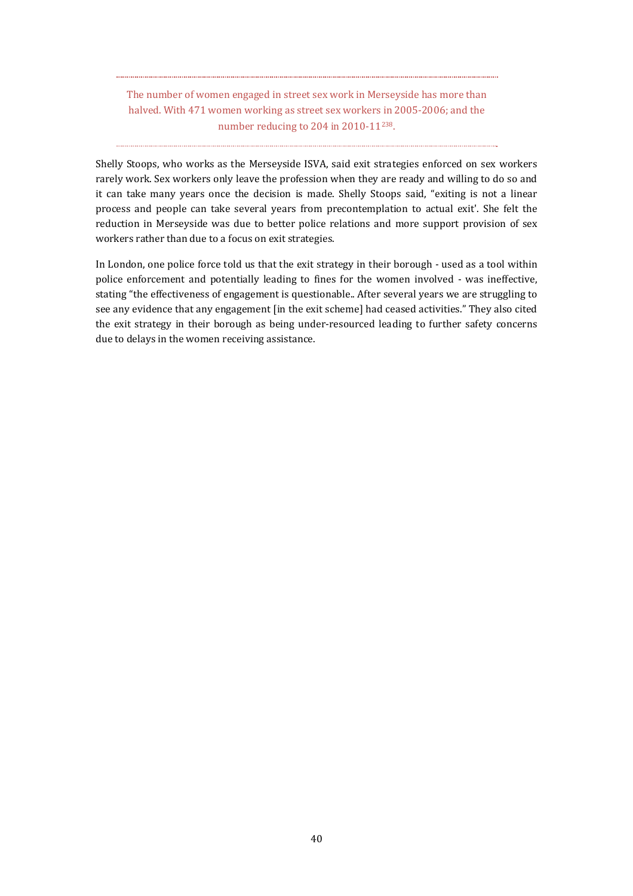> The number of women engaged in street sex work in Merseyside has more than halved. With 471 women working as street sex workers in 2005-2006; and the number reducing to 204 in 2010-11[238].

Shelly Stoops, who works as the Merseyside ISVA, said exit strategies enforced on sex workers rarely work. Sex workers only leave the profession when they are ready and willing to do so and it can take many years once the decision is made. Shelly Stoops said, "exiting is not a linear process and people can take several years from precontemplation to actual exit'. She felt the reduction in Merseyside was due to better police relations and more support provision of sex workers rather than due to a focus on exit strategies.

In London, one police force told us that the exit strategy in their borough - used as a tool within police enforcement and potentially leading to fines for the women involved - was ineffective, stating "the effectiveness of engagement is questionable.. After several years we are struggling to see any evidence that any engagement [in the exit scheme] had ceased activities." They also cited the exit strategy in their borough as being under-resourced leading to further safety concerns due to delays in the women receiving assistance.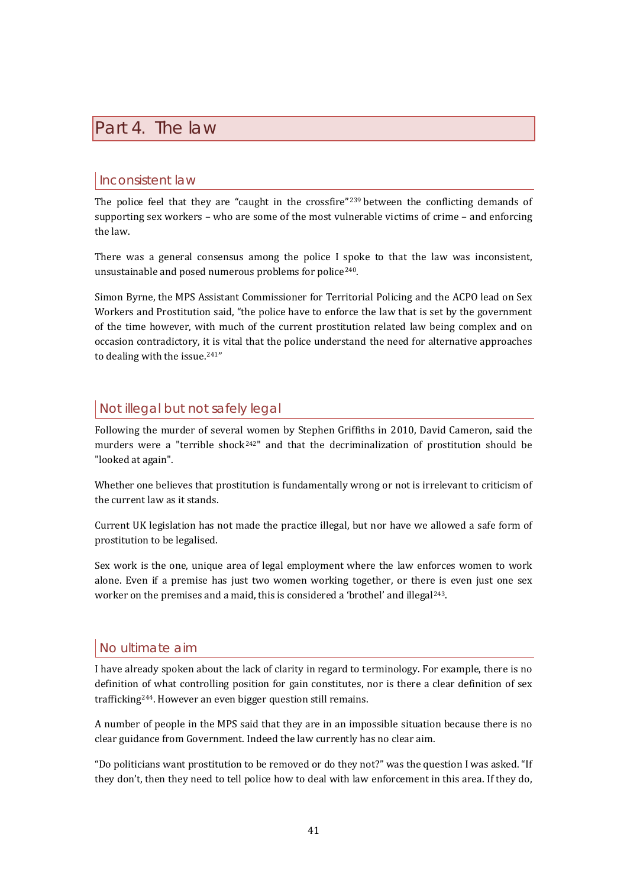# Part 4. The law

## Inconsistent law

The police feel that they are "caught in the crossfire"[239] between the conflicting demands of supporting sex workers – who are some of the most vulnerable victims of crime – and enforcing the law.

There was a general consensus among the police I spoke to that the law was inconsistent, unsustainable and posed numerous problems for police[240].

Simon Byrne, the MPS Assistant Commissioner for Territorial Policing and the ACPO lead on Sex Workers and Prostitution said, "the police have to enforce the law that is set by the government of the time however, with much of the current prostitution related law being complex and on occasion contradictory, it is vital that the police understand the need for alternative approaches to dealing with the issue.[241]"

## Not illegal but not safely legal

Following the murder of several women by Stephen Griffiths in 2010, David Cameron, said the murders were a "terrible shock[242]" and that the decriminalization of prostitution should be "looked at again".

Whether one believes that prostitution is fundamentally wrong or not is irrelevant to criticism of the current law as it stands.

Current UK legislation has not made the practice illegal, but nor have we allowed a safe form of prostitution to be legalised.

Sex work is the one, unique area of legal employment where the law enforces women to work alone. Even if a premise has just two women working together, or there is even just one sex worker on the premises and a maid, this is considered a 'brothel' and illegal[243].

## No ultimate aim

I have already spoken about the lack of clarity in regard to terminology. For example, there is no definition of what controlling position for gain constitutes, nor is there a clear definition of sex trafficking[244]. However an even bigger question still remains.

A number of people in the MPS said that they are in an impossible situation because there is no clear guidance from Government. Indeed the law currently has no clear aim.

"Do politicians want prostitution to be removed or do they not?" was the question I was asked. "If they don't, then they need to tell police how to deal with law enforcement in this area. If they do,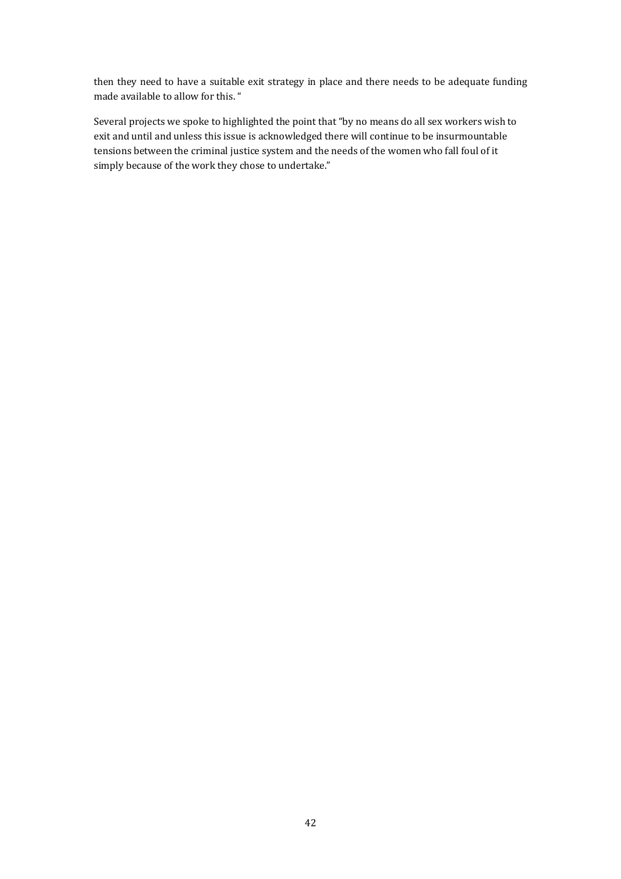then they need to have a suitable exit strategy in place and there needs to be adequate funding made available to allow for this. "

Several projects we spoke to highlighted the point that "by no means do all sex workers wish to exit and until and unless this issue is acknowledged there will continue to be insurmountable tensions between the criminal justice system and the needs of the women who fall foul of it simply because of the work they chose to undertake."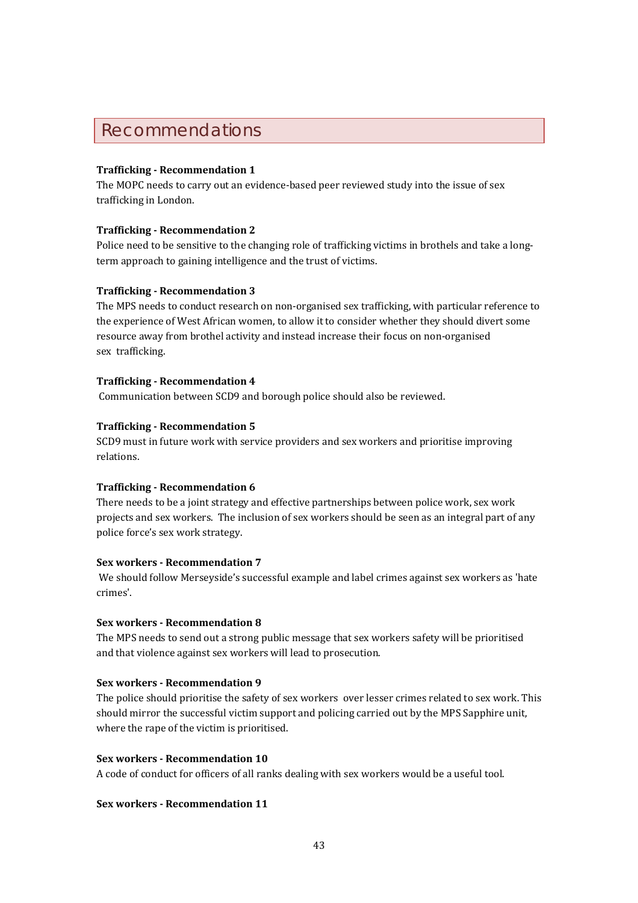## Recommendations

**Trafficking - Recommendation 1**
The MOPC needs to carry out an evidence-based peer reviewed study into the issue of sex trafficking in London.

**Trafficking - Recommendation 2**
Police need to be sensitive to the changing role of trafficking victims in brothels and take a long-term approach to gaining intelligence and the trust of victims.

**Trafficking - Recommendation 3**
The MPS needs to conduct research on non-organised sex trafficking, with particular reference to the experience of West African women, to allow it to consider whether they should divert some resource away from brothel activity and instead increase their focus on non-organised sex trafficking.

**Trafficking - Recommendation 4**
Communication between SCD9 and borough police should also be reviewed.

**Trafficking - Recommendation 5**
SCD9 must in future work with service providers and sex workers and prioritise improving relations.

**Trafficking - Recommendation 6**
There needs to be a joint strategy and effective partnerships between police work, sex work projects and sex workers. The inclusion of sex workers should be seen as an integral part of any police force's sex work strategy.

**Sex workers - Recommendation 7**
We should follow Merseyside's successful example and label crimes against sex workers as 'hate crimes'.

**Sex workers - Recommendation 8**
The MPS needs to send out a strong public message that sex workers safety will be prioritised and that violence against sex workers will lead to prosecution.

**Sex workers - Recommendation 9**
The police should prioritise the safety of sex workers over lesser crimes related to sex work. This should mirror the successful victim support and policing carried out by the MPS Sapphire unit, where the rape of the victim is prioritised.

**Sex workers - Recommendation 10**
A code of conduct for officers of all ranks dealing with sex workers would be a useful tool.

**Sex workers - Recommendation 11**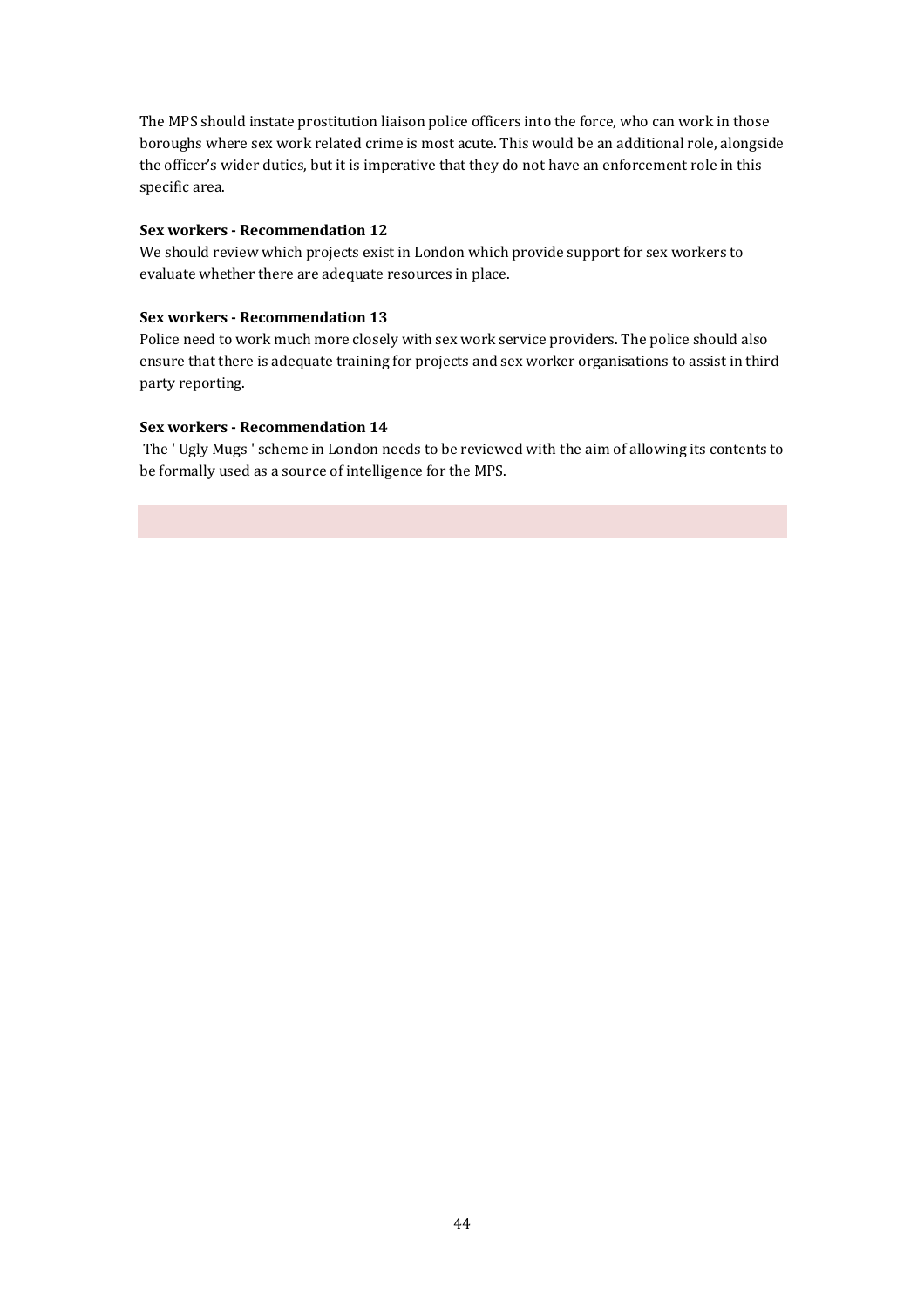The MPS should instate prostitution liaison police officers into the force, who can work in those boroughs where sex work related crime is most acute. This would be an additional role, alongside the officer's wider duties, but it is imperative that they do not have an enforcement role in this specific area.

**Sex workers - Recommendation 12**

We should review which projects exist in London which provide support for sex workers to evaluate whether there are adequate resources in place.

**Sex workers - Recommendation 13**

Police need to work much more closely with sex work service providers. The police should also ensure that there is adequate training for projects and sex worker organisations to assist in third party reporting.

**Sex workers - Recommendation 14**

The ' Ugly Mugs ' scheme in London needs to be reviewed with the aim of allowing its contents to be formally used as a source of intelligence for the MPS.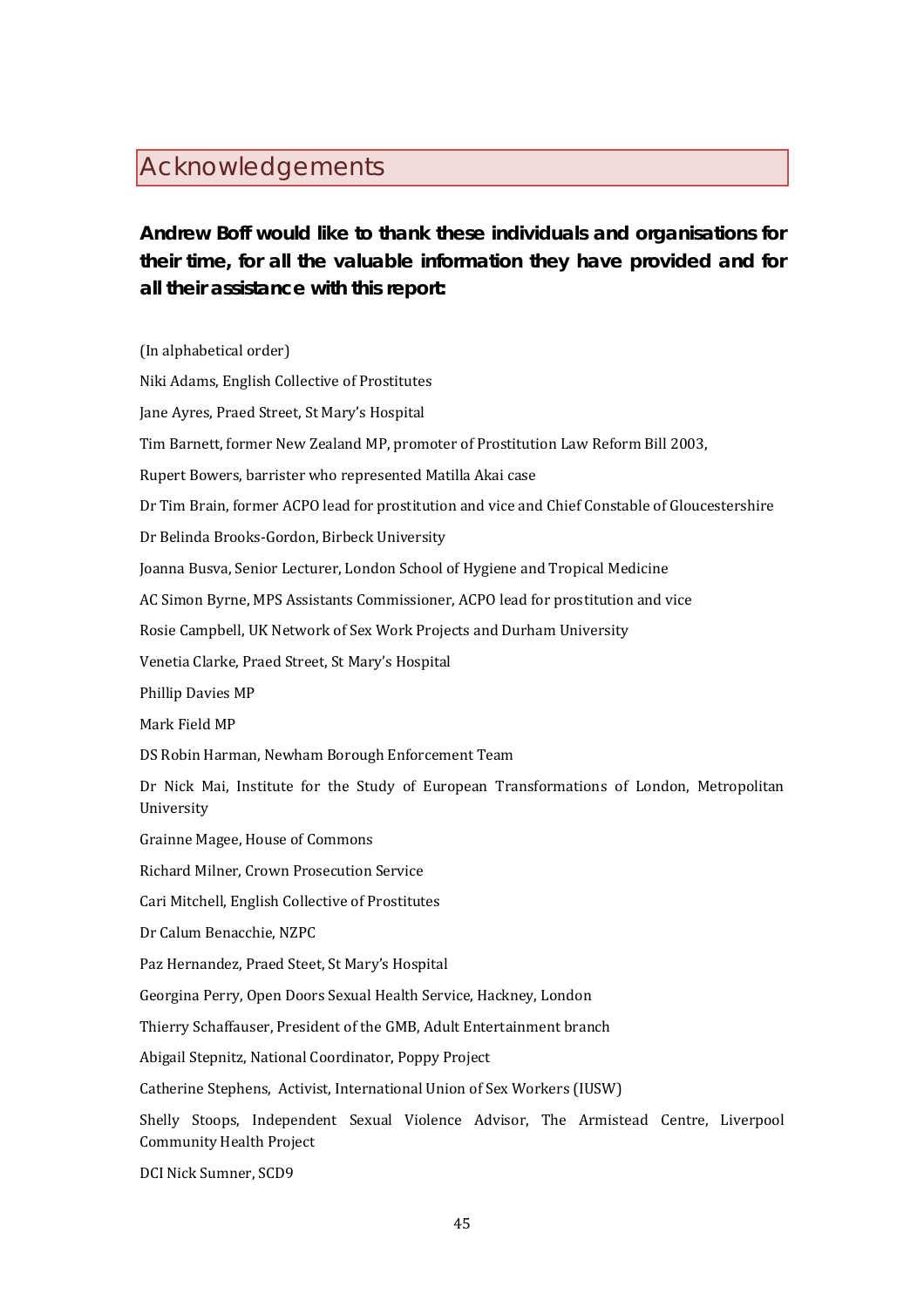# Acknowledgements

**Andrew Boff would like to thank these individuals and organisations for their time, for all the valuable information they have provided and for all their assistance with this report:**

(In alphabetical order)

Niki Adams, English Collective of Prostitutes

Jane Ayres, Praed Street, St Mary's Hospital

Tim Barnett, former New Zealand MP, promoter of Prostitution Law Reform Bill 2003,

Rupert Bowers, barrister who represented Matilla Akai case

Dr Tim Brain, former ACPO lead for prostitution and vice and Chief Constable of Gloucestershire

Dr Belinda Brooks-Gordon, Birbeck University

Joanna Busva, Senior Lecturer, London School of Hygiene and Tropical Medicine

AC Simon Byrne, MPS Assistants Commissioner, ACPO lead for prostitution and vice

Rosie Campbell, UK Network of Sex Work Projects and Durham University

Venetia Clarke, Praed Street, St Mary's Hospital

Phillip Davies MP

Mark Field MP

DS Robin Harman, Newham Borough Enforcement Team

Dr Nick Mai, Institute for the Study of European Transformations of London, Metropolitan University

Grainne Magee, House of Commons

Richard Milner, Crown Prosecution Service

Cari Mitchell, English Collective of Prostitutes

Dr Calum Benacchie, NZPC

Paz Hernandez, Praed Steet, St Mary's Hospital

Georgina Perry, Open Doors Sexual Health Service, Hackney, London

Thierry Schaffauser, President of the GMB, Adult Entertainment branch

Abigail Stepnitz, National Coordinator, Poppy Project

Catherine Stephens, Activist, International Union of Sex Workers (IUSW)

Shelly Stoops, Independent Sexual Violence Advisor, The Armistead Centre, Liverpool Community Health Project

DCI Nick Sumner, SCD9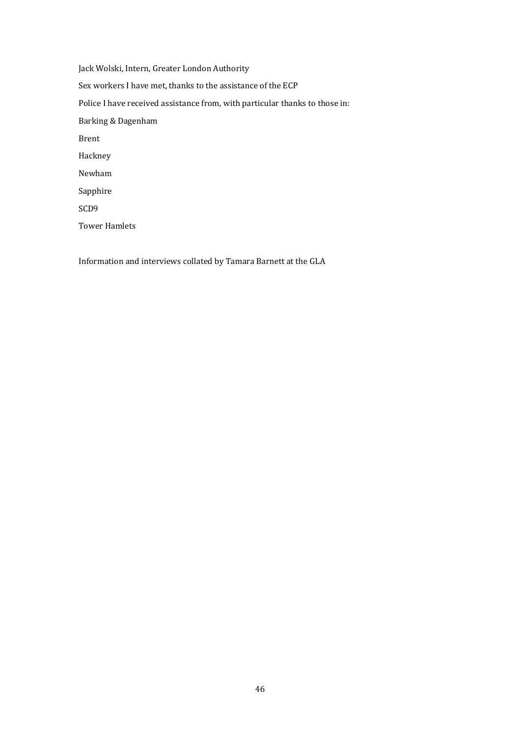Jack Wolski, Intern, Greater London Authority

Sex workers I have met, thanks to the assistance of the ECP

Police I have received assistance from, with particular thanks to those in:

Barking & Dagenham

Brent

Hackney

Newham

Sapphire

SCD9

Tower Hamlets

Information and interviews collated by Tamara Barnett at the GLA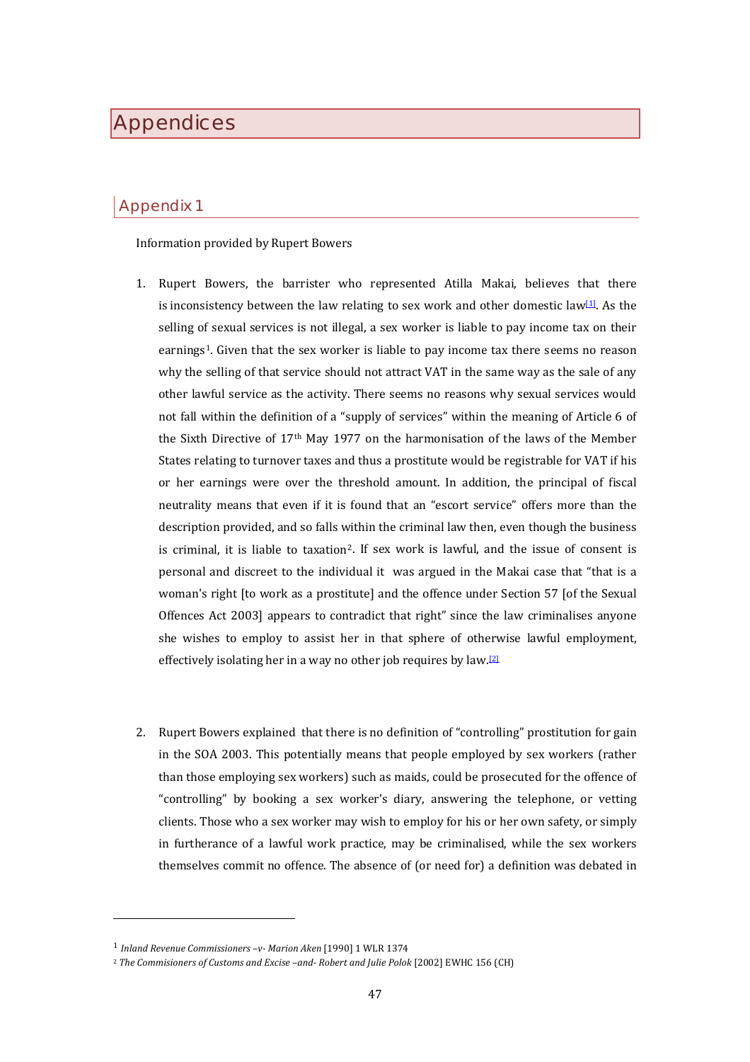# Appendices

## Appendix 1

Information provided by Rupert Bowers

1. Rupert Bowers, the barrister who represented Atilla Makai, believes that there is inconsistency between the law relating to sex work and other domestic law[1]. As the selling of sexual services is not illegal, a sex worker is liable to pay income tax on their earnings[1]. Given that the sex worker is liable to pay income tax there seems no reason why the selling of that service should not attract VAT in the same way as the sale of any other lawful service as the activity. There seems no reasons why sexual services would not fall within the definition of a "supply of services" within the meaning of Article 6 of the Sixth Directive of 17th May 1977 on the harmonisation of the laws of the Member States relating to turnover taxes and thus a prostitute would be registrable for VAT if his or her earnings were over the threshold amount. In addition, the principal of fiscal neutrality means that even if it is found that an "escort service" offers more than the description provided, and so falls within the criminal law then, even though the business is criminal, it is liable to taxation[2]. If sex work is lawful, and the issue of consent is personal and discreet to the individual it was argued in the Makai case that "that is a woman's right [to work as a prostitute] and the offence under Section 57 [of the Sexual Offences Act 2003] appears to contradict that right" since the law criminalises anyone she wishes to employ to assist her in that sphere of otherwise lawful employment, effectively isolating her in a way no other job requires by law.[2]

2. Rupert Bowers explained that there is no definition of "controlling" prostitution for gain in the SOA 2003. This potentially means that people employed by sex workers (rather than those employing sex workers) such as maids, could be prosecuted for the offence of "controlling" by booking a sex worker's diary, answering the telephone, or vetting clients. Those who a sex worker may wish to employ for his or her own safety, or simply in furtherance of a lawful work practice, may be criminalised, while the sex workers themselves commit no offence. The absence of (or need for) a definition was debated in

---

[1] *Inland Revenue Commissioners –v- Marion Aken* [1990] 1 WLR 1374

[2] *The Commisioners of Customs and Excise –and- Robert and Julie Polok* [2002] EWHC 156 (CH)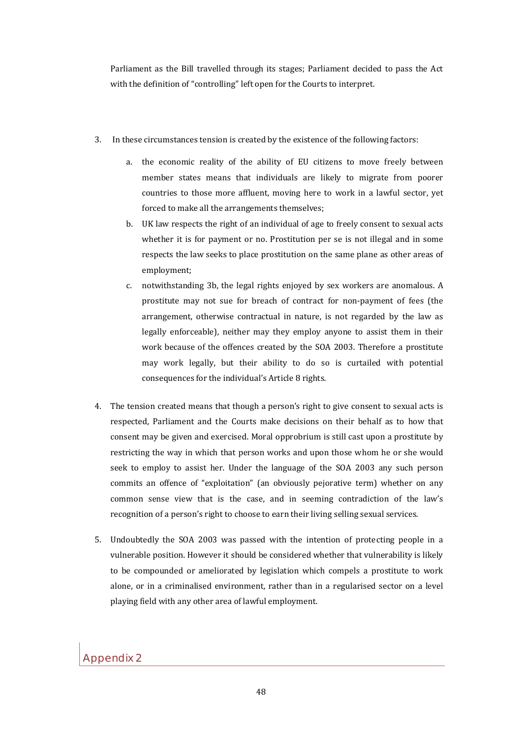Parliament as the Bill travelled through its stages; Parliament decided to pass the Act with the definition of "controlling" left open for the Courts to interpret.

3. In these circumstances tension is created by the existence of the following factors:

   a. the economic reality of the ability of EU citizens to move freely between member states means that individuals are likely to migrate from poorer countries to those more affluent, moving here to work in a lawful sector, yet forced to make all the arrangements themselves;

   b. UK law respects the right of an individual of age to freely consent to sexual acts whether it is for payment or no. Prostitution per se is not illegal and in some respects the law seeks to place prostitution on the same plane as other areas of employment;

   c. notwithstanding 3b, the legal rights enjoyed by sex workers are anomalous. A prostitute may not sue for breach of contract for non-payment of fees (the arrangement, otherwise contractual in nature, is not regarded by the law as legally enforceable), neither may they employ anyone to assist them in their work because of the offences created by the SOA 2003. Therefore a prostitute may work legally, but their ability to do so is curtailed with potential consequences for the individual's Article 8 rights.

4. The tension created means that though a person's right to give consent to sexual acts is respected, Parliament and the Courts make decisions on their behalf as to how that consent may be given and exercised. Moral opprobrium is still cast upon a prostitute by restricting the way in which that person works and upon those whom he or she would seek to employ to assist her. Under the language of the SOA 2003 any such person commits an offence of "exploitation" (an obviously pejorative term) whether on any common sense view that is the case, and in seeming contradiction of the law's recognition of a person's right to choose to earn their living selling sexual services.

5. Undoubtedly the SOA 2003 was passed with the intention of protecting people in a vulnerable position. However it should be considered whether that vulnerability is likely to be compounded or ameliorated by legislation which compels a prostitute to work alone, or in a criminalised environment, rather than in a regularised sector on a level playing field with any other area of lawful employment.

## Appendix 2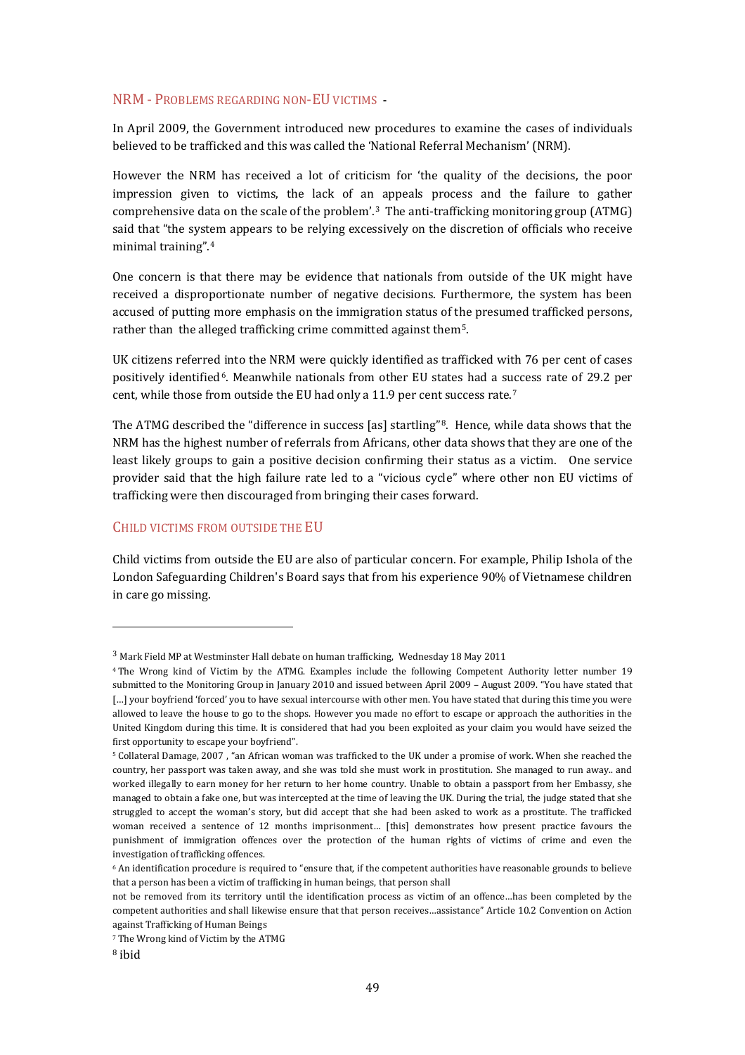## NRM - Problems regarding non-EU victims -

In April 2009, the Government introduced new procedures to examine the cases of individuals believed to be trafficked and this was called the 'National Referral Mechanism' (NRM).

However the NRM has received a lot of criticism for 'the quality of the decisions, the poor impression given to victims, the lack of an appeals process and the failure to gather comprehensive data on the scale of the problem'.[3] The anti-trafficking monitoring group (ATMG) said that "the system appears to be relying excessively on the discretion of officials who receive minimal training".[4]

One concern is that there may be evidence that nationals from outside of the UK might have received a disproportionate number of negative decisions. Furthermore, the system has been accused of putting more emphasis on the immigration status of the presumed trafficked persons, rather than the alleged trafficking crime committed against them[5].

UK citizens referred into the NRM were quickly identified as trafficked with 76 per cent of cases positively identified[6]. Meanwhile nationals from other EU states had a success rate of 29.2 per cent, while those from outside the EU had only a 11.9 per cent success rate.[7]

The ATMG described the "difference in success [as] startling"[8]. Hence, while data shows that the NRM has the highest number of referrals from Africans, other data shows that they are one of the least likely groups to gain a positive decision confirming their status as a victim. One service provider said that the high failure rate led to a "vicious cycle" where other non EU victims of trafficking were then discouraged from bringing their cases forward.

## Child victims from outside the EU

Child victims from outside the EU are also of particular concern. For example, Philip Ishola of the London Safeguarding Children's Board says that from his experience 90% of Vietnamese children in care go missing.

---

[3] Mark Field MP at Westminster Hall debate on human trafficking, Wednesday 18 May 2011

[4] The Wrong kind of Victim by the ATMG. Examples include the following Competent Authority letter number 19 submitted to the Monitoring Group in January 2010 and issued between April 2009 – August 2009. "You have stated that [...] your boyfriend 'forced' you to have sexual intercourse with other men. You have stated that during this time you were allowed to leave the house to go to the shops. However you made no effort to escape or approach the authorities in the United Kingdom during this time. It is considered that had you been exploited as your claim you would have seized the first opportunity to escape your boyfriend".

[5] Collateral Damage, 2007 , "an African woman was trafficked to the UK under a promise of work. When she reached the country, her passport was taken away, and she was told she must work in prostitution. She managed to run away.. and worked illegally to earn money for her return to her home country. Unable to obtain a passport from her Embassy, she managed to obtain a fake one, but was intercepted at the time of leaving the UK. During the trial, the judge stated that she struggled to accept the woman's story, but did accept that she had been asked to work as a prostitute. The trafficked woman received a sentence of 12 months imprisonment… [this] demonstrates how present practice favours the punishment of immigration offences over the protection of the human rights of victims of crime and even the investigation of trafficking offences.

[6] An identification procedure is required to "ensure that, if the competent authorities have reasonable grounds to believe that a person has been a victim of trafficking in human beings, that person shall not be removed from its territory until the identification process as victim of an offence…has been completed by the competent authorities and shall likewise ensure that that person receives…assistance" Article 10.2 Convention on Action against Trafficking of Human Beings

[7] The Wrong kind of Victim by the ATMG

[8] ibid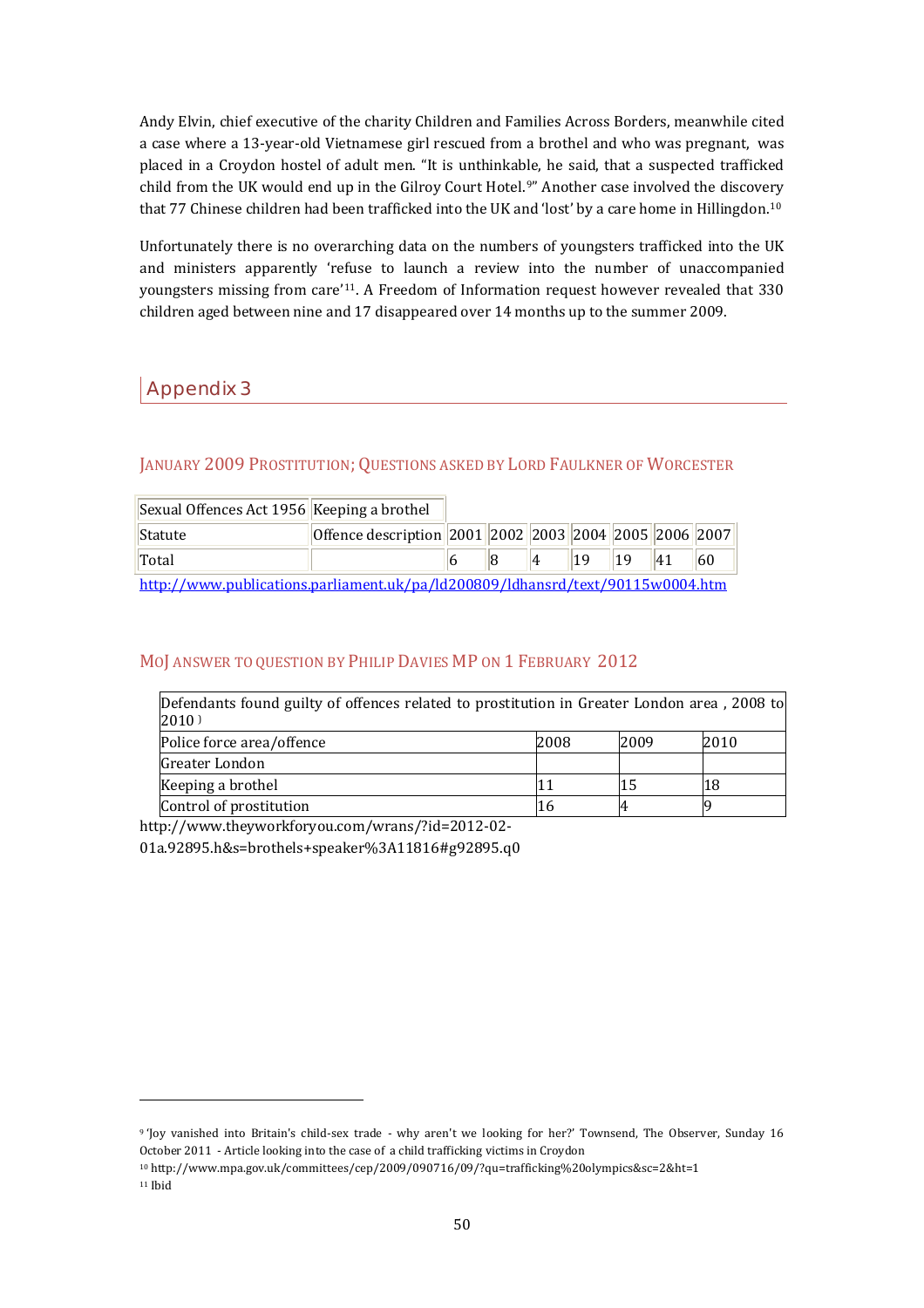Andy Elvin, chief executive of the charity Children and Families Across Borders, meanwhile cited a case where a 13-year-old Vietnamese girl rescued from a brothel and who was pregnant, was placed in a Croydon hostel of adult men. "It is unthinkable, he said, that a suspected trafficked child from the UK would end up in the Gilroy Court Hotel.[9]" Another case involved the discovery that 77 Chinese children had been trafficked into the UK and 'lost' by a care home in Hillingdon.[10]

Unfortunately there is no overarching data on the numbers of youngsters trafficked into the UK and ministers apparently 'refuse to launch a review into the number of unaccompanied youngsters missing from care'[11]. A Freedom of Information request however revealed that 330 children aged between nine and 17 disappeared over 14 months up to the summer 2009.

## Appendix 3

### January 2009 Prostitution; Questions asked by Lord Faulkner of Worcester

| Sexual Offences Act 1956 | Keeping a brothel | | | | | | | |
|---|---|---|---|---|---|---|---|---|
| Statute | Offence description | 2001 | 2002 | 2003 | 2004 | 2005 | 2006 | 2007 |
| Total | | 6 | 8 | 4 | 19 | 19 | 41 | 60 |

http://www.publications.parliament.uk/pa/ld200809/ldhansrd/text/90115w0004.htm

### MoJ answer to question by Philip Davies MP on 1 February 2012

| Defendants found guilty of offences related to prostitution in Greater London area , 2008 to 2010 ) | | | |
|---|---|---|---|
| Police force area/offence | 2008 | 2009 | 2010 |
| Greater London | | | |
| Keeping a brothel | 11 | 15 | 18 |
| Control of prostitution | 16 | 4 | 9 |

http://www.theyworkforyou.com/wrans/?id=2012-02-01a.92895.h&s=brothels+speaker%3A11816#g92895.q0

---

[9] 'Joy vanished into Britain's child-sex trade - why aren't we looking for her?' Townsend, The Observer, Sunday 16 October 2011 - Article looking into the case of a child trafficking victims in Croydon

[10] http://www.mpa.gov.uk/committees/cep/2009/090716/09/?qu=trafficking%20olympics&sc=2&ht=1

[11] Ibid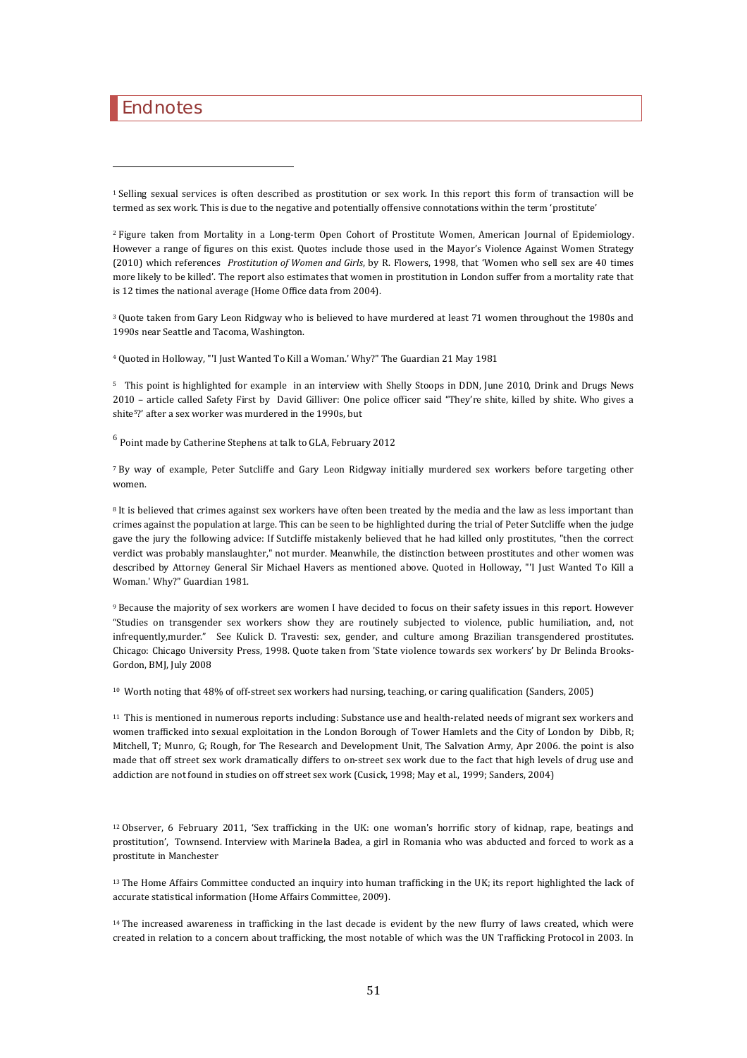# Endnotes

[1] Selling sexual services is often described as prostitution or sex work. In this report this form of transaction will be termed as sex work. This is due to the negative and potentially offensive connotations within the term 'prostitute'

[2] Figure taken from Mortality in a Long-term Open Cohort of Prostitute Women, American Journal of Epidemiology. However a range of figures on this exist. Quotes include those used in the Mayor's Violence Against Women Strategy (2010) which references *Prostitution of Women and Girls*, by R. Flowers, 1998, that 'Women who sell sex are 40 times more likely to be killed'. The report also estimates that women in prostitution in London suffer from a mortality rate that is 12 times the national average (Home Office data from 2004).

[3] Quote taken from Gary Leon Ridgway who is believed to have murdered at least 71 women throughout the 1980s and 1990s near Seattle and Tacoma, Washington.

[4] Quoted in Holloway, "'I Just Wanted To Kill a Woman.' Why?" The Guardian 21 May 1981

[5] This point is highlighted for example in an interview with Shelly Stoops in DDN, June 2010, Drink and Drugs News 2010 – article called Safety First by David Gilliver: One police officer said "They're shite, killed by shite. Who gives a shite[5]?' after a sex worker was murdered in the 1990s, but

[6] Point made by Catherine Stephens at talk to GLA, February 2012

[7] By way of example, Peter Sutcliffe and Gary Leon Ridgway initially murdered sex workers before targeting other women.

[8] It is believed that crimes against sex workers have often been treated by the media and the law as less important than crimes against the population at large. This can be seen to be highlighted during the trial of Peter Sutcliffe when the judge gave the jury the following advice: If Sutcliffe mistakenly believed that he had killed only prostitutes, "then the correct verdict was probably manslaughter," not murder. Meanwhile, the distinction between prostitutes and other women was described by Attorney General Sir Michael Havers as mentioned above. Quoted in Holloway, "'I Just Wanted To Kill a Woman.' Why?" Guardian 1981.

[9] Because the majority of sex workers are women I have decided to focus on their safety issues in this report. However "Studies on transgender sex workers show they are routinely subjected to violence, public humiliation, and, not infrequently,murder." See Kulick D. Travesti: sex, gender, and culture among Brazilian transgendered prostitutes. Chicago: Chicago University Press, 1998. Quote taken from 'State violence towards sex workers' by Dr Belinda Brooks-Gordon, BMJ, July 2008

[10] Worth noting that 48% of off-street sex workers had nursing, teaching, or caring qualification (Sanders, 2005)

[11] This is mentioned in numerous reports including: Substance use and health-related needs of migrant sex workers and women trafficked into sexual exploitation in the London Borough of Tower Hamlets and the City of London by Dibb, R; Mitchell, T; Munro, G; Rough, for The Research and Development Unit, The Salvation Army, Apr 2006. the point is also made that off street sex work dramatically differs to on-street sex work due to the fact that high levels of drug use and addiction are not found in studies on off street sex work (Cusick, 1998; May et al., 1999; Sanders, 2004)

[12] Observer, 6 February 2011, 'Sex trafficking in the UK: one woman's horrific story of kidnap, rape, beatings and prostitution', Townsend. Interview with Marinela Badea, a girl in Romania who was abducted and forced to work as a prostitute in Manchester

[13] The Home Affairs Committee conducted an inquiry into human trafficking in the UK; its report highlighted the lack of accurate statistical information (Home Affairs Committee, 2009).

[14] The increased awareness in trafficking in the last decade is evident by the new flurry of laws created, which were created in relation to a concern about trafficking, the most notable of which was the UN Trafficking Protocol in 2003. In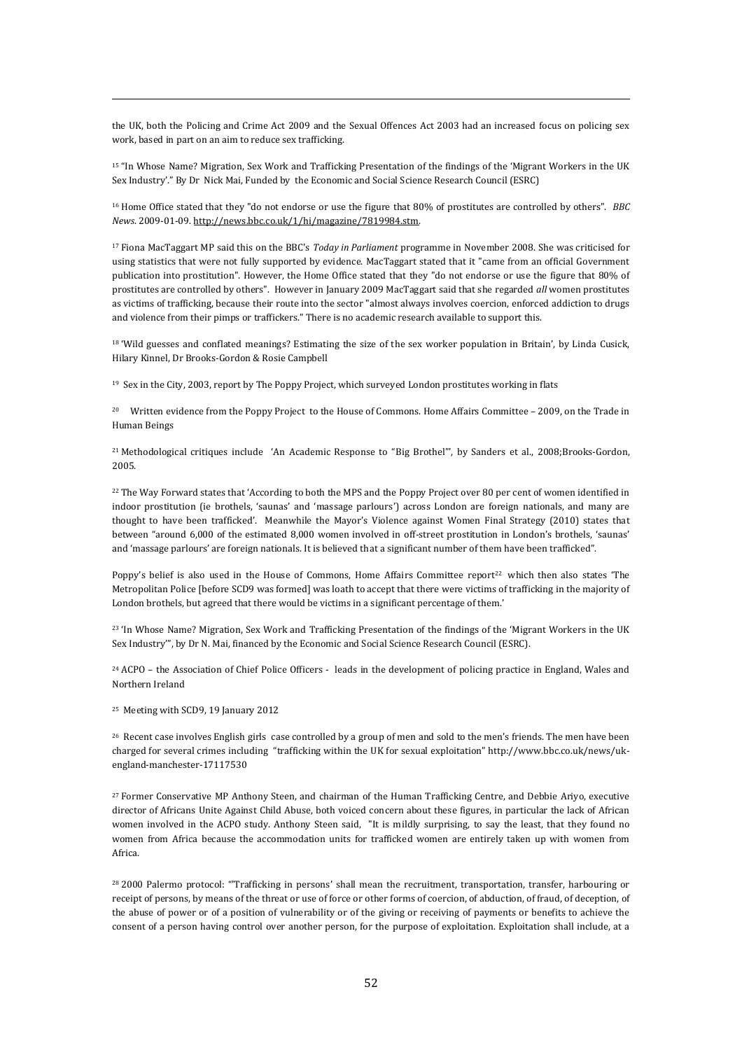the UK, both the Policing and Crime Act 2009 and the Sexual Offences Act 2003 had an increased focus on policing sex work, based in part on an aim to reduce sex trafficking.

[15] "In Whose Name? Migration, Sex Work and Trafficking Presentation of the findings of the 'Migrant Workers in the UK Sex Industry'." By Dr Nick Mai, Funded by the Economic and Social Science Research Council (ESRC)

[16] Home Office stated that they "do not endorse or use the figure that 80% of prostitutes are controlled by others". *BBC News*. 2009-01-09. http://news.bbc.co.uk/1/hi/magazine/7819984.stm.

[17] Fiona MacTaggart MP said this on the BBC's *Today in Parliament* programme in November 2008. She was criticised for using statistics that were not fully supported by evidence. MacTaggart stated that it "came from an official Government publication into prostitution". However, the Home Office stated that they "do not endorse or use the figure that 80% of prostitutes are controlled by others". However in January 2009 MacTaggart said that she regarded *all* women prostitutes as victims of trafficking, because their route into the sector "almost always involves coercion, enforced addiction to drugs and violence from their pimps or traffickers." There is no academic research available to support this.

[18] 'Wild guesses and conflated meanings? Estimating the size of the sex worker population in Britain', by Linda Cusick, Hilary Kinnel, Dr Brooks-Gordon & Rosie Campbell

[19] Sex in the City, 2003, report by The Poppy Project, which surveyed London prostitutes working in flats

[20] Written evidence from the Poppy Project to the House of Commons. Home Affairs Committee – 2009, on the Trade in Human Beings

[21] Methodological critiques include 'An Academic Response to "Big Brothel"', by Sanders et al., 2008;Brooks-Gordon, 2005.

[22] The Way Forward states that 'According to both the MPS and the Poppy Project over 80 per cent of women identified in indoor prostitution (ie brothels, 'saunas' and 'massage parlours') across London are foreign nationals, and many are thought to have been trafficked'. Meanwhile the Mayor's Violence against Women Final Strategy (2010) states that between "around 6,000 of the estimated 8,000 women involved in off-street prostitution in London's brothels, 'saunas' and 'massage parlours' are foreign nationals. It is believed that a significant number of them have been trafficked".

Poppy's belief is also used in the House of Commons, Home Affairs Committee report[22] which then also states 'The Metropolitan Police [before SCD9 was formed] was loath to accept that there were victims of trafficking in the majority of London brothels, but agreed that there would be victims in a significant percentage of them.'

[23] 'In Whose Name? Migration, Sex Work and Trafficking Presentation of the findings of the 'Migrant Workers in the UK Sex Industry'', by Dr N. Mai, financed by the Economic and Social Science Research Council (ESRC).

[24] ACPO – the Association of Chief Police Officers - leads in the development of policing practice in England, Wales and Northern Ireland

[25] Meeting with SCD9, 19 January 2012

[26] Recent case involves English girls case controlled by a group of men and sold to the men's friends. The men have been charged for several crimes including "trafficking within the UK for sexual exploitation" http://www.bbc.co.uk/news/uk-england-manchester-17117530

[27] Former Conservative MP Anthony Steen, and chairman of the Human Trafficking Centre, and Debbie Ariyo, executive director of Africans Unite Against Child Abuse, both voiced concern about these figures, in particular the lack of African women involved in the ACPO study. Anthony Steen said, "It is mildly surprising, to say the least, that they found no women from Africa because the accommodation units for trafficked women are entirely taken up with women from Africa.

[28] 2000 Palermo protocol: "'Trafficking in persons' shall mean the recruitment, transportation, transfer, harbouring or receipt of persons, by means of the threat or use of force or other forms of coercion, of abduction, of fraud, of deception, of the abuse of power or of a position of vulnerability or of the giving or receiving of payments or benefits to achieve the consent of a person having control over another person, for the purpose of exploitation. Exploitation shall include, at a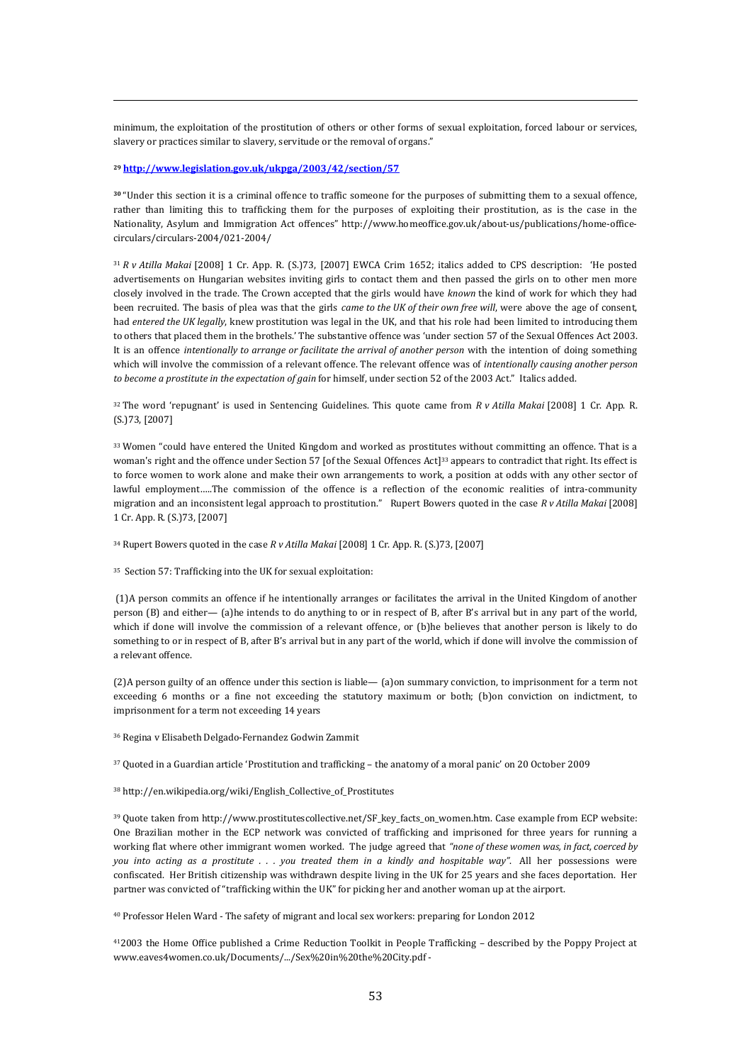minimum, the exploitation of the prostitution of others or other forms of sexual exploitation, forced labour or services, slavery or practices similar to slavery, servitude or the removal of organs."

**[29] [http://www.legislation.gov.uk/ukpga/2003/42/section/57](http://www.legislation.gov.uk/ukpga/2003/42/section/57)**

**[30]** "Under this section it is a criminal offence to traffic someone for the purposes of submitting them to a sexual offence, rather than limiting this to trafficking them for the purposes of exploiting their prostitution, as is the case in the Nationality, Asylum and Immigration Act offences" http://www.homeoffice.gov.uk/about-us/publications/home-office-circulars/circulars-2004/021-2004/

[31] *R v Atilla Makai* [2008] 1 Cr. App. R. (S.)73, [2007] EWCA Crim 1652; italics added to CPS description: 'He posted advertisements on Hungarian websites inviting girls to contact them and then passed the girls on to other men more closely involved in the trade. The Crown accepted that the girls would have *known* the kind of work for which they had been recruited. The basis of plea was that the girls *came to the UK of their own free will*, were above the age of consent, had *entered the UK legally*, knew prostitution was legal in the UK, and that his role had been limited to introducing them to others that placed them in the brothels.' The substantive offence was 'under section 57 of the Sexual Offences Act 2003. It is an offence *intentionally to arrange or facilitate the arrival of another person* with the intention of doing something which will involve the commission of a relevant offence. The relevant offence was of *intentionally causing another person to become a prostitute in the expectation of gain* for himself, under section 52 of the 2003 Act." Italics added.

[32] The word 'repugnant' is used in Sentencing Guidelines. This quote came from *R v Atilla Makai* [2008] 1 Cr. App. R. (S.)73, [2007]

[33] Women "could have entered the United Kingdom and worked as prostitutes without committing an offence. That is a woman's right and the offence under Section 57 [of the Sexual Offences Act][33] appears to contradict that right. Its effect is to force women to work alone and make their own arrangements to work, a position at odds with any other sector of lawful employment…..The commission of the offence is a reflection of the economic realities of intra-community migration and an inconsistent legal approach to prostitution." Rupert Bowers quoted in the case *R v Atilla Makai* [2008] 1 Cr. App. R. (S.)73, [2007]

[34] Rupert Bowers quoted in the case *R v Atilla Makai* [2008] 1 Cr. App. R. (S.)73, [2007]

[35] Section 57: Trafficking into the UK for sexual exploitation:

(1)A person commits an offence if he intentionally arranges or facilitates the arrival in the United Kingdom of another person (B) and either— (a)he intends to do anything to or in respect of B, after B's arrival but in any part of the world, which if done will involve the commission of a relevant offence, or (b)he believes that another person is likely to do something to or in respect of B, after B's arrival but in any part of the world, which if done will involve the commission of a relevant offence.

(2)A person guilty of an offence under this section is liable— (a)on summary conviction, to imprisonment for a term not exceeding 6 months or a fine not exceeding the statutory maximum or both; (b)on conviction on indictment, to imprisonment for a term not exceeding 14 years

[36] Regina v Elisabeth Delgado-Fernandez Godwin Zammit

[37] Quoted in a Guardian article 'Prostitution and trafficking – the anatomy of a moral panic' on 20 October 2009

[38] http://en.wikipedia.org/wiki/English_Collective_of_Prostitutes

[39] Quote taken from http://www.prostitutescollective.net/SF_key_facts_on_women.htm. Case example from ECP website: One Brazilian mother in the ECP network was convicted of trafficking and imprisoned for three years for running a working flat where other immigrant women worked. The judge agreed that *"none of these women was, in fact, coerced by you into acting as a prostitute . . . you treated them in a kindly and hospitable way"*. All her possessions were confiscated. Her British citizenship was withdrawn despite living in the UK for 25 years and she faces deportation. Her partner was convicted of "trafficking within the UK" for picking her and another woman up at the airport.

[40] Professor Helen Ward - The safety of migrant and local sex workers: preparing for London 2012

[41] 2003 the Home Office published a Crime Reduction Toolkit in People Trafficking – described by the Poppy Project at www.eaves4women.co.uk/Documents/.../Sex%20in%20the%20City.pdf -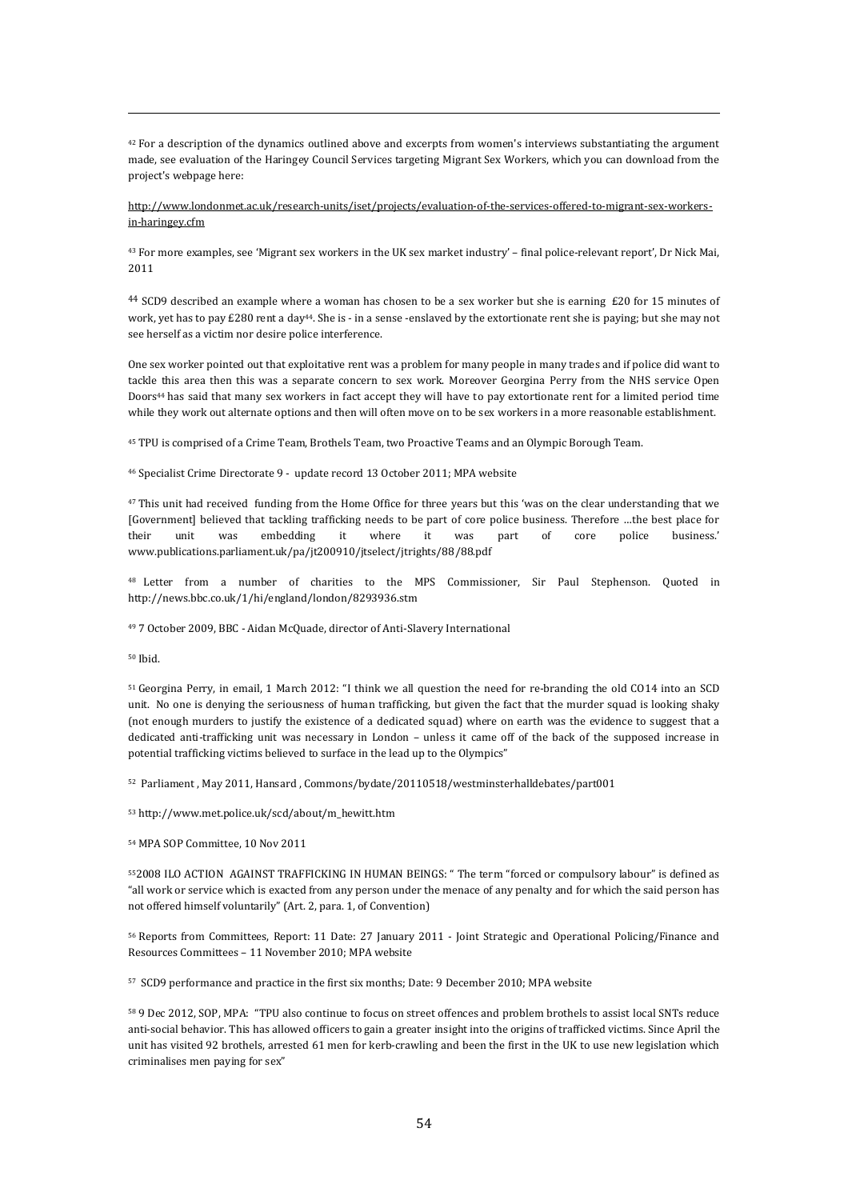[42] For a description of the dynamics outlined above and excerpts from women's interviews substantiating the argument made, see evaluation of the Haringey Council Services targeting Migrant Sex Workers, which you can download from the project's webpage here:

http://www.londonmet.ac.uk/research-units/iset/projects/evaluation-of-the-services-offered-to-migrant-sex-workers-in-haringey.cfm

[43] For more examples, see 'Migrant sex workers in the UK sex market industry' – final police-relevant report', Dr Nick Mai, 2011

[44] SCD9 described an example where a woman has chosen to be a sex worker but she is earning £20 for 15 minutes of work, yet has to pay £280 rent a day[44]. She is - in a sense -enslaved by the extortionate rent she is paying; but she may not see herself as a victim nor desire police interference.

One sex worker pointed out that exploitative rent was a problem for many people in many trades and if police did want to tackle this area then this was a separate concern to sex work. Moreover Georgina Perry from the NHS service Open Doors[44] has said that many sex workers in fact accept they will have to pay extortionate rent for a limited period time while they work out alternate options and then will often move on to be sex workers in a more reasonable establishment.

[45] TPU is comprised of a Crime Team, Brothels Team, two Proactive Teams and an Olympic Borough Team.

[46] Specialist Crime Directorate 9 - update record 13 October 2011; MPA website

[47] This unit had received funding from the Home Office for three years but this 'was on the clear understanding that we [Government] believed that tackling trafficking needs to be part of core police business. Therefore …the best place for their unit was embedding it where it was part of core police business.' www.publications.parliament.uk/pa/jt200910/jtselect/jtrights/88/88.pdf

[48] Letter from a number of charities to the MPS Commissioner, Sir Paul Stephenson. Quoted in http://news.bbc.co.uk/1/hi/england/london/8293936.stm

[49] 7 October 2009, BBC - Aidan McQuade, director of Anti-Slavery International

[50] Ibid.

[51] Georgina Perry, in email, 1 March 2012: "I think we all question the need for re-branding the old CO14 into an SCD unit. No one is denying the seriousness of human trafficking, but given the fact that the murder squad is looking shaky (not enough murders to justify the existence of a dedicated squad) where on earth was the evidence to suggest that a dedicated anti-trafficking unit was necessary in London – unless it came off of the back of the supposed increase in potential trafficking victims believed to surface in the lead up to the Olympics"

[52] Parliament , May 2011, Hansard , Commons/bydate/20110518/westminsterhalldebates/part001

[53] http://www.met.police.uk/scd/about/m_hewitt.htm

[54] MPA SOP Committee, 10 Nov 2011

[55] 2008 ILO ACTION AGAINST TRAFFICKING IN HUMAN BEINGS: " The term "forced or compulsory labour" is defined as "all work or service which is exacted from any person under the menace of any penalty and for which the said person has not offered himself voluntarily" (Art. 2, para. 1, of Convention)

[56] Reports from Committees, Report: 11 Date: 27 January 2011 - Joint Strategic and Operational Policing/Finance and Resources Committees – 11 November 2010; MPA website

[57] SCD9 performance and practice in the first six months; Date: 9 December 2010; MPA website

[58] 9 Dec 2012, SOP, MPA: "TPU also continue to focus on street offences and problem brothels to assist local SNTs reduce anti-social behavior. This has allowed officers to gain a greater insight into the origins of trafficked victims. Since April the unit has visited 92 brothels, arrested 61 men for kerb-crawling and been the first in the UK to use new legislation which criminalises men paying for sex"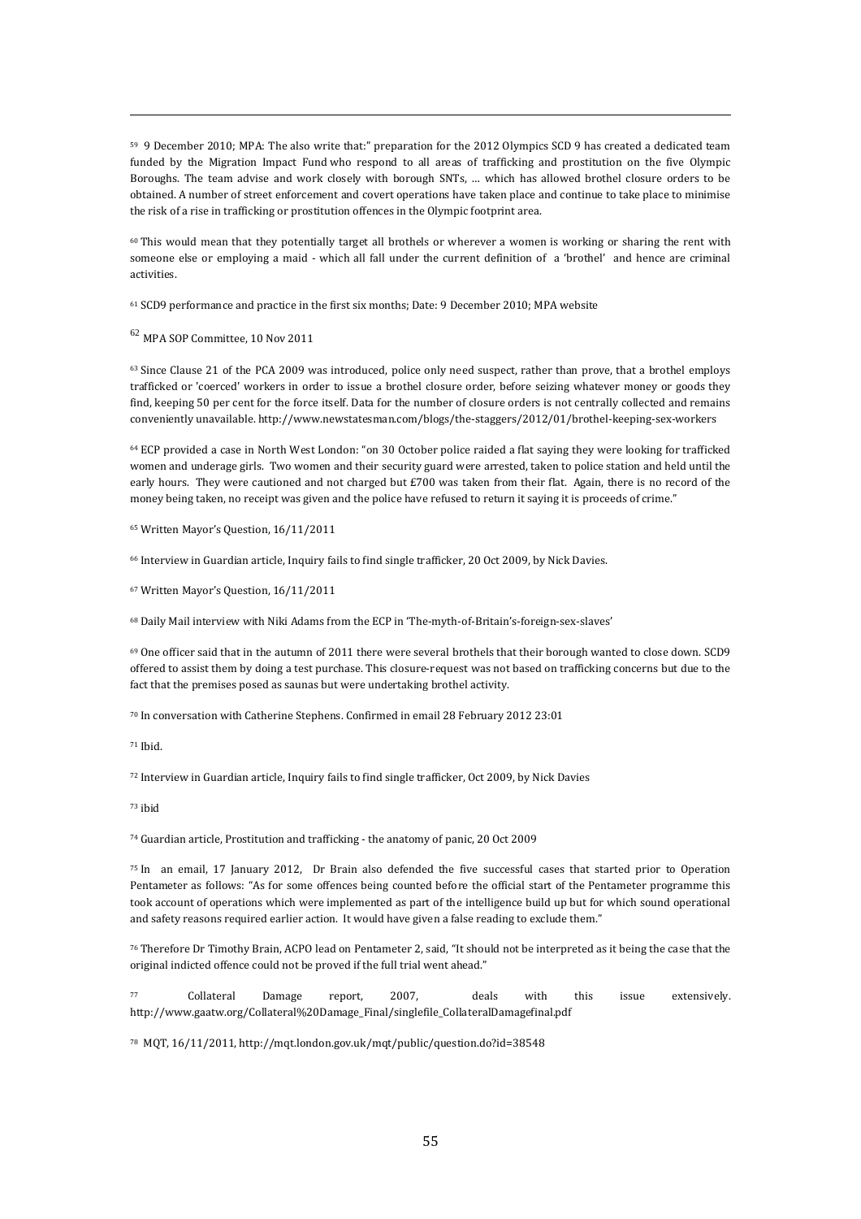[59] 9 December 2010; MPA: The also write that:" preparation for the 2012 Olympics SCD 9 has created a dedicated team funded by the Migration Impact Fund who respond to all areas of trafficking and prostitution on the five Olympic Boroughs. The team advise and work closely with borough SNTs, … which has allowed brothel closure orders to be obtained. A number of street enforcement and covert operations have taken place and continue to take place to minimise the risk of a rise in trafficking or prostitution offences in the Olympic footprint area.

[60] This would mean that they potentially target all brothels or wherever a women is working or sharing the rent with someone else or employing a maid - which all fall under the current definition of a 'brothel' and hence are criminal activities.

[61] SCD9 performance and practice in the first six months; Date: 9 December 2010; MPA website

[62] MPA SOP Committee, 10 Nov 2011

[63] Since Clause 21 of the PCA 2009 was introduced, police only need suspect, rather than prove, that a brothel employs trafficked or 'coerced' workers in order to issue a brothel closure order, before seizing whatever money or goods they find, keeping 50 per cent for the force itself. Data for the number of closure orders is not centrally collected and remains conveniently unavailable. http://www.newstatesman.com/blogs/the-staggers/2012/01/brothel-keeping-sex-workers

[64] ECP provided a case in North West London: "on 30 October police raided a flat saying they were looking for trafficked women and underage girls. Two women and their security guard were arrested, taken to police station and held until the early hours. They were cautioned and not charged but £700 was taken from their flat. Again, there is no record of the money being taken, no receipt was given and the police have refused to return it saying it is proceeds of crime."

[65] Written Mayor's Question, 16/11/2011

[66] Interview in Guardian article, Inquiry fails to find single trafficker, 20 Oct 2009, by Nick Davies.

[67] Written Mayor's Question, 16/11/2011

[68] Daily Mail interview with Niki Adams from the ECP in 'The-myth-of-Britain's-foreign-sex-slaves'

[69] One officer said that in the autumn of 2011 there were several brothels that their borough wanted to close down. SCD9 offered to assist them by doing a test purchase. This closure-request was not based on trafficking concerns but due to the fact that the premises posed as saunas but were undertaking brothel activity.

[70] In conversation with Catherine Stephens. Confirmed in email 28 February 2012 23:01

[71] Ibid.

[72] Interview in Guardian article, Inquiry fails to find single trafficker, Oct 2009, by Nick Davies

[73] ibid

[74] Guardian article, Prostitution and trafficking - the anatomy of panic, 20 Oct 2009

[75] In an email, 17 January 2012, Dr Brain also defended the five successful cases that started prior to Operation Pentameter as follows: "As for some offences being counted before the official start of the Pentameter programme this took account of operations which were implemented as part of the intelligence build up but for which sound operational and safety reasons required earlier action. It would have given a false reading to exclude them."

[76] Therefore Dr Timothy Brain, ACPO lead on Pentameter 2, said, "It should not be interpreted as it being the case that the original indicted offence could not be proved if the full trial went ahead."

[77] Collateral Damage report, 2007, deals with this issue extensively. http://www.gaatw.org/Collateral%20Damage_Final/singlefile_CollateralDamagefinal.pdf

[78] MQT, 16/11/2011, http://mqt.london.gov.uk/mqt/public/question.do?id=38548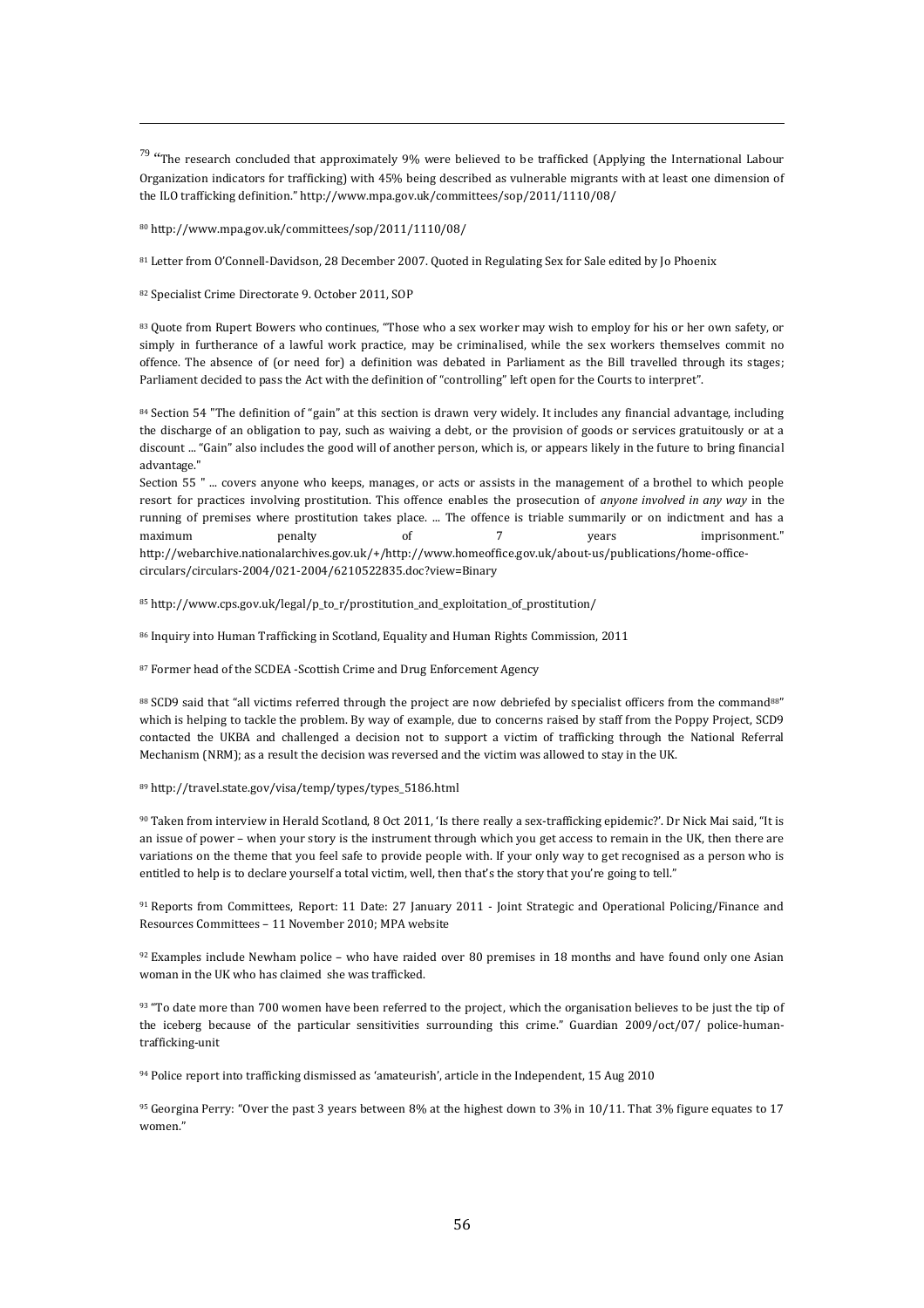[79] "The research concluded that approximately 9% were believed to be trafficked (Applying the International Labour Organization indicators for trafficking) with 45% being described as vulnerable migrants with at least one dimension of the ILO trafficking definition." http://www.mpa.gov.uk/committees/sop/2011/1110/08/

[80] http://www.mpa.gov.uk/committees/sop/2011/1110/08/

[81] Letter from O'Connell-Davidson, 28 December 2007. Quoted in Regulating Sex for Sale edited by Jo Phoenix

[82] Specialist Crime Directorate 9. October 2011, SOP

[83] Quote from Rupert Bowers who continues, "Those who a sex worker may wish to employ for his or her own safety, or simply in furtherance of a lawful work practice, may be criminalised, while the sex workers themselves commit no offence. The absence of (or need for) a definition was debated in Parliament as the Bill travelled through its stages; Parliament decided to pass the Act with the definition of "controlling" left open for the Courts to interpret".

[84] Section 54 "The definition of "gain" at this section is drawn very widely. It includes any financial advantage, including the discharge of an obligation to pay, such as waiving a debt, or the provision of goods or services gratuitously or at a discount ... "Gain" also includes the good will of another person, which is, or appears likely in the future to bring financial advantage."
Section 55 " ... covers anyone who keeps, manages, or acts or assists in the management of a brothel to which people resort for practices involving prostitution. This offence enables the prosecution of *anyone involved in any way* in the running of premises where prostitution takes place. ... The offence is triable summarily or on indictment and has a maximum penalty of 7 years imprisonment." http://webarchive.nationalarchives.gov.uk/+/http://www.homeoffice.gov.uk/about-us/publications/home-office-circulars/circulars-2004/021-2004/6210522835.doc?view=Binary

[85] http://www.cps.gov.uk/legal/p_to_r/prostitution_and_exploitation_of_prostitution/

[86] Inquiry into Human Trafficking in Scotland, Equality and Human Rights Commission, 2011

[87] Former head of the SCDEA -Scottish Crime and Drug Enforcement Agency

[88] SCD9 said that "all victims referred through the project are now debriefed by specialist officers from the command[88]" which is helping to tackle the problem. By way of example, due to concerns raised by staff from the Poppy Project, SCD9 contacted the UKBA and challenged a decision not to support a victim of trafficking through the National Referral Mechanism (NRM); as a result the decision was reversed and the victim was allowed to stay in the UK.

[89] http://travel.state.gov/visa/temp/types/types_5186.html

[90] Taken from interview in Herald Scotland, 8 Oct 2011, 'Is there really a sex-trafficking epidemic?'. Dr Nick Mai said, "It is an issue of power – when your story is the instrument through which you get access to remain in the UK, then there are variations on the theme that you feel safe to provide people with. If your only way to get recognised as a person who is entitled to help is to declare yourself a total victim, well, then that's the story that you're going to tell."

[91] Reports from Committees, Report: 11 Date: 27 January 2011 - Joint Strategic and Operational Policing/Finance and Resources Committees – 11 November 2010; MPA website

[92] Examples include Newham police – who have raided over 80 premises in 18 months and have found only one Asian woman in the UK who has claimed she was trafficked.

[93] "To date more than 700 women have been referred to the project, which the organisation believes to be just the tip of the iceberg because of the particular sensitivities surrounding this crime." Guardian 2009/oct/07/ police-human-trafficking-unit

[94] Police report into trafficking dismissed as 'amateurish', article in the Independent, 15 Aug 2010

[95] Georgina Perry: "Over the past 3 years between 8% at the highest down to 3% in 10/11. That 3% figure equates to 17 women."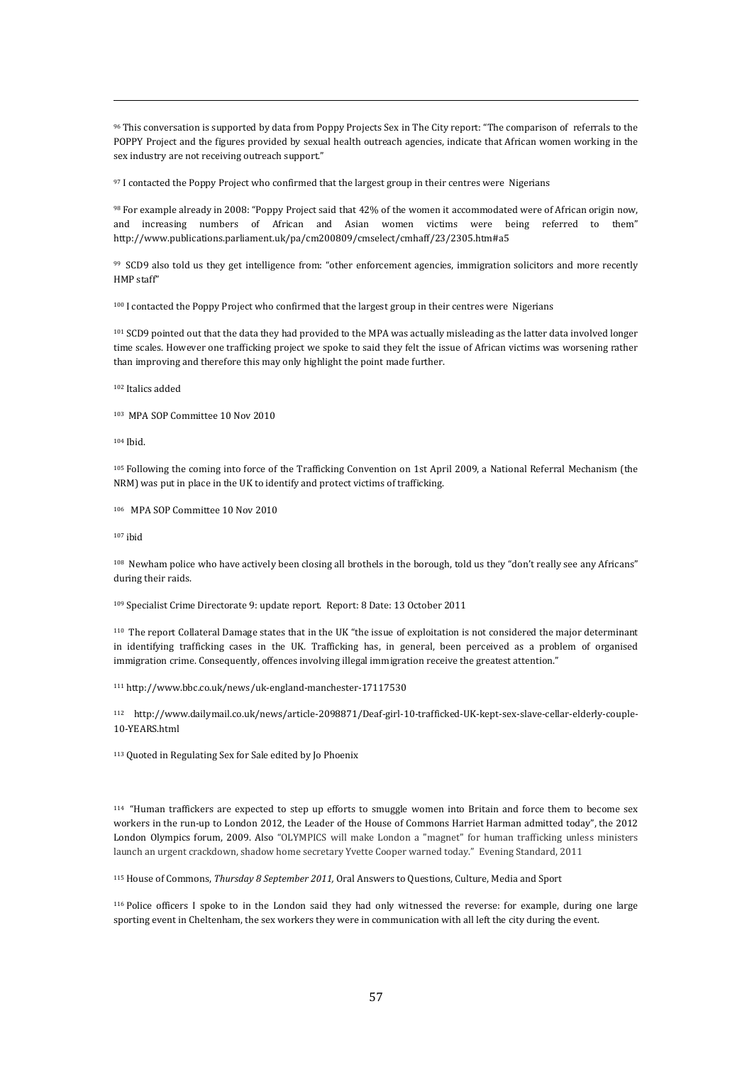[96] This conversation is supported by data from Poppy Projects Sex in The City report: "The comparison of referrals to the POPPY Project and the figures provided by sexual health outreach agencies, indicate that African women working in the sex industry are not receiving outreach support."

[97] I contacted the Poppy Project who confirmed that the largest group in their centres were Nigerians

[98] For example already in 2008: "Poppy Project said that 42% of the women it accommodated were of African origin now, and increasing numbers of African and Asian women victims were being referred to them" http://www.publications.parliament.uk/pa/cm200809/cmselect/cmhaff/23/2305.htm#a5

[99] SCD9 also told us they get intelligence from: "other enforcement agencies, immigration solicitors and more recently HMP staff"

[100] I contacted the Poppy Project who confirmed that the largest group in their centres were Nigerians

[101] SCD9 pointed out that the data they had provided to the MPA was actually misleading as the latter data involved longer time scales. However one trafficking project we spoke to said they felt the issue of African victims was worsening rather than improving and therefore this may only highlight the point made further.

[102] Italics added

[103] MPA SOP Committee 10 Nov 2010

[104] Ibid.

[105] Following the coming into force of the Trafficking Convention on 1st April 2009, a National Referral Mechanism (the NRM) was put in place in the UK to identify and protect victims of trafficking.

[106] MPA SOP Committee 10 Nov 2010

[107] ibid

[108] Newham police who have actively been closing all brothels in the borough, told us they "don't really see any Africans" during their raids.

[109] Specialist Crime Directorate 9: update report. Report: 8 Date: 13 October 2011

[110] The report Collateral Damage states that in the UK "the issue of exploitation is not considered the major determinant in identifying trafficking cases in the UK. Trafficking has, in general, been perceived as a problem of organised immigration crime. Consequently, offences involving illegal immigration receive the greatest attention."

[111] http://www.bbc.co.uk/news/uk-england-manchester-17117530

[112] http://www.dailymail.co.uk/news/article-2098871/Deaf-girl-10-trafficked-UK-kept-sex-slave-cellar-elderly-couple-10-YEARS.html

[113] Quoted in Regulating Sex for Sale edited by Jo Phoenix

[114] "Human traffickers are expected to step up efforts to smuggle women into Britain and force them to become sex workers in the run-up to London 2012, the Leader of the House of Commons Harriet Harman admitted today", the 2012 London Olympics forum, 2009. Also "OLYMPICS will make London a "magnet" for human trafficking unless ministers launch an urgent crackdown, shadow home secretary Yvette Cooper warned today." Evening Standard, 2011

[115] House of Commons, *Thursday 8 September 2011,* Oral Answers to Questions, Culture, Media and Sport

[116] Police officers I spoke to in the London said they had only witnessed the reverse: for example, during one large sporting event in Cheltenham, the sex workers they were in communication with all left the city during the event.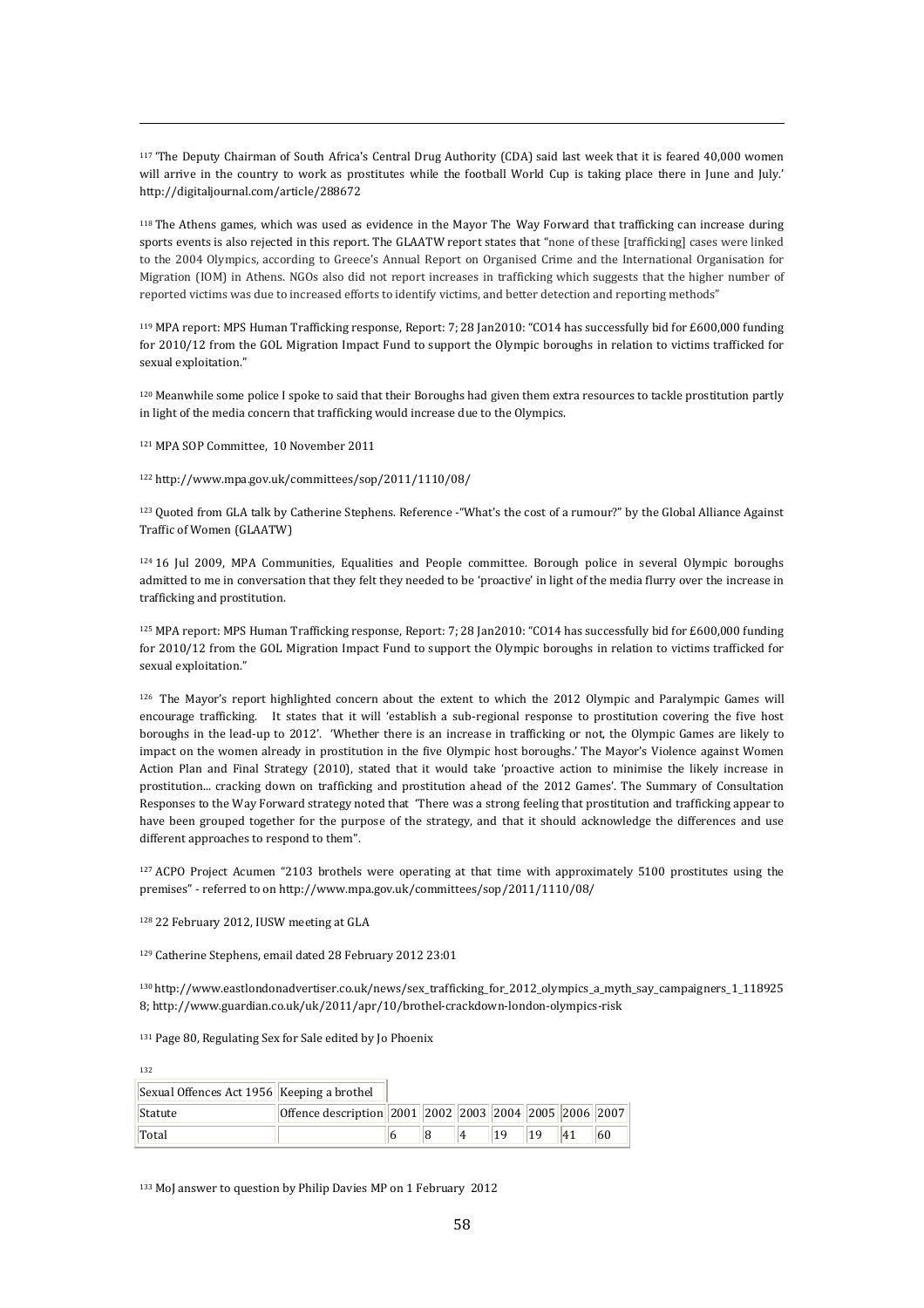[117] 'The Deputy Chairman of South Africa's Central Drug Authority (CDA) said last week that it is feared 40,000 women will arrive in the country to work as prostitutes while the football World Cup is taking place there in June and July.' http://digitaljournal.com/article/288672

[118] The Athens games, which was used as evidence in the Mayor The Way Forward that trafficking can increase during sports events is also rejected in this report. The GLAATW report states that "none of these [trafficking] cases were linked to the 2004 Olympics, according to Greece's Annual Report on Organised Crime and the International Organisation for Migration (IOM) in Athens. NGOs also did not report increases in trafficking which suggests that the higher number of reported victims was due to increased efforts to identify victims, and better detection and reporting methods"

[119] MPA report: MPS Human Trafficking response, Report: 7; 28 Jan2010: "CO14 has successfully bid for £600,000 funding for 2010/12 from the GOL Migration Impact Fund to support the Olympic boroughs in relation to victims trafficked for sexual exploitation."

[120] Meanwhile some police I spoke to said that their Boroughs had given them extra resources to tackle prostitution partly in light of the media concern that trafficking would increase due to the Olympics.

[121] MPA SOP Committee, 10 November 2011

[122] http://www.mpa.gov.uk/committees/sop/2011/1110/08/

[123] Quoted from GLA talk by Catherine Stephens. Reference -"What's the cost of a rumour?" by the Global Alliance Against Traffic of Women (GLAATW)

[124] 16 Jul 2009, MPA Communities, Equalities and People committee. Borough police in several Olympic boroughs admitted to me in conversation that they felt they needed to be 'proactive' in light of the media flurry over the increase in trafficking and prostitution.

[125] MPA report: MPS Human Trafficking response, Report: 7; 28 Jan2010: "CO14 has successfully bid for £600,000 funding for 2010/12 from the GOL Migration Impact Fund to support the Olympic boroughs in relation to victims trafficked for sexual exploitation."

[126] The Mayor's report highlighted concern about the extent to which the 2012 Olympic and Paralympic Games will encourage trafficking. It states that it will 'establish a sub-regional response to prostitution covering the five host boroughs in the lead-up to 2012'. 'Whether there is an increase in trafficking or not, the Olympic Games are likely to impact on the women already in prostitution in the five Olympic host boroughs.' The Mayor's Violence against Women Action Plan and Final Strategy (2010), stated that it would take 'proactive action to minimise the likely increase in prostitution... cracking down on trafficking and prostitution ahead of the 2012 Games'. The Summary of Consultation Responses to the Way Forward strategy noted that 'There was a strong feeling that prostitution and trafficking appear to have been grouped together for the purpose of the strategy, and that it should acknowledge the differences and use different approaches to respond to them".

[127] ACPO Project Acumen "2103 brothels were operating at that time with approximately 5100 prostitutes using the premises" - referred to on http://www.mpa.gov.uk/committees/sop/2011/1110/08/

[128] 22 February 2012, IUSW meeting at GLA

[129] Catherine Stephens, email dated 28 February 2012 23:01

[130] http://www.eastlondonadvertiser.co.uk/news/sex_trafficking_for_2012_olympics_a_myth_say_campaigners_1_1189258; http://www.guardian.co.uk/uk/2011/apr/10/brothel-crackdown-london-olympics-risk

[131] Page 80, Regulating Sex for Sale edited by Jo Phoenix

[132]

| Sexual Offences Act 1956 | Keeping a brothel | | | | | | | |
|---|---|---|---|---|---|---|---|---|
| Statute | Offence description | 2001 | 2002 | 2003 | 2004 | 2005 | 2006 | 2007 |
| Total | | 6 | 8 | 4 | 19 | 19 | 41 | 60 |

[133] MoJ answer to question by Philip Davies MP on 1 February 2012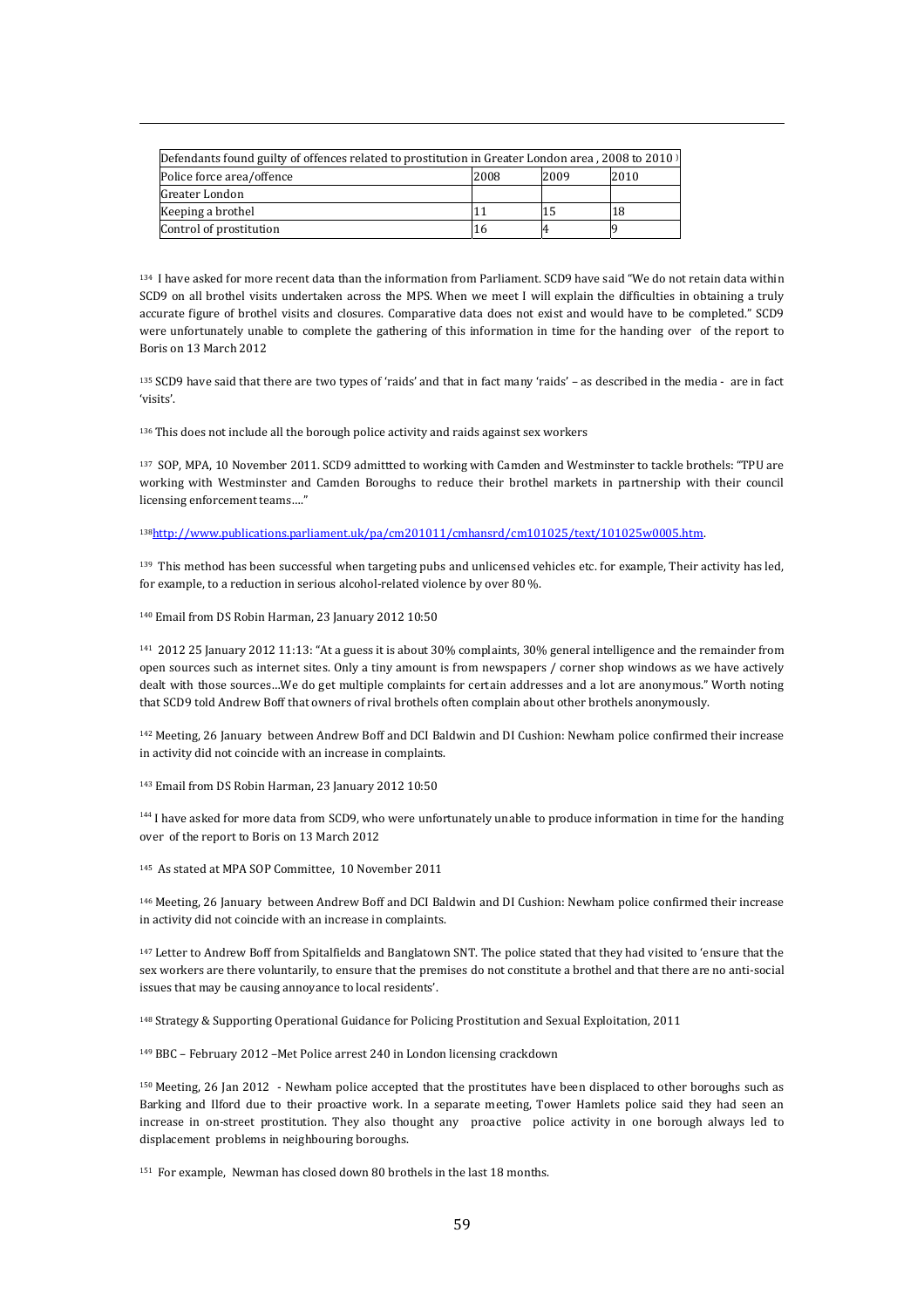| Defendants found guilty of offences related to prostitution in Greater London area , 2008 to 2010 | | | |
|---|---|---|---|
| Police force area/offence | 2008 | 2009 | 2010 |
| Greater London | | | |
| Keeping a brothel | 11 | 15 | 18 |
| Control of prostitution | 16 | 4 | 9 |

[134] I have asked for more recent data than the information from Parliament. SCD9 have said "We do not retain data within SCD9 on all brothel visits undertaken across the MPS. When we meet I will explain the difficulties in obtaining a truly accurate figure of brothel visits and closures. Comparative data does not exist and would have to be completed." SCD9 were unfortunately unable to complete the gathering of this information in time for the handing over of the report to Boris on 13 March 2012

[135] SCD9 have said that there are two types of 'raids' and that in fact many 'raids' – as described in the media - are in fact 'visits'.

[136] This does not include all the borough police activity and raids against sex workers

[137] SOP, MPA, 10 November 2011. SCD9 admittted to working with Camden and Westminster to tackle brothels: "TPU are working with Westminster and Camden Boroughs to reduce their brothel markets in partnership with their council licensing enforcement teams…."

[138] http://www.publications.parliament.uk/pa/cm201011/cmhansrd/cm101025/text/101025w0005.htm.

[139] This method has been successful when targeting pubs and unlicensed vehicles etc. for example, Their activity has led, for example, to a reduction in serious alcohol-related violence by over 80 %.

[140] Email from DS Robin Harman, 23 January 2012 10:50

[141] 2012 25 January 2012 11:13: "At a guess it is about 30% complaints, 30% general intelligence and the remainder from open sources such as internet sites. Only a tiny amount is from newspapers / corner shop windows as we have actively dealt with those sources…We do get multiple complaints for certain addresses and a lot are anonymous." Worth noting that SCD9 told Andrew Boff that owners of rival brothels often complain about other brothels anonymously.

[142] Meeting, 26 January between Andrew Boff and DCI Baldwin and DI Cushion: Newham police confirmed their increase in activity did not coincide with an increase in complaints.

[143] Email from DS Robin Harman, 23 January 2012 10:50

[144] I have asked for more data from SCD9, who were unfortunately unable to produce information in time for the handing over of the report to Boris on 13 March 2012

[145] As stated at MPA SOP Committee, 10 November 2011

[146] Meeting, 26 January between Andrew Boff and DCI Baldwin and DI Cushion: Newham police confirmed their increase in activity did not coincide with an increase in complaints.

[147] Letter to Andrew Boff from Spitalfields and Banglatown SNT. The police stated that they had visited to 'ensure that the sex workers are there voluntarily, to ensure that the premises do not constitute a brothel and that there are no anti-social issues that may be causing annoyance to local residents'.

[148] Strategy & Supporting Operational Guidance for Policing Prostitution and Sexual Exploitation, 2011

[149] BBC – February 2012 –Met Police arrest 240 in London licensing crackdown

[150] Meeting, 26 Jan 2012 - Newham police accepted that the prostitutes have been displaced to other boroughs such as Barking and Ilford due to their proactive work. In a separate meeting, Tower Hamlets police said they had seen an increase in on-street prostitution. They also thought any proactive police activity in one borough always led to displacement problems in neighbouring boroughs.

[151] For example, Newman has closed down 80 brothels in the last 18 months.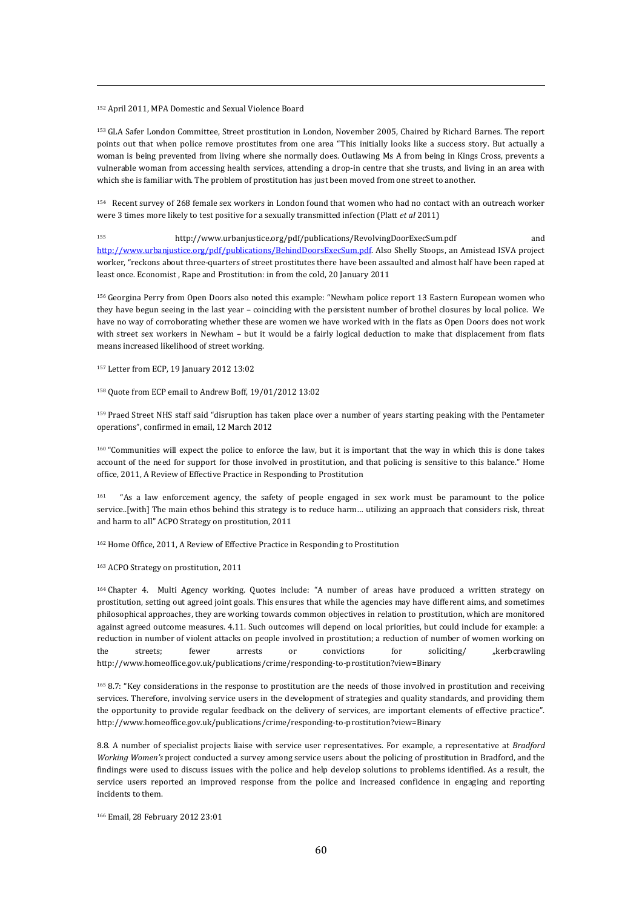[152] April 2011, MPA Domestic and Sexual Violence Board

[153] GLA Safer London Committee, Street prostitution in London, November 2005, Chaired by Richard Barnes. The report points out that when police remove prostitutes from one area "This initially looks like a success story. But actually a woman is being prevented from living where she normally does. Outlawing Ms A from being in Kings Cross, prevents a vulnerable woman from accessing health services, attending a drop-in centre that she trusts, and living in an area with which she is familiar with. The problem of prostitution has just been moved from one street to another.

[154] Recent survey of 268 female sex workers in London found that women who had no contact with an outreach worker were 3 times more likely to test positive for a sexually transmitted infection (Platt *et al* 2011)

[155] http://www.urbanjustice.org/pdf/publications/RevolvingDoorExecSum.pdf and http://www.urbanjustice.org/pdf/publications/BehindDoorsExecSum.pdf. Also Shelly Stoops, an Amistead ISVA project worker, "reckons about three-quarters of street prostitutes there have been assaulted and almost half have been raped at least once. Economist , Rape and Prostitution: in from the cold, 20 January 2011

[156] Georgina Perry from Open Doors also noted this example: "Newham police report 13 Eastern European women who they have begun seeing in the last year – coinciding with the persistent number of brothel closures by local police. We have no way of corroborating whether these are women we have worked with in the flats as Open Doors does not work with street sex workers in Newham – but it would be a fairly logical deduction to make that displacement from flats means increased likelihood of street working.

[157] Letter from ECP, 19 January 2012 13:02

[158] Quote from ECP email to Andrew Boff, 19/01/2012 13:02

[159] Praed Street NHS staff said "disruption has taken place over a number of years starting peaking with the Pentameter operations", confirmed in email, 12 March 2012

[160] "Communities will expect the police to enforce the law, but it is important that the way in which this is done takes account of the need for support for those involved in prostitution, and that policing is sensitive to this balance." Home office, 2011, A Review of Effective Practice in Responding to Prostitution

[161] "As a law enforcement agency, the safety of people engaged in sex work must be paramount to the police service..[with] The main ethos behind this strategy is to reduce harm… utilizing an approach that considers risk, threat and harm to all" ACPO Strategy on prostitution, 2011

[162] Home Office, 2011, A Review of Effective Practice in Responding to Prostitution

[163] ACPO Strategy on prostitution, 2011

[164] Chapter 4. Multi Agency working. Quotes include: "A number of areas have produced a written strategy on prostitution, setting out agreed joint goals. This ensures that while the agencies may have different aims, and sometimes philosophical approaches, they are working towards common objectives in relation to prostitution, which are monitored against agreed outcome measures. 4.11. Such outcomes will depend on local priorities, but could include for example: a reduction in number of violent attacks on people involved in prostitution; a reduction of number of women working on the streets; fewer arrests or convictions for soliciting/ „kerbcrawling http://www.homeoffice.gov.uk/publications/crime/responding-to-prostitution?view=Binary

[165] 8.7: "Key considerations in the response to prostitution are the needs of those involved in prostitution and receiving services. Therefore, involving service users in the development of strategies and quality standards, and providing them the opportunity to provide regular feedback on the delivery of services, are important elements of effective practice". http://www.homeoffice.gov.uk/publications/crime/responding-to-prostitution?view=Binary

8.8. A number of specialist projects liaise with service user representatives. For example, a representative at *Bradford Working Women's* project conducted a survey among service users about the policing of prostitution in Bradford, and the findings were used to discuss issues with the police and help develop solutions to problems identified. As a result, the service users reported an improved response from the police and increased confidence in engaging and reporting incidents to them.

[166] Email, 28 February 2012 23:01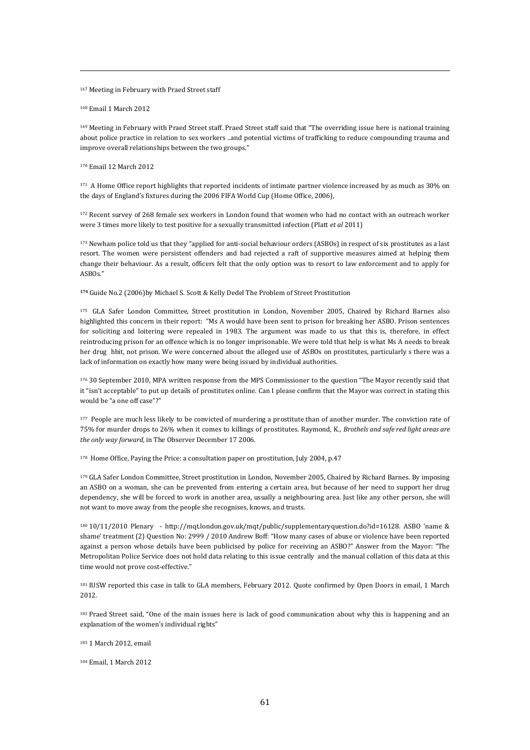[167] Meeting in February with Praed Street staff

[168] Email 1 March 2012

[169] Meeting in February with Praed Street staff. Praed Street staff said that "The overriding issue here is national training about police practice in relation to sex workers ..and potential victims of trafficking to reduce compounding trauma and improve overall relationships between the two groups."

[170] Email 12 March 2012

[171] A Home Office report highlights that reported incidents of intimate partner violence increased by as much as 30% on the days of England's fixtures during the 2006 FIFA World Cup (Home Office, 2006),

[172] Recent survey of 268 female sex workers in London found that women who had no contact with an outreach worker were 3 times more likely to test positive for a sexually transmitted infection (Platt *et al* 2011)

[173] Newham police told us that they "applied for anti-social behaviour orders (ASBOs) in respect of six prostitutes as a last resort. The women were persistent offenders and had rejected a raft of supportive measures aimed at helping them change their behaviour. As a result, officers felt that the only option was to resort to law enforcement and to apply for ASBOs."

**[174]** Guide No.2 (2006)by Michael S. Scott & Kelly Dedel The Problem of Street Prostitution

[175] GLA Safer London Committee, Street prostitution in London, November 2005, Chaired by Richard Barnes also highlighted this concern in their report: "Ms A would have been sent to prison for breaking her ASBO. Prison sentences for soliciting and loitering were repealed in 1983. The argument was made to us that this is, therefore, in effect reintroducing prison for an offence which is no longer imprisonable. We were told that help is what Ms A needs to break her drug hbit, not prison. We were concerned about the alleged use of ASBOs on prostitutes, particularly s there was a lack of information on exactly how many were being issued by individual authorities.

[176] 30 September 2010, MPA written response from the MPS Commissioner to the question "The Mayor recently said that it "isn't acceptable" to put up details of prostitutes online. Can I please confirm that the Mayor was correct in stating this would be "a one off case"?"

[177] People are much less likely to be convicted of murdering a prostitute than of another murder. The conviction rate of 75% for murder drops to 26% when it comes to killings of prostitutes. Raymond, K., *Brothels and safe red light areas are the only way forward,* in The Observer December 17 2006.

[178] Home Office, Paying the Price: a consultation paper on prostitution, July 2004, p.47

[179] GLA Safer London Committee, Street prostitution in London, November 2005, Chaired by Richard Barnes. By imposing an ASBO on a woman, she can be prevented from entering a certain area, but because of her need to support her drug dependency, she will be forced to work in another area, usually a neighbouring area. Just like any other person, she will not want to move away from the people she recognises, knows, and trusts.

[180] 10/11/2010 Plenary - http://mqt.london.gov.uk/mqt/public/supplementaryquestion.do?id=16128. ASBO 'name & shame' treatment (2) Question No: 2999 / 2010 Andrew Boff: "How many cases of abuse or violence have been reported against a person whose details have been publicised by police for receiving an ASBO?" Answer from the Mayor: "The Metropolitan Police Service does not hold data relating to this issue centrally and the manual collation of this data at this time would not prove cost-effective."

[181] IUSW reported this case in talk to GLA members, February 2012. Quote confirmed by Open Doors in email, 1 March 2012.

[182] Praed Street said, "One of the main issues here is lack of good communication about why this is happening and an explanation of the women's individual rights"

[183] 1 March 2012, email

[184] Email, 1 March 2012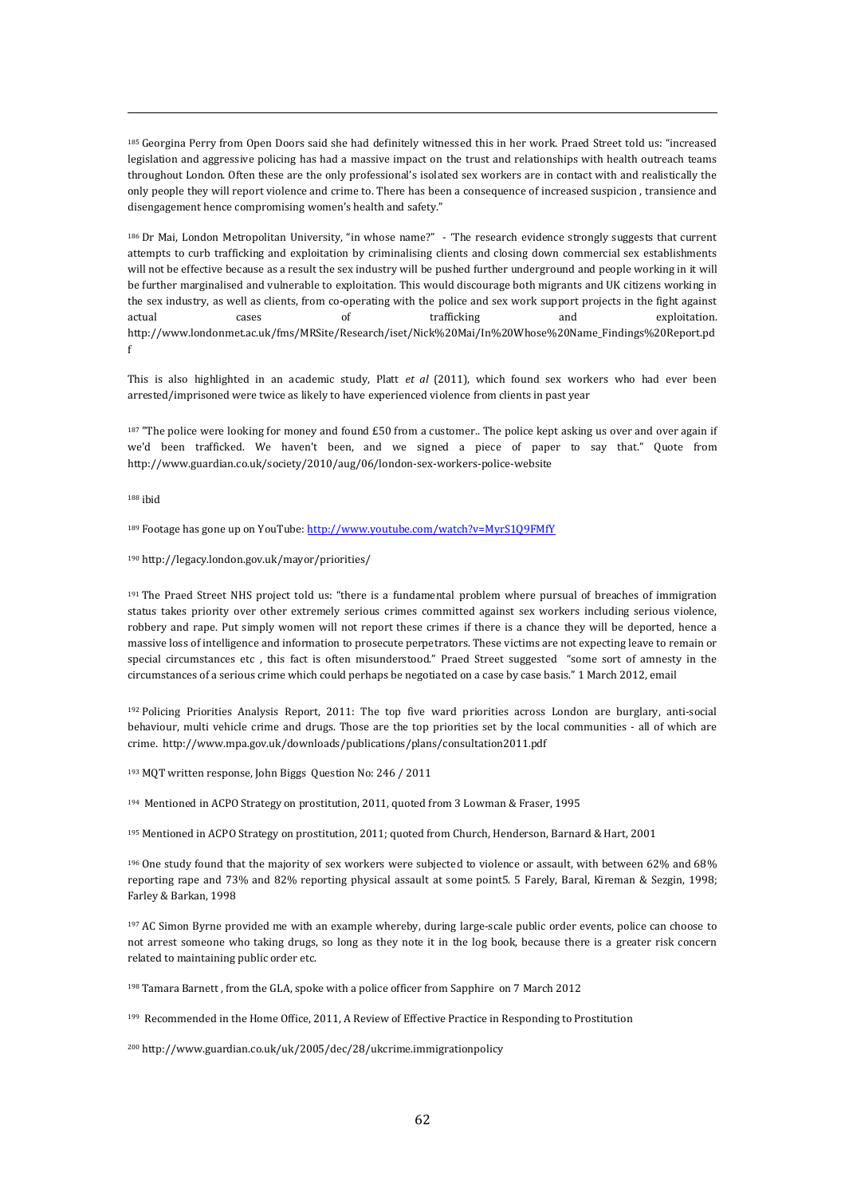[185] Georgina Perry from Open Doors said she had definitely witnessed this in her work. Praed Street told us: "increased legislation and aggressive policing has had a massive impact on the trust and relationships with health outreach teams throughout London. Often these are the only professional's isolated sex workers are in contact with and realistically the only people they will report violence and crime to. There has been a consequence of increased suspicion , transience and disengagement hence compromising women's health and safety."

[186] Dr Mai, London Metropolitan University, "in whose name?" - 'The research evidence strongly suggests that current attempts to curb trafficking and exploitation by criminalising clients and closing down commercial sex establishments will not be effective because as a result the sex industry will be pushed further underground and people working in it will be further marginalised and vulnerable to exploitation. This would discourage both migrants and UK citizens working in the sex industry, as well as clients, from co-operating with the police and sex work support projects in the fight against actual cases of trafficking and exploitation. http://www.londonmet.ac.uk/fms/MRSite/Research/iset/Nick%20Mai/In%20Whose%20Name_Findings%20Report.pdf

This is also highlighted in an academic study, Platt *et al* (2011), which found sex workers who had ever been arrested/imprisoned were twice as likely to have experienced violence from clients in past year

[187] "The police were looking for money and found £50 from a customer.. The police kept asking us over and over again if we'd been trafficked. We haven't been, and we signed a piece of paper to say that." Quote from http://www.guardian.co.uk/society/2010/aug/06/london-sex-workers-police-website

[188] ibid

[189] Footage has gone up on YouTube: http://www.youtube.com/watch?v=MyrS1Q9FMfY

[190] http://legacy.london.gov.uk/mayor/priorities/

[191] The Praed Street NHS project told us: "there is a fundamental problem where pursual of breaches of immigration status takes priority over other extremely serious crimes committed against sex workers including serious violence, robbery and rape. Put simply women will not report these crimes if there is a chance they will be deported, hence a massive loss of intelligence and information to prosecute perpetrators. These victims are not expecting leave to remain or special circumstances etc , this fact is often misunderstood." Praed Street suggested "some sort of amnesty in the circumstances of a serious crime which could perhaps be negotiated on a case by case basis." 1 March 2012, email

[192] Policing Priorities Analysis Report, 2011: The top five ward priorities across London are burglary, anti-social behaviour, multi vehicle crime and drugs. Those are the top priorities set by the local communities - all of which are crime. http://www.mpa.gov.uk/downloads/publications/plans/consultation2011.pdf

[193] MQT written response, John Biggs Question No: 246 / 2011

[194] Mentioned in ACPO Strategy on prostitution, 2011, quoted from 3 Lowman & Fraser, 1995

[195] Mentioned in ACPO Strategy on prostitution, 2011; quoted from Church, Henderson, Barnard & Hart, 2001

[196] One study found that the majority of sex workers were subjected to violence or assault, with between 62% and 68% reporting rape and 73% and 82% reporting physical assault at some point5. 5 Farely, Baral, Kireman & Sezgin, 1998; Farley & Barkan, 1998

[197] AC Simon Byrne provided me with an example whereby, during large-scale public order events, police can choose to not arrest someone who taking drugs, so long as they note it in the log book, because there is a greater risk concern related to maintaining public order etc.

[198] Tamara Barnett , from the GLA, spoke with a police officer from Sapphire on 7 March 2012

[199] Recommended in the Home Office, 2011, A Review of Effective Practice in Responding to Prostitution

[200] http://www.guardian.co.uk/uk/2005/dec/28/ukcrime.immigrationpolicy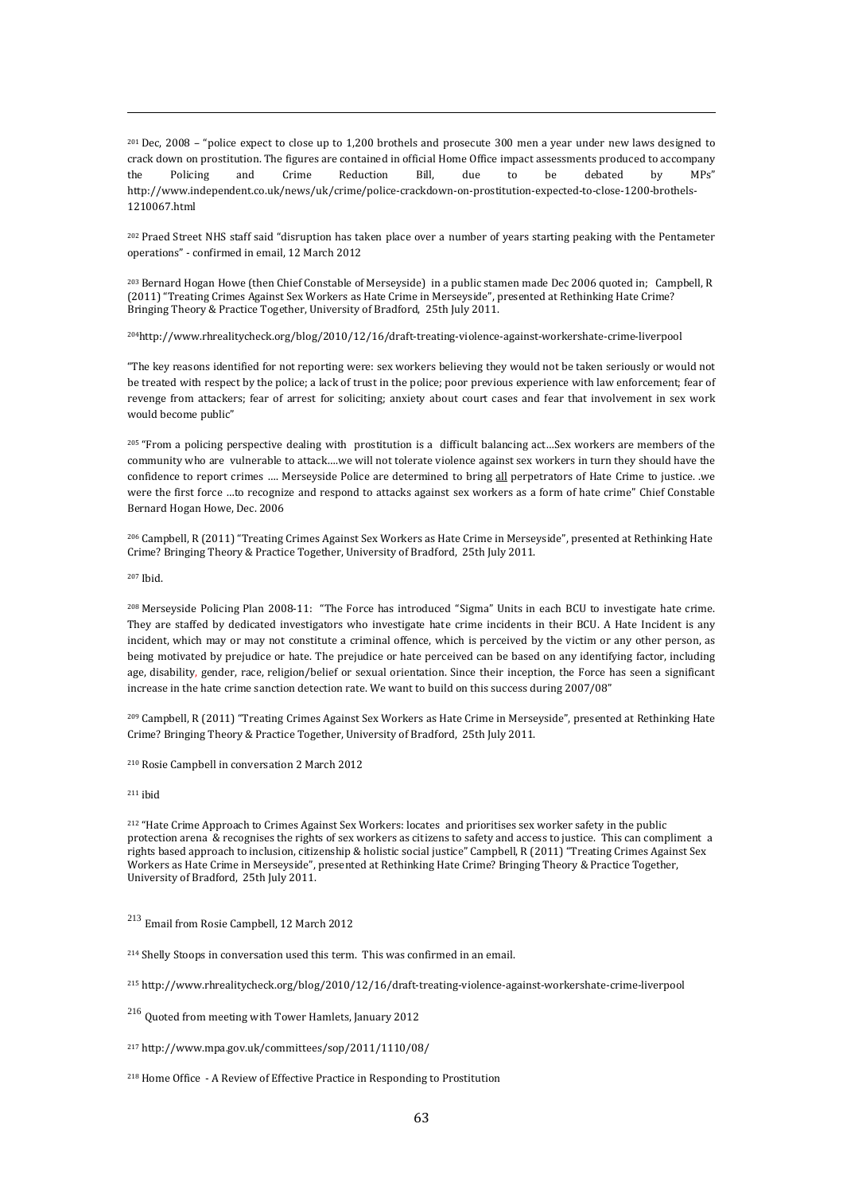[201] Dec, 2008 – "police expect to close up to 1,200 brothels and prosecute 300 men a year under new laws designed to crack down on prostitution. The figures are contained in official Home Office impact assessments produced to accompany the Policing and Crime Reduction Bill, due to be debated by MPs" http://www.independent.co.uk/news/uk/crime/police-crackdown-on-prostitution-expected-to-close-1200-brothels-1210067.html

[202] Praed Street NHS staff said "disruption has taken place over a number of years starting peaking with the Pentameter operations" - confirmed in email, 12 March 2012

[203] Bernard Hogan Howe (then Chief Constable of Merseyside) in a public stamen made Dec 2006 quoted in; Campbell, R (2011) "Treating Crimes Against Sex Workers as Hate Crime in Merseyside", presented at Rethinking Hate Crime? Bringing Theory & Practice Together, University of Bradford, 25th July 2011.

[204]http://www.rhrealitycheck.org/blog/2010/12/16/draft-treating-violence-against-workershate-crime-liverpool

"The key reasons identified for not reporting were: sex workers believing they would not be taken seriously or would not be treated with respect by the police; a lack of trust in the police; poor previous experience with law enforcement; fear of revenge from attackers; fear of arrest for soliciting; anxiety about court cases and fear that involvement in sex work would become public"

[205] "From a policing perspective dealing with prostitution is a difficult balancing act…Sex workers are members of the community who are vulnerable to attack….we will not tolerate violence against sex workers in turn they should have the confidence to report crimes …. Merseyside Police are determined to bring <u>all</u> perpetrators of Hate Crime to justice. .we were the first force …to recognize and respond to attacks against sex workers as a form of hate crime" Chief Constable Bernard Hogan Howe, Dec. 2006

[206] Campbell, R (2011) "Treating Crimes Against Sex Workers as Hate Crime in Merseyside", presented at Rethinking Hate Crime? Bringing Theory & Practice Together, University of Bradford, 25th July 2011.

[207] Ibid.

[208] Merseyside Policing Plan 2008-11: "The Force has introduced "Sigma" Units in each BCU to investigate hate crime. They are staffed by dedicated investigators who investigate hate crime incidents in their BCU. A Hate Incident is any incident, which may or may not constitute a criminal offence, which is perceived by the victim or any other person, as being motivated by prejudice or hate. The prejudice or hate perceived can be based on any identifying factor, including age, disability, gender, race, religion/belief or sexual orientation. Since their inception, the Force has seen a significant increase in the hate crime sanction detection rate. We want to build on this success during 2007/08"

[209] Campbell, R (2011) "Treating Crimes Against Sex Workers as Hate Crime in Merseyside", presented at Rethinking Hate Crime? Bringing Theory & Practice Together, University of Bradford, 25th July 2011.

[210] Rosie Campbell in conversation 2 March 2012

[211] ibid

[212] "Hate Crime Approach to Crimes Against Sex Workers: locates and prioritises sex worker safety in the public protection arena & recognises the rights of sex workers as citizens to safety and access to justice. This can compliment a rights based approach to inclusion, citizenship & holistic social justice" Campbell, R (2011) "Treating Crimes Against Sex Workers as Hate Crime in Merseyside", presented at Rethinking Hate Crime? Bringing Theory & Practice Together, University of Bradford, 25th July 2011.

[213] Email from Rosie Campbell, 12 March 2012

[214] Shelly Stoops in conversation used this term. This was confirmed in an email.

[215] http://www.rhrealitycheck.org/blog/2010/12/16/draft-treating-violence-against-workershate-crime-liverpool

[216] Quoted from meeting with Tower Hamlets, January 2012

[217] http://www.mpa.gov.uk/committees/sop/2011/1110/08/

[218] Home Office - A Review of Effective Practice in Responding to Prostitution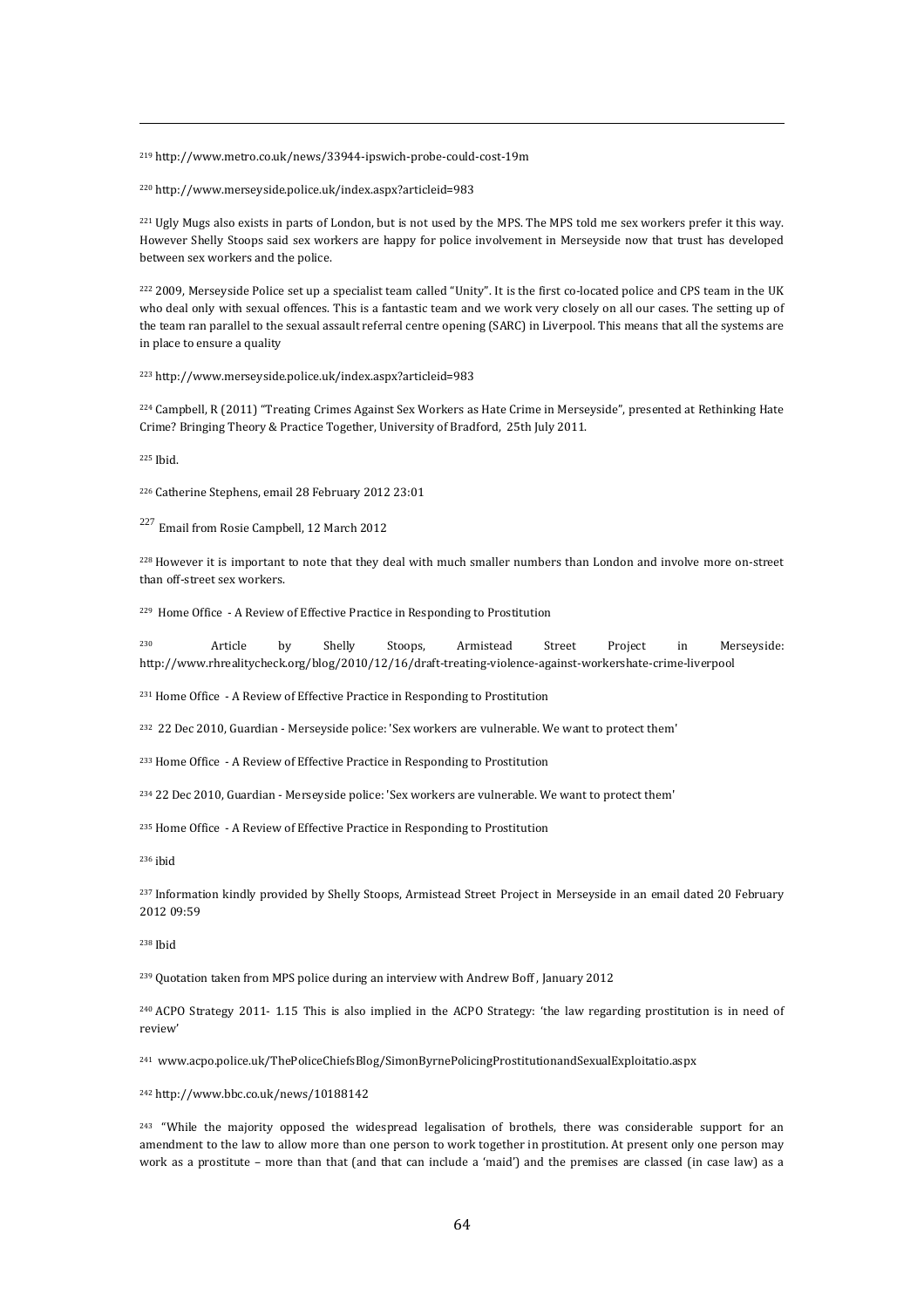[219] http://www.metro.co.uk/news/33944-ipswich-probe-could-cost-19m

[220] http://www.merseyside.police.uk/index.aspx?articleid=983

[221] Ugly Mugs also exists in parts of London, but is not used by the MPS. The MPS told me sex workers prefer it this way. However Shelly Stoops said sex workers are happy for police involvement in Merseyside now that trust has developed between sex workers and the police.

[222] 2009, Merseyside Police set up a specialist team called "Unity". It is the first co-located police and CPS team in the UK who deal only with sexual offences. This is a fantastic team and we work very closely on all our cases. The setting up of the team ran parallel to the sexual assault referral centre opening (SARC) in Liverpool. This means that all the systems are in place to ensure a quality

[223] http://www.merseyside.police.uk/index.aspx?articleid=983

[224] Campbell, R (2011) "Treating Crimes Against Sex Workers as Hate Crime in Merseyside", presented at Rethinking Hate Crime? Bringing Theory & Practice Together, University of Bradford, 25th July 2011.

[225] Ibid.

[226] Catherine Stephens, email 28 February 2012 23:01

[227] Email from Rosie Campbell, 12 March 2012

[228] However it is important to note that they deal with much smaller numbers than London and involve more on-street than off-street sex workers.

[229] Home Office - A Review of Effective Practice in Responding to Prostitution

[230] Article by Shelly Stoops, Armistead Street Project in Merseyside: http://www.rhrealitycheck.org/blog/2010/12/16/draft-treating-violence-against-workershate-crime-liverpool

[231] Home Office - A Review of Effective Practice in Responding to Prostitution

[232] 22 Dec 2010, Guardian - Merseyside police: 'Sex workers are vulnerable. We want to protect them'

[233] Home Office - A Review of Effective Practice in Responding to Prostitution

[234] 22 Dec 2010, Guardian - Merseyside police: 'Sex workers are vulnerable. We want to protect them'

[235] Home Office - A Review of Effective Practice in Responding to Prostitution

[236] ibid

[237] Information kindly provided by Shelly Stoops, Armistead Street Project in Merseyside in an email dated 20 February 2012 09:59

[238] Ibid

[239] Quotation taken from MPS police during an interview with Andrew Boff , January 2012

[240] ACPO Strategy 2011- 1.15 This is also implied in the ACPO Strategy: 'the law regarding prostitution is in need of review'

[241] www.acpo.police.uk/ThePoliceChiefsBlog/SimonByrnePolicingProstitutionandSexualExploitatio.aspx

[242] http://www.bbc.co.uk/news/10188142

[243] "While the majority opposed the widespread legalisation of brothels, there was considerable support for an amendment to the law to allow more than one person to work together in prostitution. At present only one person may work as a prostitute – more than that (and that can include a 'maid') and the premises are classed (in case law) as a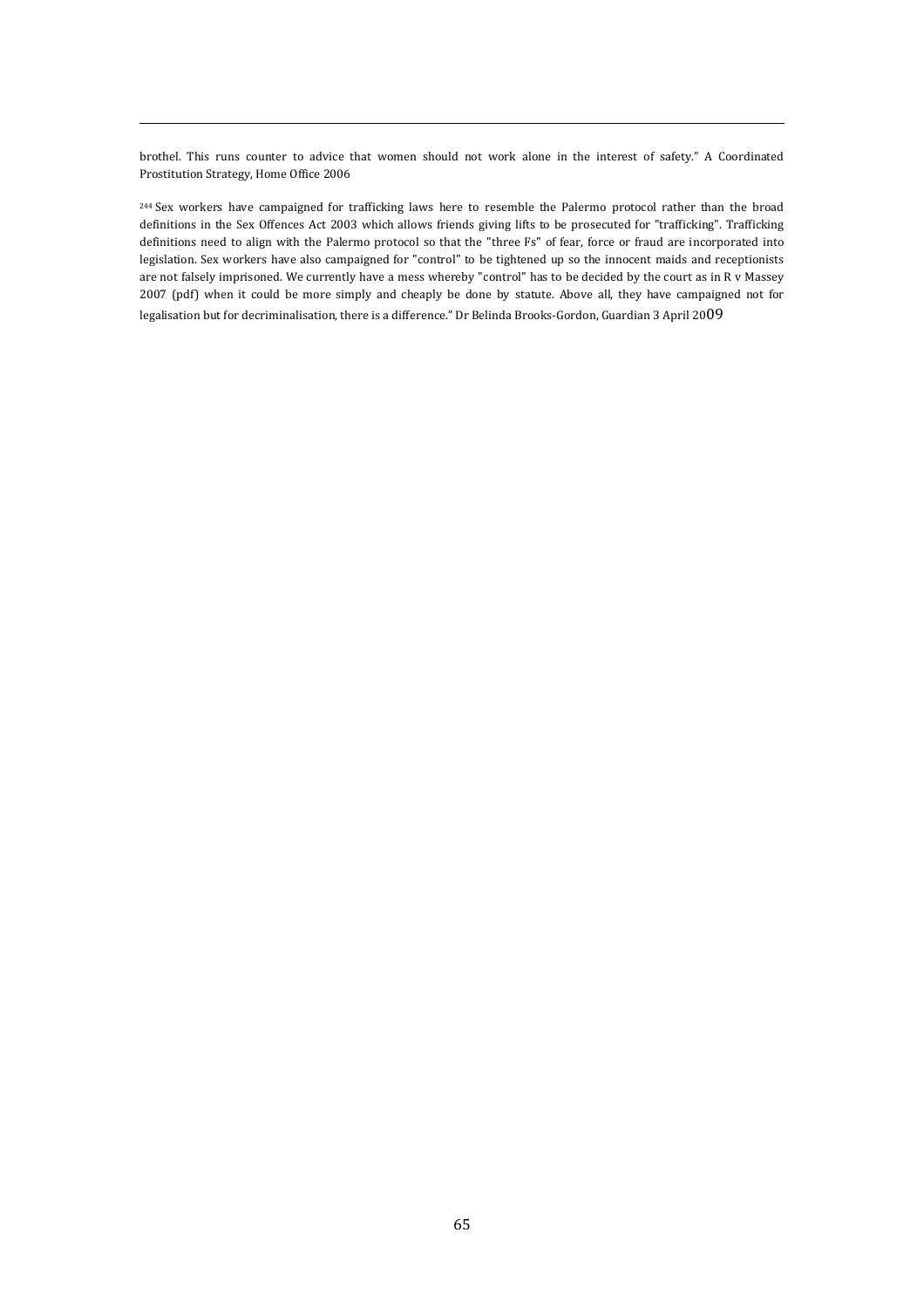brothel. This runs counter to advice that women should not work alone in the interest of safety." A Coordinated Prostitution Strategy, Home Office 2006

[244] Sex workers have campaigned for trafficking laws here to resemble the Palermo protocol rather than the broad definitions in the Sex Offences Act 2003 which allows friends giving lifts to be prosecuted for "trafficking". Trafficking definitions need to align with the Palermo protocol so that the "three Fs" of fear, force or fraud are incorporated into legislation. Sex workers have also campaigned for "control" to be tightened up so the innocent maids and receptionists are not falsely imprisoned. We currently have a mess whereby "control" has to be decided by the court as in R v Massey 2007 (pdf) when it could be more simply and cheaply be done by statute. Above all, they have campaigned not for legalisation but for decriminalisation, there is a difference." Dr Belinda Brooks-Gordon, Guardian 3 April 2009